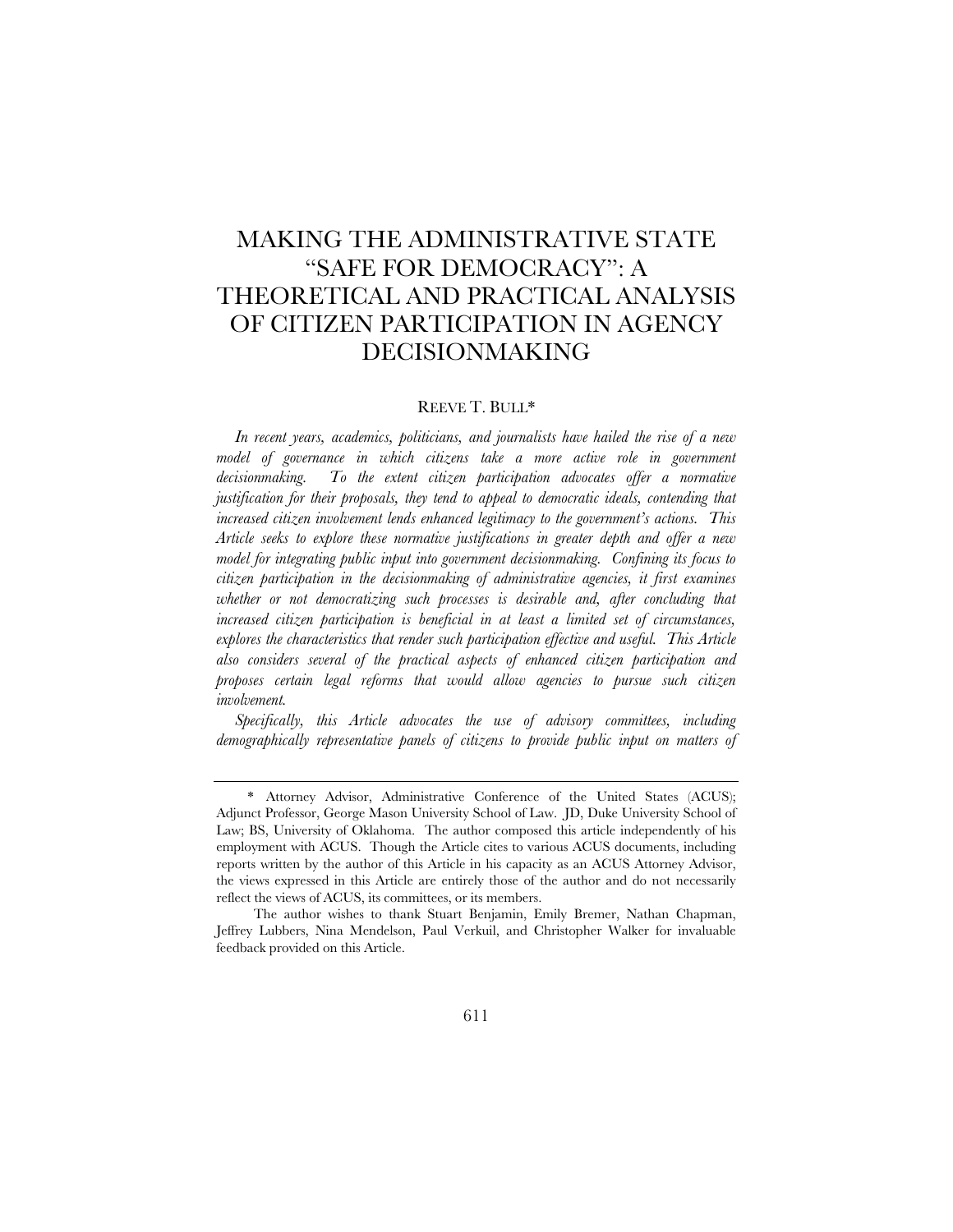# MAKING THE ADMINISTRATIVE STATE "SAFE FOR DEMOCRACY": A THEORETICAL AND PRACTICAL ANALYSIS OF CITIZEN PARTICIPATION IN AGENCY DECISIONMAKING

REEVE T. BULL*

*In recent years, academics, politicians, and journalists have hailed the rise of a new model of governance in which citizens take a more active role in government decisionmaking. To the extent citizen participation advocates offer a normative justification for their proposals, they tend to appeal to democratic ideals, contending that increased citizen involvement lends enhanced legitimacy to the government's actions. This Article seeks to explore these normative justifications in greater depth and offer a new model for integrating public input into government decisionmaking. Confining its focus to citizen participation in the decisionmaking of administrative agencies, it first examines whether or not democratizing such processes is desirable and, after concluding that increased citizen participation is beneficial in at least a limited set of circumstances, explores the characteristics that render such participation effective and useful. This Article also considers several of the practical aspects of enhanced citizen participation and proposes certain legal reforms that would allow agencies to pursue such citizen involvement.*

*Specifically, this Article advocates the use of advisory committees, including demographically representative panels of citizens to provide public input on matters of*

---

\* Attorney Advisor, Administrative Conference of the United States (ACUS); Adjunct Professor, George Mason University School of Law. JD, Duke University School of Law; BS, University of Oklahoma. The author composed this article independently of his employment with ACUS. Though the Article cites to various ACUS documents, including reports written by the author of this Article in his capacity as an ACUS Attorney Advisor, the views expressed in this Article are entirely those of the author and do not necessarily reflect the views of ACUS, its committees, or its members.

The author wishes to thank Stuart Benjamin, Emily Bremer, Nathan Chapman, Jeffrey Lubbers, Nina Mendelson, Paul Verkuil, and Christopher Walker for invaluable feedback provided on this Article.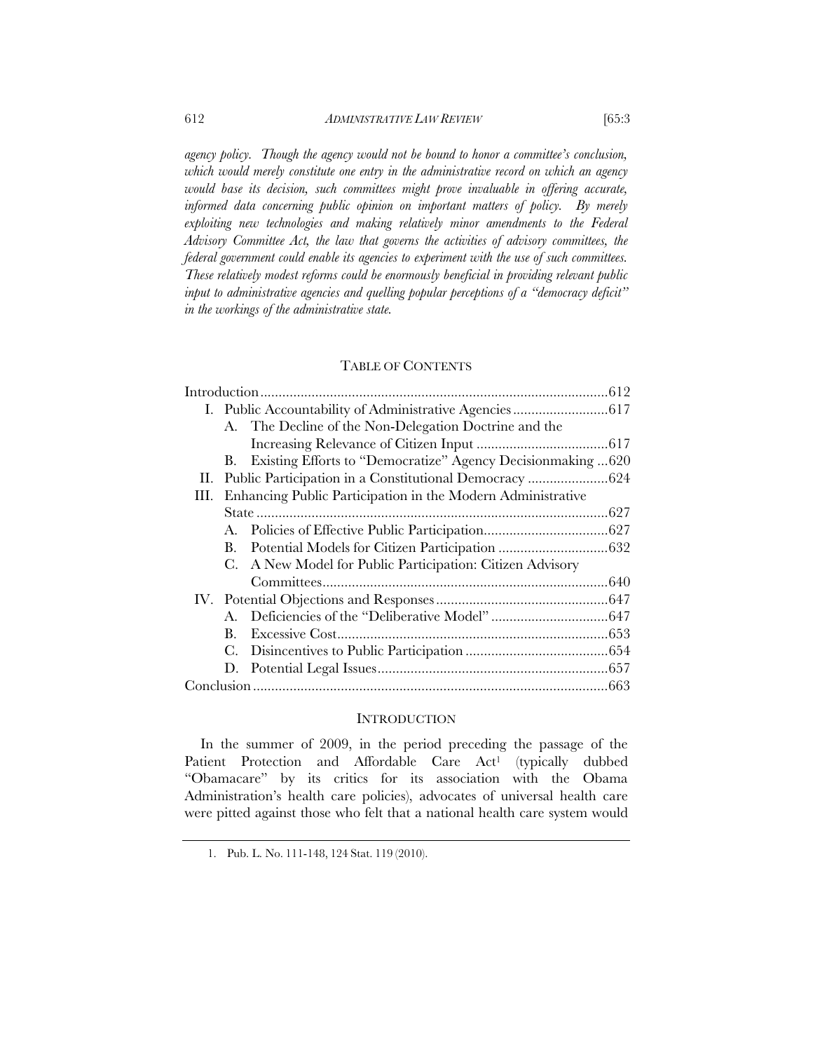*agency policy. Though the agency would not be bound to honor a committee's conclusion, which would merely constitute one entry in the administrative record on which an agency would base its decision, such committees might prove invaluable in offering accurate, informed data concerning public opinion on important matters of policy. By merely exploiting new technologies and making relatively minor amendments to the Federal Advisory Committee Act, the law that governs the activities of advisory committees, the federal government could enable its agencies to experiment with the use of such committees. These relatively modest reforms could be enormously beneficial in providing relevant public input to administrative agencies and quelling popular perceptions of a "democracy deficit" in the workings of the administrative state.*

## TABLE OF CONTENTS

Introduction .......... 612

I. Public Accountability of Administrative Agencies .......... 617
   - A. The Decline of the Non-Delegation Doctrine and the Increasing Relevance of Citizen Input .......... 617
   - B. Existing Efforts to "Democratize" Agency Decisionmaking .......... 620

II. Public Participation in a Constitutional Democracy .......... 624

III. Enhancing Public Participation in the Modern Administrative State .......... 627
   - A. Policies of Effective Public Participation .......... 627
   - B. Potential Models for Citizen Participation .......... 632
   - C. A New Model for Public Participation: Citizen Advisory Committees .......... 640

IV. Potential Objections and Responses .......... 647
   - A. Deficiencies of the "Deliberative Model" .......... 647
   - B. Excessive Cost .......... 653
   - C. Disincentives to Public Participation .......... 654
   - D. Potential Legal Issues .......... 657

Conclusion .......... 663

## INTRODUCTION

In the summer of 2009, in the period preceding the passage of the Patient Protection and Affordable Care Act[1] (typically dubbed "Obamacare" by its critics for its association with the Obama Administration's health care policies), advocates of universal health care were pitted against those who felt that a national health care system would

---

1. Pub. L. No. 111-148, 124 Stat. 119 (2010).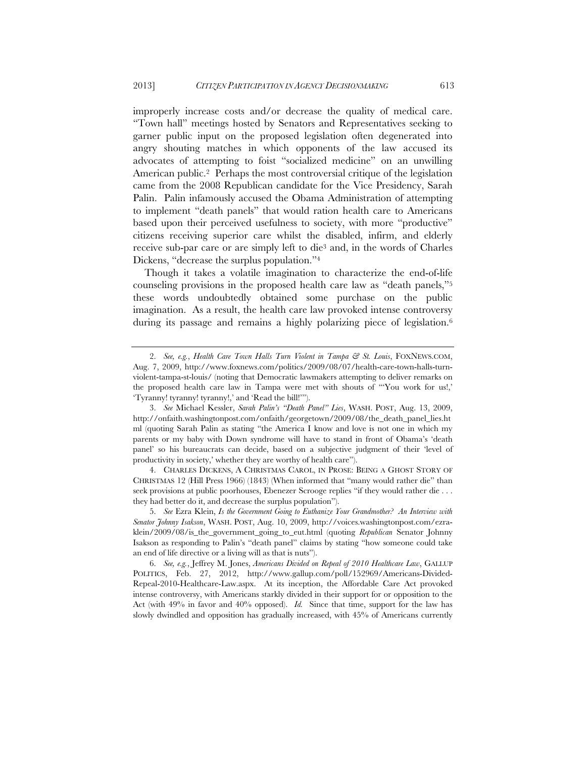improperly increase costs and/or decrease the quality of medical care. "Town hall" meetings hosted by Senators and Representatives seeking to garner public input on the proposed legislation often degenerated into angry shouting matches in which opponents of the law accused its advocates of attempting to foist "socialized medicine" on an unwilling American public.[2] Perhaps the most controversial critique of the legislation came from the 2008 Republican candidate for the Vice Presidency, Sarah Palin. Palin infamously accused the Obama Administration of attempting to implement "death panels" that would ration health care to Americans based upon their perceived usefulness to society, with more "productive" citizens receiving superior care whilst the disabled, infirm, and elderly receive sub-par care or are simply left to die[3] and, in the words of Charles Dickens, "decrease the surplus population."[4]

Though it takes a volatile imagination to characterize the end-of-life counseling provisions in the proposed health care law as "death panels,"[5] these words undoubtedly obtained some purchase on the public imagination. As a result, the health care law provoked intense controversy during its passage and remains a highly polarizing piece of legislation.[6]

---

2. *See, e.g.*, *Health Care Town Halls Turn Violent in Tampa & St. Louis*, FOXNEWS.COM, Aug. 7, 2009, http://www.foxnews.com/politics/2009/08/07/health-care-town-halls-turn-violent-tampa-st-louis/ (noting that Democratic lawmakers attempting to deliver remarks on the proposed health care law in Tampa were met with shouts of "'You work for us!,' 'Tyranny! tyranny! tyranny!,' and 'Read the bill!'").

3. *See* Michael Kessler, *Sarah Palin's "Death Panel" Lies*, WASH. POST, Aug. 13, 2009, http://onfaith.washingtonpost.com/onfaith/georgetown/2009/08/the_death_panel_lies.html (quoting Sarah Palin as stating "the America I know and love is not one in which my parents or my baby with Down syndrome will have to stand in front of Obama's 'death panel' so his bureaucrats can decide, based on a subjective judgment of their 'level of productivity in society,' whether they are worthy of health care").

4. CHARLES DICKENS, A CHRISTMAS CAROL, IN PROSE: BEING A GHOST STORY OF CHRISTMAS 12 (Hill Press 1966) (1843) (When informed that "many would rather die" than seek provisions at public poorhouses, Ebenezer Scrooge replies "if they would rather die . . . they had better do it, and decrease the surplus population").

5. *See* Ezra Klein, *Is the Government Going to Euthanize Your Grandmother? An Interview with Senator Johnny Isakson*, WASH. POST, Aug. 10, 2009, http://voices.washingtonpost.com/ezra-klein/2009/08/is_the_government_going_to_eut.html (quoting *Republican* Senator Johnny Isakson as responding to Palin's "death panel" claims by stating "how someone could take an end of life directive or a living will as that is nuts").

6. *See, e.g.*, Jeffrey M. Jones, *Americans Divided on Repeal of 2010 Healthcare Law*, GALLUP POLITICS, Feb. 27, 2012, http://www.gallup.com/poll/152969/Americans-Divided-Repeal-2010-Healthcare-Law.aspx. At its inception, the Affordable Care Act provoked intense controversy, with Americans starkly divided in their support for or opposition to the Act (with 49% in favor and 40% opposed). *Id.* Since that time, support for the law has slowly dwindled and opposition has gradually increased, with 45% of Americans currently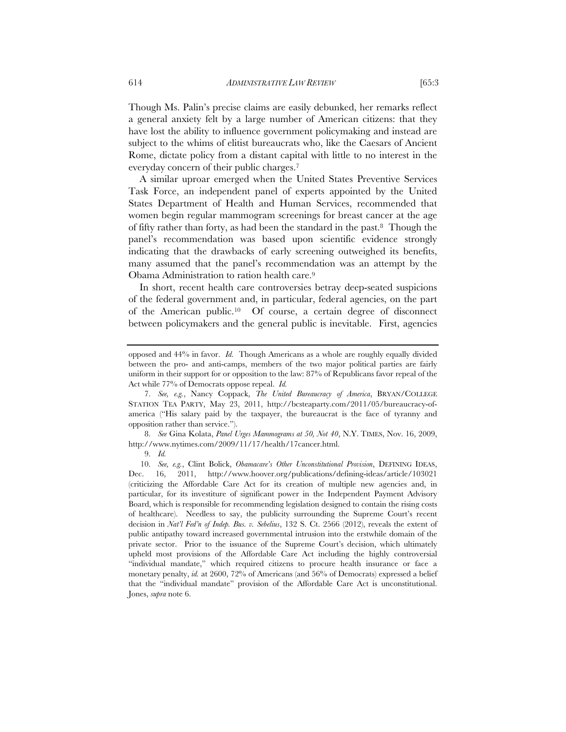Though Ms. Palin's precise claims are easily debunked, her remarks reflect a general anxiety felt by a large number of American citizens: that they have lost the ability to influence government policymaking and instead are subject to the whims of elitist bureaucrats who, like the Caesars of Ancient Rome, dictate policy from a distant capital with little to no interest in the everyday concern of their public charges.[7]

A similar uproar emerged when the United States Preventive Services Task Force, an independent panel of experts appointed by the United States Department of Health and Human Services, recommended that women begin regular mammogram screenings for breast cancer at the age of fifty rather than forty, as had been the standard in the past.[8] Though the panel's recommendation was based upon scientific evidence strongly indicating that the drawbacks of early screening outweighed its benefits, many assumed that the panel's recommendation was an attempt by the Obama Administration to ration health care.[9]

In short, recent health care controversies betray deep-seated suspicions of the federal government and, in particular, federal agencies, on the part of the American public.[10] Of course, a certain degree of disconnect between policymakers and the general public is inevitable. First, agencies

---

opposed and 44% in favor. *Id.* Though Americans as a whole are roughly equally divided between the pro- and anti-camps, members of the two major political parties are fairly uniform in their support for or opposition to the law: 87% of Republicans favor repeal of the Act while 77% of Democrats oppose repeal. *Id.*

7. *See, e.g.*, Nancy Coppack, *The United Bureaucracy of America*, BRYAN/COLLEGE STATION TEA PARTY, May 23, 2011, http://bcsteaparty.com/2011/05/bureaucracy-of-america ("His salary paid by the taxpayer, the bureaucrat is the face of tyranny and opposition rather than service.").

8. *See* Gina Kolata, *Panel Urges Mammograms at 50, Not 40*, N.Y. TIMES, Nov. 16, 2009, http://www.nytimes.com/2009/11/17/health/17cancer.html.

9. *Id.*

10. *See, e.g.*, Clint Bolick, *Obamacare's Other Unconstitutional Provision*, DEFINING IDEAS, Dec. 16, 2011, http://www.hoover.org/publications/defining-ideas/article/103021 (criticizing the Affordable Care Act for its creation of multiple new agencies and, in particular, for its investiture of significant power in the Independent Payment Advisory Board, which is responsible for recommending legislation designed to contain the rising costs of healthcare). Needless to say, the publicity surrounding the Supreme Court's recent decision in *Nat'l Fed'n of Indep. Bus. v. Sebelius*, 132 S. Ct. 2566 (2012), reveals the extent of public antipathy toward increased governmental intrusion into the erstwhile domain of the private sector. Prior to the issuance of the Supreme Court's decision, which ultimately upheld most provisions of the Affordable Care Act including the highly controversial "individual mandate," which required citizens to procure health insurance or face a monetary penalty, *id.* at 2600, 72% of Americans (and 56% of Democrats) expressed a belief that the "individual mandate" provision of the Affordable Care Act is unconstitutional. Jones, *supra* note 6.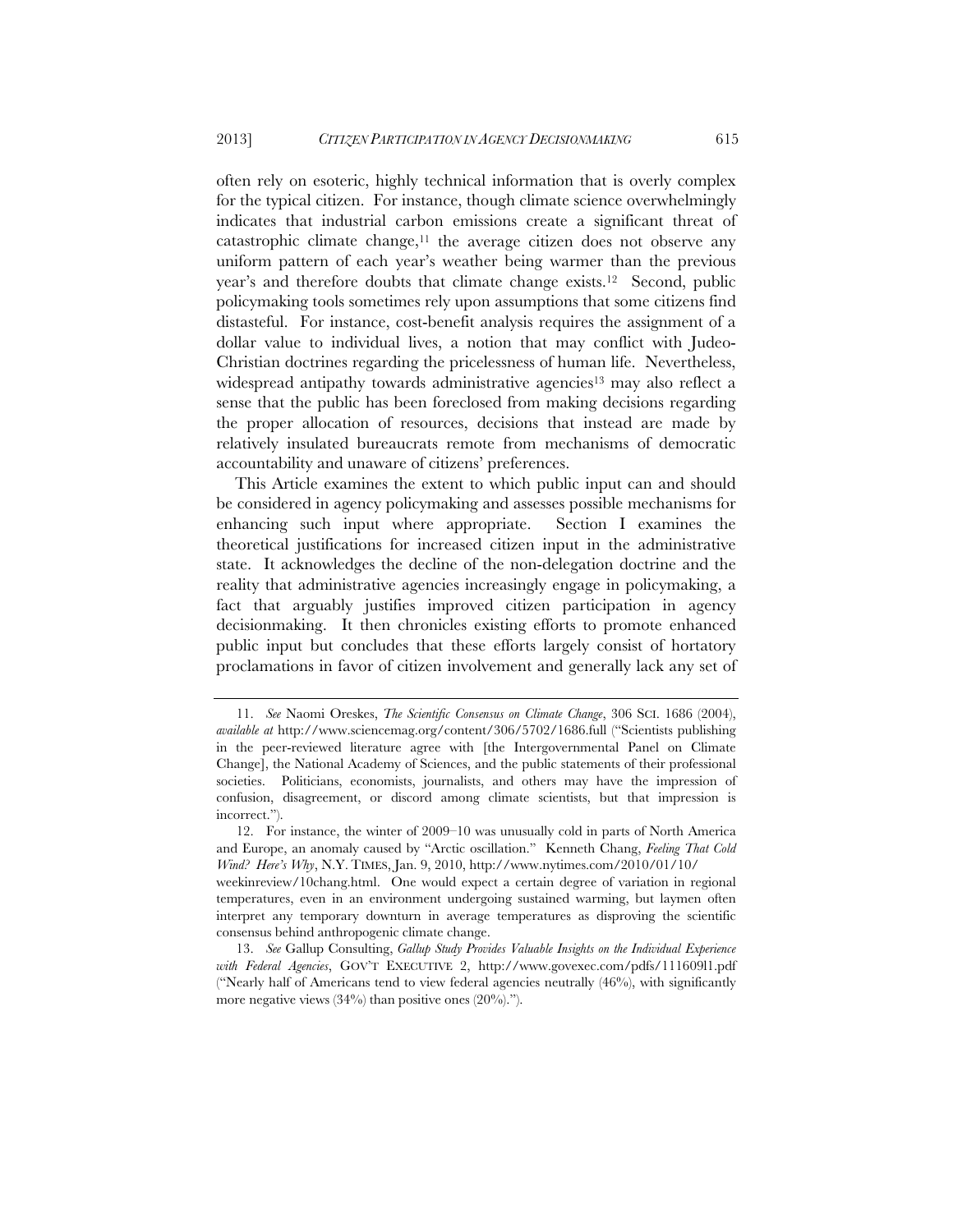often rely on esoteric, highly technical information that is overly complex for the typical citizen. For instance, though climate science overwhelmingly indicates that industrial carbon emissions create a significant threat of catastrophic climate change,[11] the average citizen does not observe any uniform pattern of each year's weather being warmer than the previous year's and therefore doubts that climate change exists.[12] Second, public policymaking tools sometimes rely upon assumptions that some citizens find distasteful. For instance, cost-benefit analysis requires the assignment of a dollar value to individual lives, a notion that may conflict with Judeo-Christian doctrines regarding the pricelessness of human life. Nevertheless, widespread antipathy towards administrative agencies[13] may also reflect a sense that the public has been foreclosed from making decisions regarding the proper allocation of resources, decisions that instead are made by relatively insulated bureaucrats remote from mechanisms of democratic accountability and unaware of citizens' preferences.

This Article examines the extent to which public input can and should be considered in agency policymaking and assesses possible mechanisms for enhancing such input where appropriate. Section I examines the theoretical justifications for increased citizen input in the administrative state. It acknowledges the decline of the non-delegation doctrine and the reality that administrative agencies increasingly engage in policymaking, a fact that arguably justifies improved citizen participation in agency decisionmaking. It then chronicles existing efforts to promote enhanced public input but concludes that these efforts largely consist of hortatory proclamations in favor of citizen involvement and generally lack any set of

---

11. *See* Naomi Oreskes, *The Scientific Consensus on Climate Change*, 306 SCI. 1686 (2004), *available at* http://www.sciencemag.org/content/306/5702/1686.full ("Scientists publishing in the peer-reviewed literature agree with [the Intergovernmental Panel on Climate Change], the National Academy of Sciences, and the public statements of their professional societies. Politicians, economists, journalists, and others may have the impression of confusion, disagreement, or discord among climate scientists, but that impression is incorrect.").

12. For instance, the winter of 2009–10 was unusually cold in parts of North America and Europe, an anomaly caused by "Arctic oscillation." Kenneth Chang, *Feeling That Cold Wind? Here's Why*, N.Y. TIMES, Jan. 9, 2010, http://www.nytimes.com/2010/01/10/weekinreview/10chang.html. One would expect a certain degree of variation in regional temperatures, even in an environment undergoing sustained warming, but laymen often interpret any temporary downturn in average temperatures as disproving the scientific consensus behind anthropogenic climate change.

13. *See* Gallup Consulting, *Gallup Study Provides Valuable Insights on the Individual Experience with Federal Agencies*, GOV'T EXECUTIVE 2, http://www.govexec.com/pdfs/111609l1.pdf ("Nearly half of Americans tend to view federal agencies neutrally (46%), with significantly more negative views (34%) than positive ones (20%).").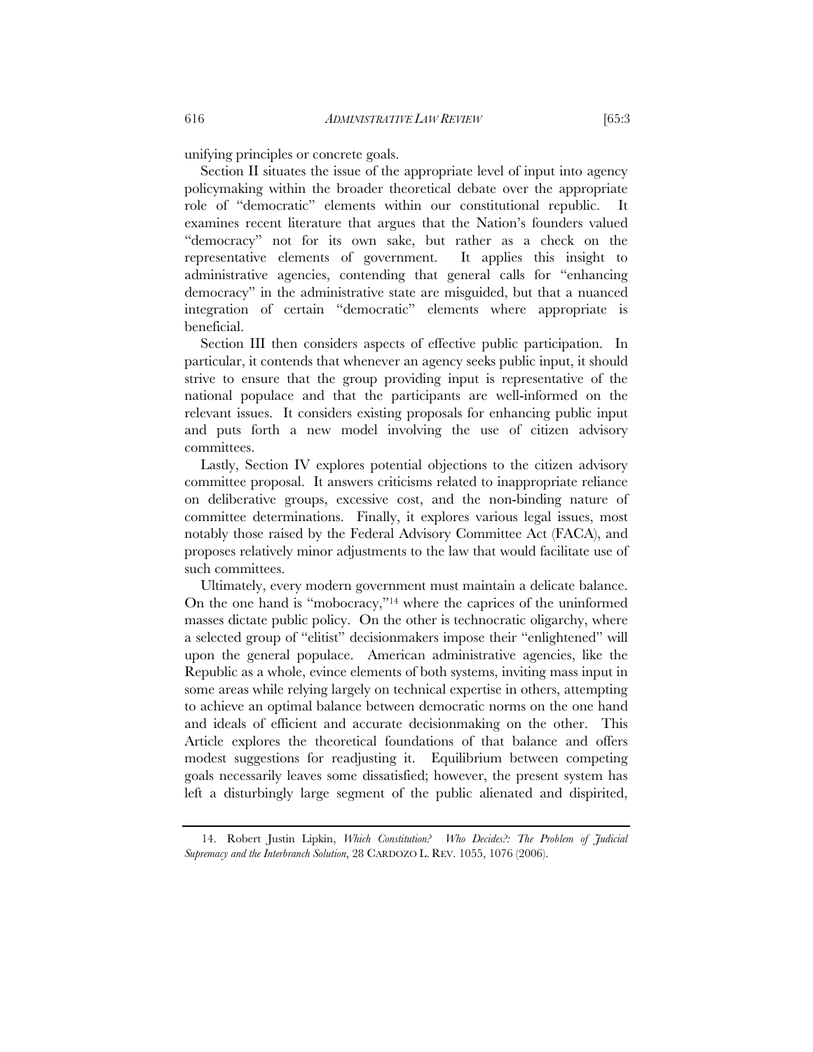unifying principles or concrete goals.

Section II situates the issue of the appropriate level of input into agency policymaking within the broader theoretical debate over the appropriate role of "democratic" elements within our constitutional republic. It examines recent literature that argues that the Nation's founders valued "democracy" not for its own sake, but rather as a check on the representative elements of government. It applies this insight to administrative agencies, contending that general calls for "enhancing democracy" in the administrative state are misguided, but that a nuanced integration of certain "democratic" elements where appropriate is beneficial.

Section III then considers aspects of effective public participation. In particular, it contends that whenever an agency seeks public input, it should strive to ensure that the group providing input is representative of the national populace and that the participants are well-informed on the relevant issues. It considers existing proposals for enhancing public input and puts forth a new model involving the use of citizen advisory committees.

Lastly, Section IV explores potential objections to the citizen advisory committee proposal. It answers criticisms related to inappropriate reliance on deliberative groups, excessive cost, and the non-binding nature of committee determinations. Finally, it explores various legal issues, most notably those raised by the Federal Advisory Committee Act (FACA), and proposes relatively minor adjustments to the law that would facilitate use of such committees.

Ultimately, every modern government must maintain a delicate balance. On the one hand is "mobocracy,"[14] where the caprices of the uninformed masses dictate public policy. On the other is technocratic oligarchy, where a selected group of "elitist" decisionmakers impose their "enlightened" will upon the general populace. American administrative agencies, like the Republic as a whole, evince elements of both systems, inviting mass input in some areas while relying largely on technical expertise in others, attempting to achieve an optimal balance between democratic norms on the one hand and ideals of efficient and accurate decisionmaking on the other. This Article explores the theoretical foundations of that balance and offers modest suggestions for readjusting it. Equilibrium between competing goals necessarily leaves some dissatisfied; however, the present system has left a disturbingly large segment of the public alienated and dispirited,

---

14. Robert Justin Lipkin, *Which Constitution? Who Decides?: The Problem of Judicial Supremacy and the Interbranch Solution*, 28 CARDOZO L. REV. 1055, 1076 (2006).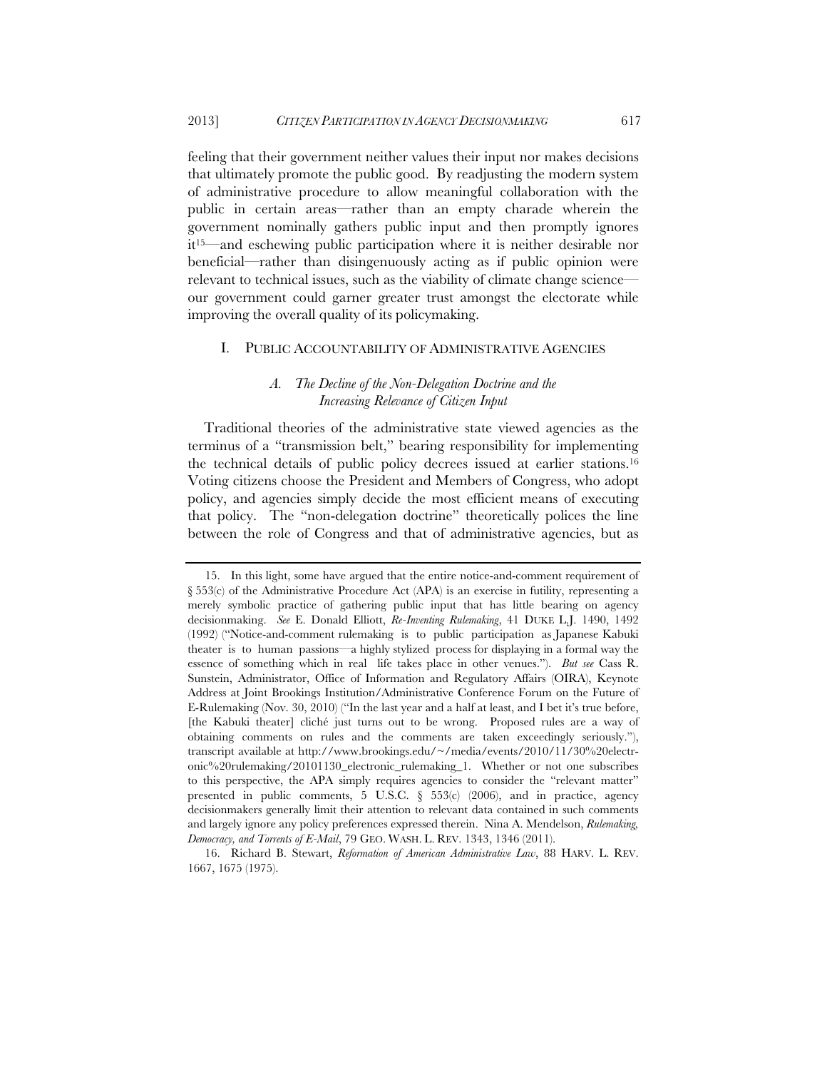feeling that their government neither values their input nor makes decisions that ultimately promote the public good. By readjusting the modern system of administrative procedure to allow meaningful collaboration with the public in certain areas—rather than an empty charade wherein the government nominally gathers public input and then promptly ignores it[15]—and eschewing public participation where it is neither desirable nor beneficial—rather than disingenuously acting as if public opinion were relevant to technical issues, such as the viability of climate change science—our government could garner greater trust amongst the electorate while improving the overall quality of its policymaking.

## I. PUBLIC ACCOUNTABILITY OF ADMINISTRATIVE AGENCIES

### *A. The Decline of the Non-Delegation Doctrine and the Increasing Relevance of Citizen Input*

Traditional theories of the administrative state viewed agencies as the terminus of a "transmission belt," bearing responsibility for implementing the technical details of public policy decrees issued at earlier stations.[16] Voting citizens choose the President and Members of Congress, who adopt policy, and agencies simply decide the most efficient means of executing that policy. The "non-delegation doctrine" theoretically polices the line between the role of Congress and that of administrative agencies, but as

---

15. In this light, some have argued that the entire notice-and-comment requirement of § 553(c) of the Administrative Procedure Act (APA) is an exercise in futility, representing a merely symbolic practice of gathering public input that has little bearing on agency decisionmaking. *See* E. Donald Elliott, *Re-Inventing Rulemaking*, 41 DUKE L.J. 1490, 1492 (1992) ("Notice-and-comment rulemaking is to public participation as Japanese Kabuki theater is to human passions—a highly stylized process for displaying in a formal way the essence of something which in real life takes place in other venues."). *But see* Cass R. Sunstein, Administrator, Office of Information and Regulatory Affairs (OIRA), Keynote Address at Joint Brookings Institution/Administrative Conference Forum on the Future of E-Rulemaking (Nov. 30, 2010) ("In the last year and a half at least, and I bet it's true before, [the Kabuki theater] cliché just turns out to be wrong. Proposed rules are a way of obtaining comments on rules and the comments are taken exceedingly seriously."), transcript available at http://www.brookings.edu/~/media/events/2010/11/30%20electronic%20rulemaking/20101130_electronic_rulemaking_1. Whether or not one subscribes to this perspective, the APA simply requires agencies to consider the "relevant matter" presented in public comments, 5 U.S.C. § 553(c) (2006), and in practice, agency decisionmakers generally limit their attention to relevant data contained in such comments and largely ignore any policy preferences expressed therein. Nina A. Mendelson, *Rulemaking, Democracy, and Torrents of E-Mail*, 79 GEO. WASH. L. REV. 1343, 1346 (2011).

16. Richard B. Stewart, *Reformation of American Administrative Law*, 88 HARV. L. REV. 1667, 1675 (1975).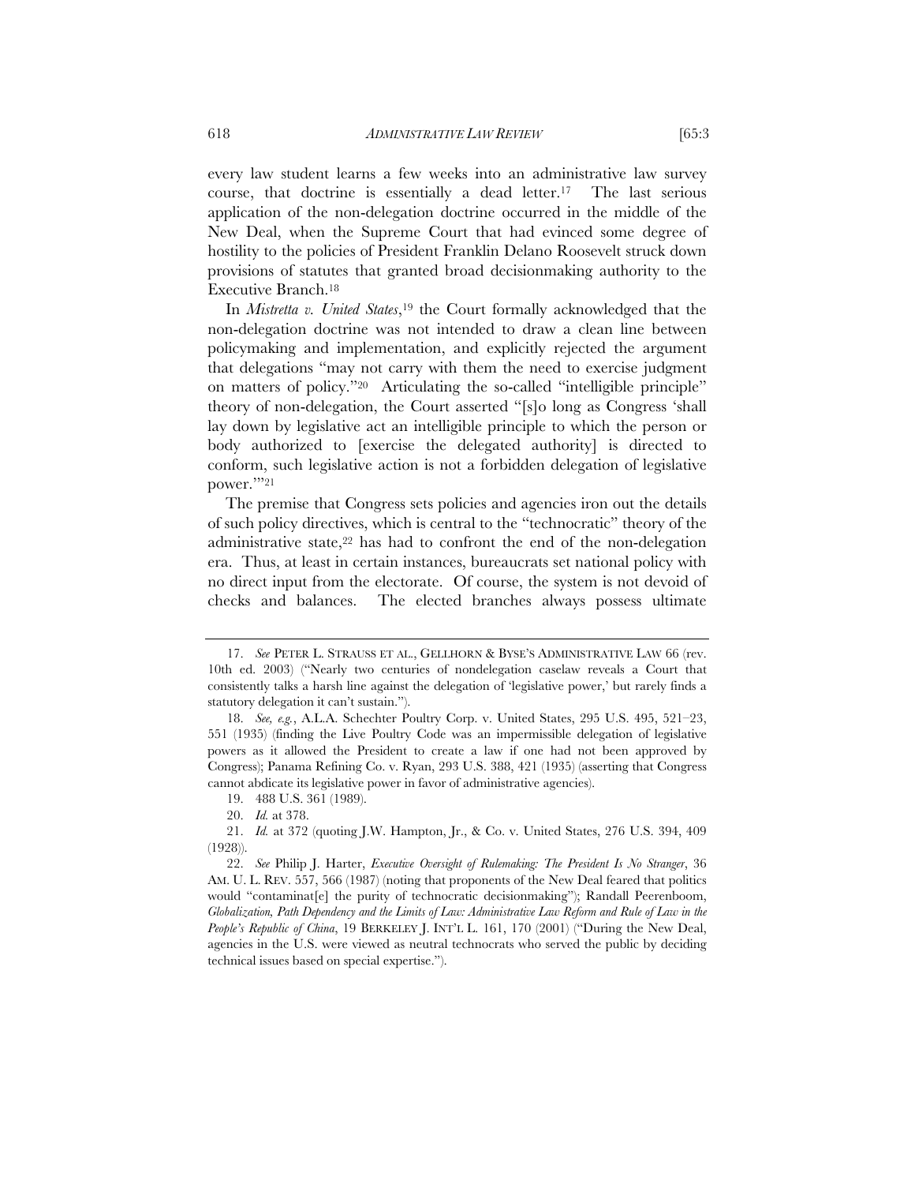every law student learns a few weeks into an administrative law survey course, that doctrine is essentially a dead letter.[17] The last serious application of the non-delegation doctrine occurred in the middle of the New Deal, when the Supreme Court that had evinced some degree of hostility to the policies of President Franklin Delano Roosevelt struck down provisions of statutes that granted broad decisionmaking authority to the Executive Branch.[18]

In *Mistretta v. United States*,[19] the Court formally acknowledged that the non-delegation doctrine was not intended to draw a clean line between policymaking and implementation, and explicitly rejected the argument that delegations "may not carry with them the need to exercise judgment on matters of policy."[20] Articulating the so-called "intelligible principle" theory of non-delegation, the Court asserted "[s]o long as Congress 'shall lay down by legislative act an intelligible principle to which the person or body authorized to [exercise the delegated authority] is directed to conform, such legislative action is not a forbidden delegation of legislative power.'"[21]

The premise that Congress sets policies and agencies iron out the details of such policy directives, which is central to the "technocratic" theory of the administrative state,[22] has had to confront the end of the non-delegation era. Thus, at least in certain instances, bureaucrats set national policy with no direct input from the electorate. Of course, the system is not devoid of checks and balances. The elected branches always possess ultimate

---

17. *See* PETER L. STRAUSS ET AL., GELLHORN & BYSE'S ADMINISTRATIVE LAW 66 (rev. 10th ed. 2003) ("Nearly two centuries of nondelegation caselaw reveals a Court that consistently talks a harsh line against the delegation of 'legislative power,' but rarely finds a statutory delegation it can't sustain.").

18. *See, e.g.*, A.L.A. Schechter Poultry Corp. v. United States, 295 U.S. 495, 521–23, 551 (1935) (finding the Live Poultry Code was an impermissible delegation of legislative powers as it allowed the President to create a law if one had not been approved by Congress); Panama Refining Co. v. Ryan, 293 U.S. 388, 421 (1935) (asserting that Congress cannot abdicate its legislative power in favor of administrative agencies).

19. 488 U.S. 361 (1989).

20. *Id.* at 378.

21. *Id.* at 372 (quoting J.W. Hampton, Jr., & Co. v. United States, 276 U.S. 394, 409 (1928)).

22. *See* Philip J. Harter, *Executive Oversight of Rulemaking: The President Is No Stranger*, 36 AM. U. L. REV. 557, 566 (1987) (noting that proponents of the New Deal feared that politics would "contaminat[e] the purity of technocratic decisionmaking"); Randall Peerenboom, *Globalization, Path Dependency and the Limits of Law: Administrative Law Reform and Rule of Law in the People's Republic of China*, 19 BERKELEY J. INT'L L. 161, 170 (2001) ("During the New Deal, agencies in the U.S. were viewed as neutral technocrats who served the public by deciding technical issues based on special expertise.").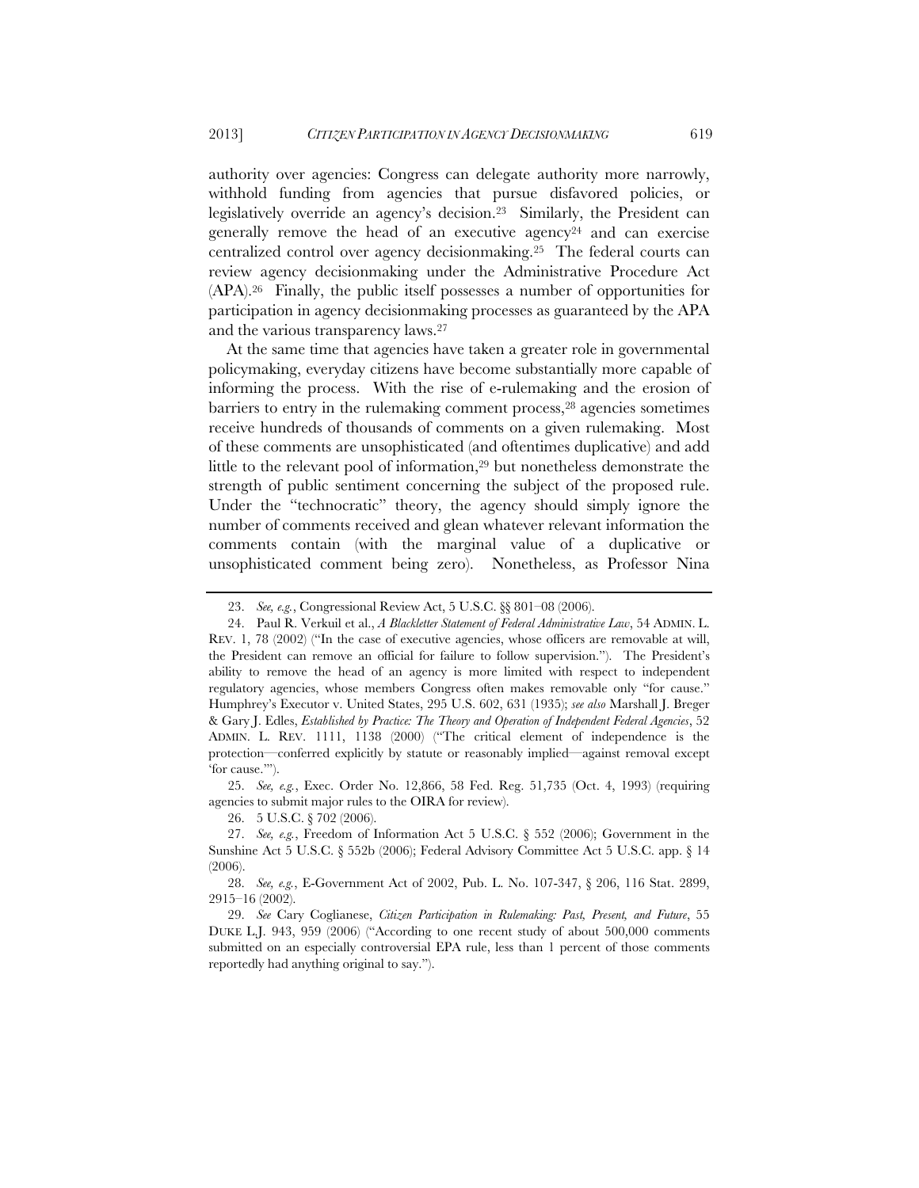authority over agencies: Congress can delegate authority more narrowly, withhold funding from agencies that pursue disfavored policies, or legislatively override an agency's decision.[23] Similarly, the President can generally remove the head of an executive agency[24] and can exercise centralized control over agency decisionmaking.[25] The federal courts can review agency decisionmaking under the Administrative Procedure Act (APA).[26] Finally, the public itself possesses a number of opportunities for participation in agency decisionmaking processes as guaranteed by the APA and the various transparency laws.[27]

At the same time that agencies have taken a greater role in governmental policymaking, everyday citizens have become substantially more capable of informing the process. With the rise of e-rulemaking and the erosion of barriers to entry in the rulemaking comment process,[28] agencies sometimes receive hundreds of thousands of comments on a given rulemaking. Most of these comments are unsophisticated (and oftentimes duplicative) and add little to the relevant pool of information,[29] but nonetheless demonstrate the strength of public sentiment concerning the subject of the proposed rule. Under the "technocratic" theory, the agency should simply ignore the number of comments received and glean whatever relevant information the comments contain (with the marginal value of a duplicative or unsophisticated comment being zero). Nonetheless, as Professor Nina

---

23. *See, e.g.*, Congressional Review Act, 5 U.S.C. §§ 801–08 (2006).

24. Paul R. Verkuil et al., *A Blackletter Statement of Federal Administrative Law*, 54 ADMIN. L. REV. 1, 78 (2002) ("In the case of executive agencies, whose officers are removable at will, the President can remove an official for failure to follow supervision."). The President's ability to remove the head of an agency is more limited with respect to independent regulatory agencies, whose members Congress often makes removable only "for cause." Humphrey's Executor v. United States, 295 U.S. 602, 631 (1935); *see also* Marshall J. Breger & Gary J. Edles, *Established by Practice: The Theory and Operation of Independent Federal Agencies*, 52 ADMIN. L. REV. 1111, 1138 (2000) ("The critical element of independence is the protection—conferred explicitly by statute or reasonably implied—against removal except 'for cause.'").

25. *See, e.g.*, Exec. Order No. 12,866, 58 Fed. Reg. 51,735 (Oct. 4, 1993) (requiring agencies to submit major rules to the OIRA for review).

26. 5 U.S.C. § 702 (2006).

27. *See, e.g.*, Freedom of Information Act 5 U.S.C. § 552 (2006); Government in the Sunshine Act 5 U.S.C. § 552b (2006); Federal Advisory Committee Act 5 U.S.C. app. § 14 (2006).

28. *See, e.g.*, E-Government Act of 2002, Pub. L. No. 107-347, § 206, 116 Stat. 2899, 2915–16 (2002).

29. *See* Cary Coglianese, *Citizen Participation in Rulemaking: Past, Present, and Future*, 55 DUKE L.J. 943, 959 (2006) ("According to one recent study of about 500,000 comments submitted on an especially controversial EPA rule, less than 1 percent of those comments reportedly had anything original to say.").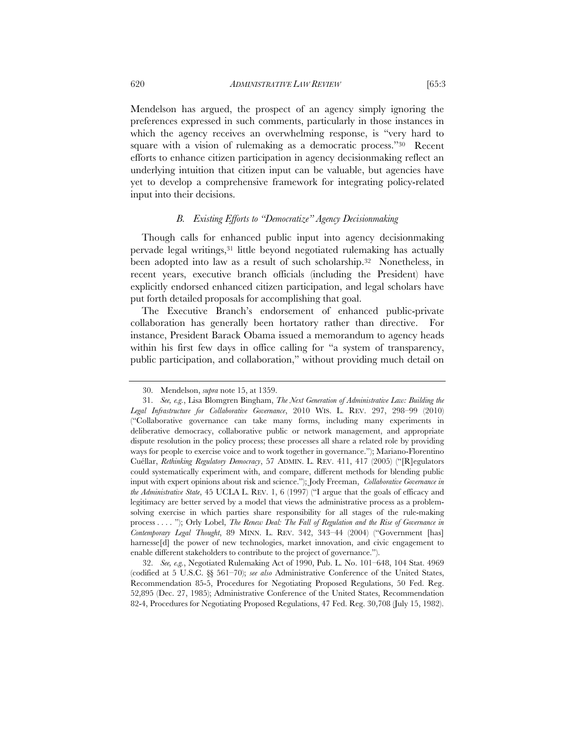Mendelson has argued, the prospect of an agency simply ignoring the preferences expressed in such comments, particularly in those instances in which the agency receives an overwhelming response, is "very hard to square with a vision of rulemaking as a democratic process."[30] Recent efforts to enhance citizen participation in agency decisionmaking reflect an underlying intuition that citizen input can be valuable, but agencies have yet to develop a comprehensive framework for integrating policy-related input into their decisions.

### *B. Existing Efforts to "Democratize" Agency Decisionmaking*

Though calls for enhanced public input into agency decisionmaking pervade legal writings,[31] little beyond negotiated rulemaking has actually been adopted into law as a result of such scholarship.[32] Nonetheless, in recent years, executive branch officials (including the President) have explicitly endorsed enhanced citizen participation, and legal scholars have put forth detailed proposals for accomplishing that goal.

The Executive Branch's endorsement of enhanced public-private collaboration has generally been hortatory rather than directive. For instance, President Barack Obama issued a memorandum to agency heads within his first few days in office calling for "a system of transparency, public participation, and collaboration," without providing much detail on

---

30. Mendelson, *supra* note 15, at 1359.

31. *See, e.g.*, Lisa Blomgren Bingham, *The Next Generation of Administrative Law: Building the Legal Infrastructure for Collaborative Governance*, 2010 WIS. L. REV. 297, 298–99 (2010) ("Collaborative governance can take many forms, including many experiments in deliberative democracy, collaborative public or network management, and appropriate dispute resolution in the policy process; these processes all share a related role by providing ways for people to exercise voice and to work together in governance."); Mariano-Florentino Cuéllar, *Rethinking Regulatory Democracy*, 57 ADMIN. L. REV. 411, 417 (2005) ("[R]egulators could systematically experiment with, and compare, different methods for blending public input with expert opinions about risk and science."); Jody Freeman, *Collaborative Governance in the Administrative State*, 45 UCLA L. REV. 1, 6 (1997) ("I argue that the goals of efficacy and legitimacy are better served by a model that views the administrative process as a problem-solving exercise in which parties share responsibility for all stages of the rule-making process . . . . "); Orly Lobel, *The Renew Deal: The Fall of Regulation and the Rise of Governance in Contemporary Legal Thought*, 89 MINN. L. REV. 342, 343–44 (2004) ("Government [has] harnesse[d] the power of new technologies, market innovation, and civic engagement to enable different stakeholders to contribute to the project of governance.").

32. *See, e.g.*, Negotiated Rulemaking Act of 1990, Pub. L. No. 101–648, 104 Stat. 4969 (codified at 5 U.S.C. §§ 561–70); *see also* Administrative Conference of the United States, Recommendation 85-5, Procedures for Negotiating Proposed Regulations, 50 Fed. Reg. 52,895 (Dec. 27, 1985); Administrative Conference of the United States, Recommendation 82-4, Procedures for Negotiating Proposed Regulations, 47 Fed. Reg. 30,708 (July 15, 1982).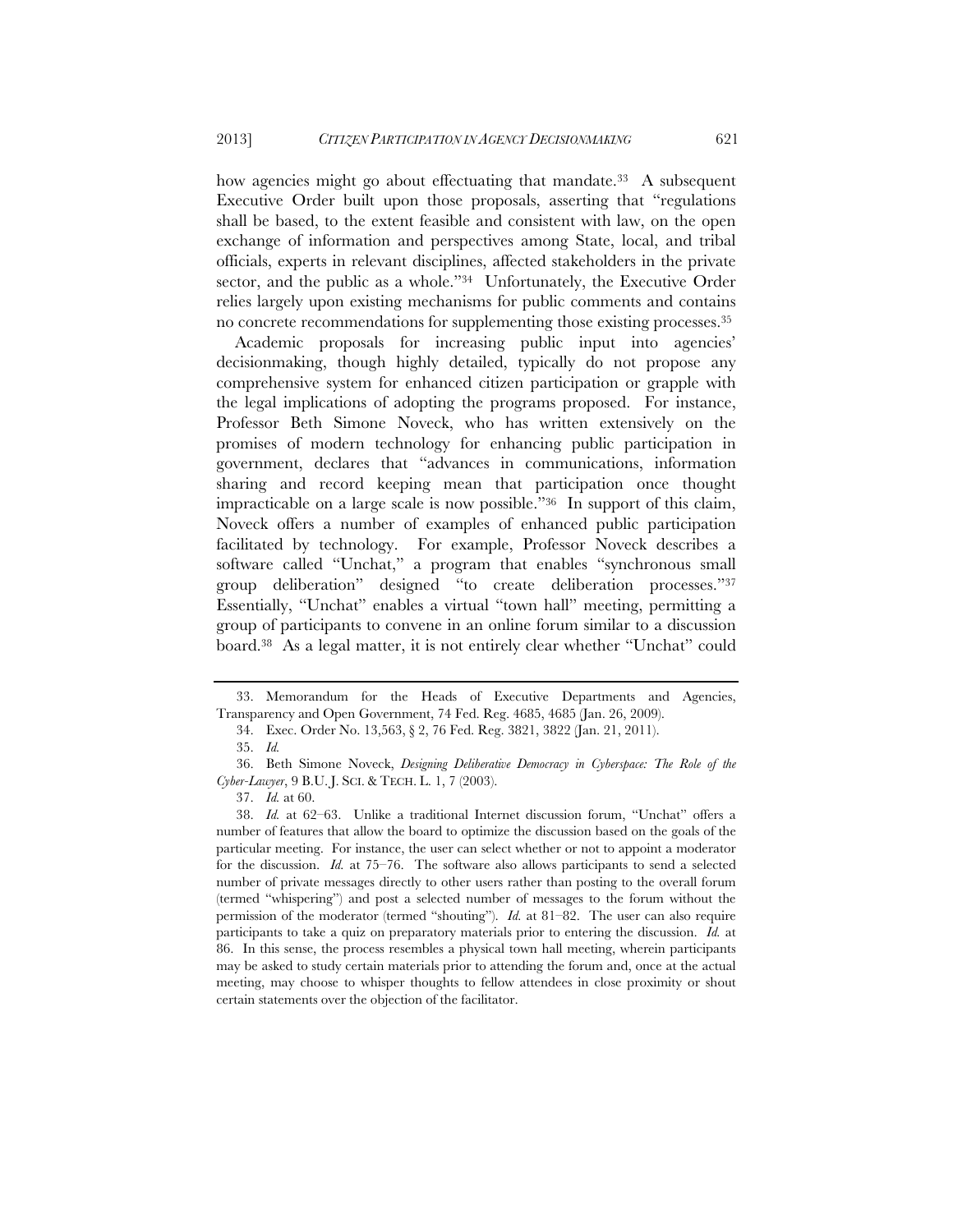how agencies might go about effectuating that mandate.[33] A subsequent Executive Order built upon those proposals, asserting that "regulations shall be based, to the extent feasible and consistent with law, on the open exchange of information and perspectives among State, local, and tribal officials, experts in relevant disciplines, affected stakeholders in the private sector, and the public as a whole."[34] Unfortunately, the Executive Order relies largely upon existing mechanisms for public comments and contains no concrete recommendations for supplementing those existing processes.[35]

Academic proposals for increasing public input into agencies' decisionmaking, though highly detailed, typically do not propose any comprehensive system for enhanced citizen participation or grapple with the legal implications of adopting the programs proposed. For instance, Professor Beth Simone Noveck, who has written extensively on the promises of modern technology for enhancing public participation in government, declares that "advances in communications, information sharing and record keeping mean that participation once thought impracticable on a large scale is now possible."[36] In support of this claim, Noveck offers a number of examples of enhanced public participation facilitated by technology. For example, Professor Noveck describes a software called "Unchat," a program that enables "synchronous small group deliberation" designed "to create deliberation processes."[37] Essentially, "Unchat" enables a virtual "town hall" meeting, permitting a group of participants to convene in an online forum similar to a discussion board.[38] As a legal matter, it is not entirely clear whether "Unchat" could

---

33. Memorandum for the Heads of Executive Departments and Agencies, Transparency and Open Government, 74 Fed. Reg. 4685, 4685 (Jan. 26, 2009).

34. Exec. Order No. 13,563, § 2, 76 Fed. Reg. 3821, 3822 (Jan. 21, 2011).

35. *Id.*

36. Beth Simone Noveck, *Designing Deliberative Democracy in Cyberspace: The Role of the Cyber-Lawyer*, 9 B.U. J. SCI. & TECH. L. 1, 7 (2003).

37. *Id.* at 60.

38. *Id.* at 62–63. Unlike a traditional Internet discussion forum, "Unchat" offers a number of features that allow the board to optimize the discussion based on the goals of the particular meeting. For instance, the user can select whether or not to appoint a moderator for the discussion. *Id.* at 75–76. The software also allows participants to send a selected number of private messages directly to other users rather than posting to the overall forum (termed "whispering") and post a selected number of messages to the forum without the permission of the moderator (termed "shouting"). *Id.* at 81–82. The user can also require participants to take a quiz on preparatory materials prior to entering the discussion. *Id.* at 86. In this sense, the process resembles a physical town hall meeting, wherein participants may be asked to study certain materials prior to attending the forum and, once at the actual meeting, may choose to whisper thoughts to fellow attendees in close proximity or shout certain statements over the objection of the facilitator.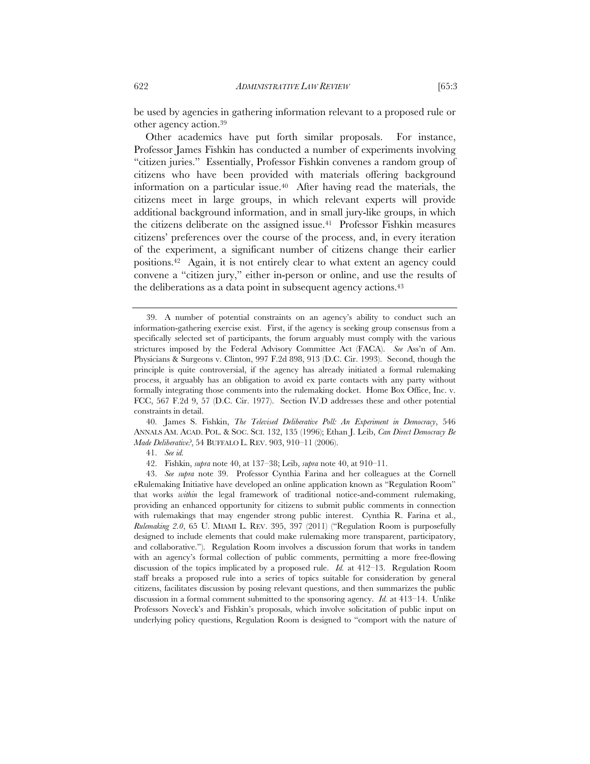be used by agencies in gathering information relevant to a proposed rule or other agency action.[39]

Other academics have put forth similar proposals. For instance, Professor James Fishkin has conducted a number of experiments involving "citizen juries." Essentially, Professor Fishkin convenes a random group of citizens who have been provided with materials offering background information on a particular issue.[40] After having read the materials, the citizens meet in large groups, in which relevant experts will provide additional background information, and in small jury-like groups, in which the citizens deliberate on the assigned issue.[41] Professor Fishkin measures citizens' preferences over the course of the process, and, in every iteration of the experiment, a significant number of citizens change their earlier positions.[42] Again, it is not entirely clear to what extent an agency could convene a "citizen jury," either in-person or online, and use the results of the deliberations as a data point in subsequent agency actions.[43]

---

39. A number of potential constraints on an agency's ability to conduct such an information-gathering exercise exist. First, if the agency is seeking group consensus from a specifically selected set of participants, the forum arguably must comply with the various strictures imposed by the Federal Advisory Committee Act (FACA). *See* Ass'n of Am. Physicians & Surgeons v. Clinton, 997 F.2d 898, 913 (D.C. Cir. 1993). Second, though the principle is quite controversial, if the agency has already initiated a formal rulemaking process, it arguably has an obligation to avoid ex parte contacts with any party without formally integrating those comments into the rulemaking docket. Home Box Office, Inc. v. FCC, 567 F.2d 9, 57 (D.C. Cir. 1977). Section IV.D addresses these and other potential constraints in detail.

40. James S. Fishkin, *The Televised Deliberative Poll: An Experiment in Democracy*, 546 ANNALS AM. ACAD. POL. & SOC. SCI. 132, 135 (1996); Ethan J. Leib, *Can Direct Democracy Be Made Deliberative?*, 54 BUFFALO L. REV. 903, 910–11 (2006).

41. *See id.*

42. Fishkin, *supra* note 40, at 137–38; Leib, *supra* note 40, at 910–11.

43. *See supra* note 39. Professor Cynthia Farina and her colleagues at the Cornell eRulemaking Initiative have developed an online application known as "Regulation Room" that works *within* the legal framework of traditional notice-and-comment rulemaking, providing an enhanced opportunity for citizens to submit public comments in connection with rulemakings that may engender strong public interest. Cynthia R. Farina et al., *Rulemaking 2.0*, 65 U. MIAMI L. REV. 395, 397 (2011) ("Regulation Room is purposefully designed to include elements that could make rulemaking more transparent, participatory, and collaborative."). Regulation Room involves a discussion forum that works in tandem with an agency's formal collection of public comments, permitting a more free-flowing discussion of the topics implicated by a proposed rule. *Id.* at 412–13. Regulation Room staff breaks a proposed rule into a series of topics suitable for consideration by general citizens, facilitates discussion by posing relevant questions, and then summarizes the public discussion in a formal comment submitted to the sponsoring agency. *Id.* at 413–14. Unlike Professors Noveck's and Fishkin's proposals, which involve solicitation of public input on underlying policy questions, Regulation Room is designed to "comport with the nature of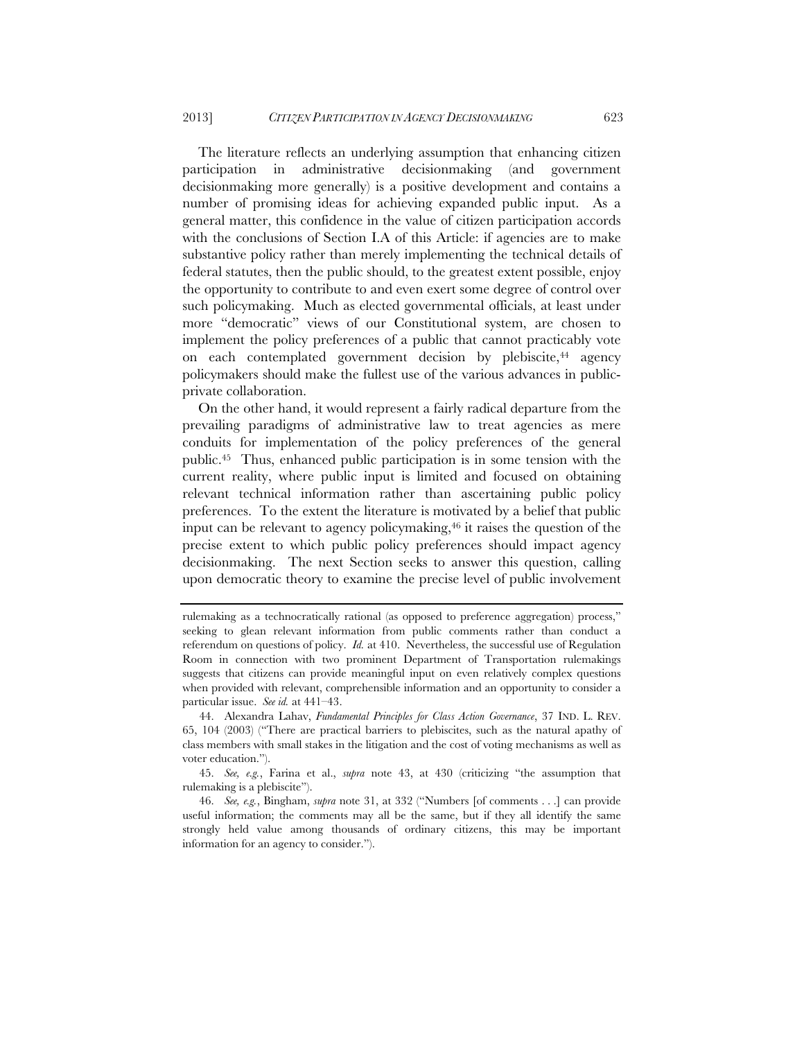The literature reflects an underlying assumption that enhancing citizen participation in administrative decisionmaking (and government decisionmaking more generally) is a positive development and contains a number of promising ideas for achieving expanded public input. As a general matter, this confidence in the value of citizen participation accords with the conclusions of Section I.A of this Article: if agencies are to make substantive policy rather than merely implementing the technical details of federal statutes, then the public should, to the greatest extent possible, enjoy the opportunity to contribute to and even exert some degree of control over such policymaking. Much as elected governmental officials, at least under more "democratic" views of our Constitutional system, are chosen to implement the policy preferences of a public that cannot practicably vote on each contemplated government decision by plebiscite,[44] agency policymakers should make the fullest use of the various advances in public-private collaboration.

On the other hand, it would represent a fairly radical departure from the prevailing paradigms of administrative law to treat agencies as mere conduits for implementation of the policy preferences of the general public.[45] Thus, enhanced public participation is in some tension with the current reality, where public input is limited and focused on obtaining relevant technical information rather than ascertaining public policy preferences. To the extent the literature is motivated by a belief that public input can be relevant to agency policymaking,[46] it raises the question of the precise extent to which public policy preferences should impact agency decisionmaking. The next Section seeks to answer this question, calling upon democratic theory to examine the precise level of public involvement

---

rulemaking as a technocratically rational (as opposed to preference aggregation) process," seeking to glean relevant information from public comments rather than conduct a referendum on questions of policy. *Id.* at 410. Nevertheless, the successful use of Regulation Room in connection with two prominent Department of Transportation rulemakings suggests that citizens can provide meaningful input on even relatively complex questions when provided with relevant, comprehensible information and an opportunity to consider a particular issue. *See id.* at 441–43.

44. Alexandra Lahav, *Fundamental Principles for Class Action Governance*, 37 IND. L. REV. 65, 104 (2003) ("There are practical barriers to plebiscites, such as the natural apathy of class members with small stakes in the litigation and the cost of voting mechanisms as well as voter education.").

45. *See, e.g.*, Farina et al., *supra* note 43, at 430 (criticizing "the assumption that rulemaking is a plebiscite").

46. *See, e.g.*, Bingham, *supra* note 31, at 332 ("Numbers [of comments . . .] can provide useful information; the comments may all be the same, but if they all identify the same strongly held value among thousands of ordinary citizens, this may be important information for an agency to consider.").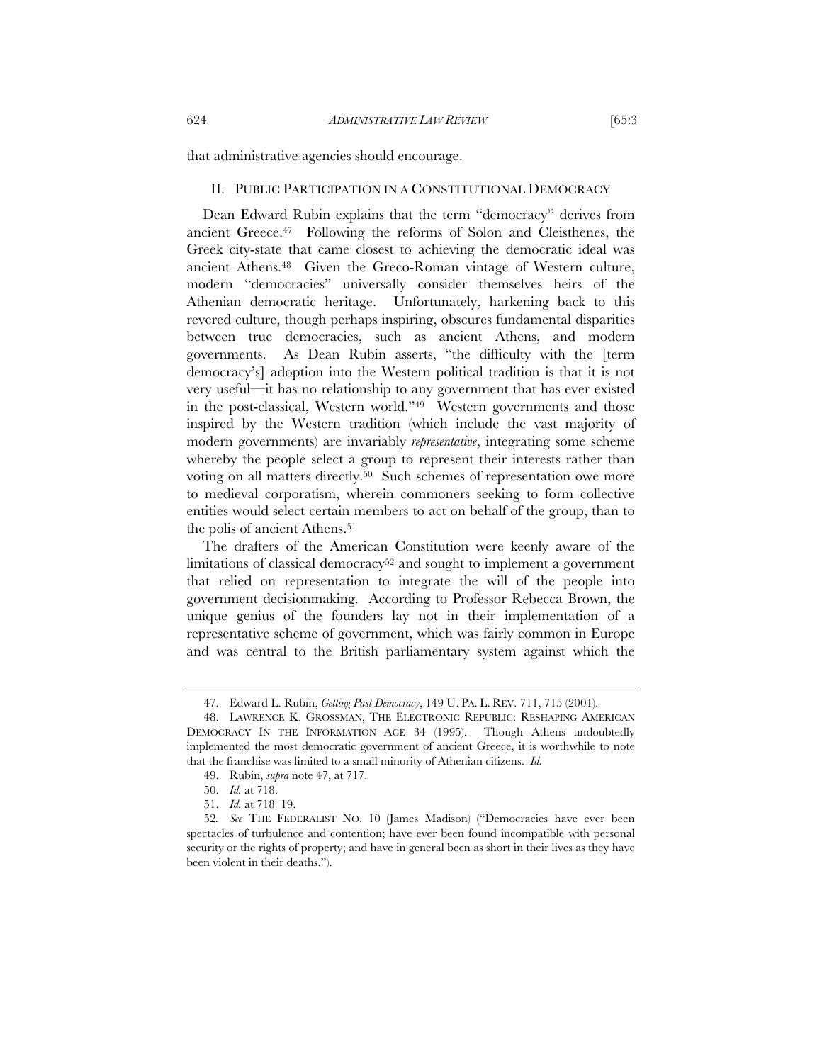that administrative agencies should encourage.

## II. PUBLIC PARTICIPATION IN A CONSTITUTIONAL DEMOCRACY

Dean Edward Rubin explains that the term "democracy" derives from ancient Greece.[47] Following the reforms of Solon and Cleisthenes, the Greek city-state that came closest to achieving the democratic ideal was ancient Athens.[48] Given the Greco-Roman vintage of Western culture, modern "democracies" universally consider themselves heirs of the Athenian democratic heritage. Unfortunately, harkening back to this revered culture, though perhaps inspiring, obscures fundamental disparities between true democracies, such as ancient Athens, and modern governments. As Dean Rubin asserts, "the difficulty with the [term democracy's] adoption into the Western political tradition is that it is not very useful—it has no relationship to any government that has ever existed in the post-classical, Western world."[49] Western governments and those inspired by the Western tradition (which include the vast majority of modern governments) are invariably *representative*, integrating some scheme whereby the people select a group to represent their interests rather than voting on all matters directly.[50] Such schemes of representation owe more to medieval corporatism, wherein commoners seeking to form collective entities would select certain members to act on behalf of the group, than to the polis of ancient Athens.[51]

The drafters of the American Constitution were keenly aware of the limitations of classical democracy[52] and sought to implement a government that relied on representation to integrate the will of the people into government decisionmaking. According to Professor Rebecca Brown, the unique genius of the founders lay not in their implementation of a representative scheme of government, which was fairly common in Europe and was central to the British parliamentary system against which the

---

47. Edward L. Rubin, *Getting Past Democracy*, 149 U. PA. L. REV. 711, 715 (2001).

48. LAWRENCE K. GROSSMAN, THE ELECTRONIC REPUBLIC: RESHAPING AMERICAN DEMOCRACY IN THE INFORMATION AGE 34 (1995). Though Athens undoubtedly implemented the most democratic government of ancient Greece, it is worthwhile to note that the franchise was limited to a small minority of Athenian citizens. *Id.*

49. Rubin, *supra* note 47, at 717.

50. *Id.* at 718.

51. *Id.* at 718–19.

52. *See* THE FEDERALIST NO. 10 (James Madison) ("Democracies have ever been spectacles of turbulence and contention; have ever been found incompatible with personal security or the rights of property; and have in general been as short in their lives as they have been violent in their deaths.").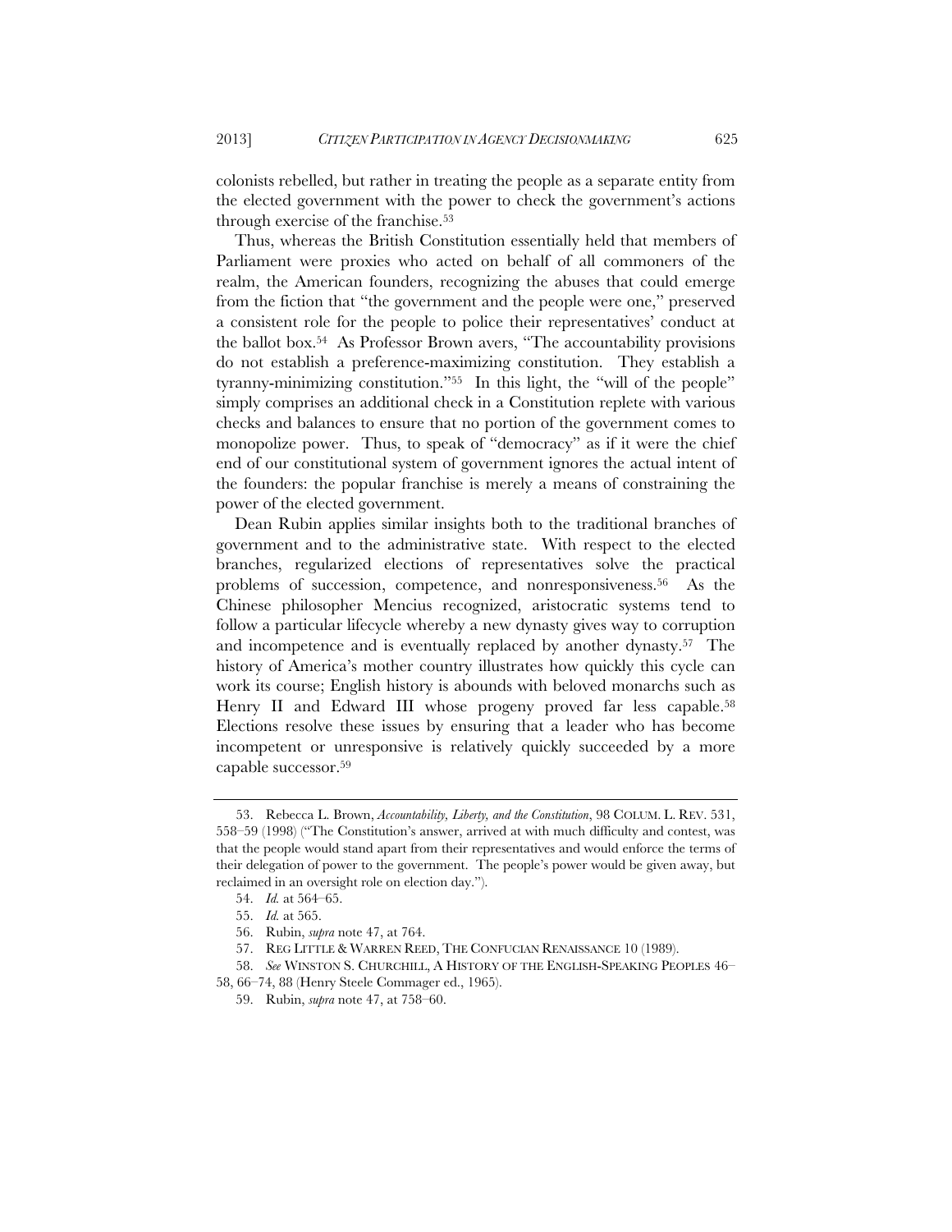colonists rebelled, but rather in treating the people as a separate entity from the elected government with the power to check the government's actions through exercise of the franchise.[53]

Thus, whereas the British Constitution essentially held that members of Parliament were proxies who acted on behalf of all commoners of the realm, the American founders, recognizing the abuses that could emerge from the fiction that "the government and the people were one," preserved a consistent role for the people to police their representatives' conduct at the ballot box.[54] As Professor Brown avers, "The accountability provisions do not establish a preference-maximizing constitution. They establish a tyranny-minimizing constitution."[55] In this light, the "will of the people" simply comprises an additional check in a Constitution replete with various checks and balances to ensure that no portion of the government comes to monopolize power. Thus, to speak of "democracy" as if it were the chief end of our constitutional system of government ignores the actual intent of the founders: the popular franchise is merely a means of constraining the power of the elected government.

Dean Rubin applies similar insights both to the traditional branches of government and to the administrative state. With respect to the elected branches, regularized elections of representatives solve the practical problems of succession, competence, and nonresponsiveness.[56] As the Chinese philosopher Mencius recognized, aristocratic systems tend to follow a particular lifecycle whereby a new dynasty gives way to corruption and incompetence and is eventually replaced by another dynasty.[57] The history of America's mother country illustrates how quickly this cycle can work its course; English history is abounds with beloved monarchs such as Henry II and Edward III whose progeny proved far less capable.[58] Elections resolve these issues by ensuring that a leader who has become incompetent or unresponsive is relatively quickly succeeded by a more capable successor.[59]

---

53. Rebecca L. Brown, *Accountability, Liberty, and the Constitution*, 98 COLUM. L. REV. 531, 558–59 (1998) ("The Constitution's answer, arrived at with much difficulty and contest, was that the people would stand apart from their representatives and would enforce the terms of their delegation of power to the government. The people's power would be given away, but reclaimed in an oversight role on election day.").

54. *Id.* at 564–65.

55. *Id.* at 565.

56. Rubin, *supra* note 47, at 764.

57. REG LITTLE & WARREN REED, THE CONFUCIAN RENAISSANCE 10 (1989).

58. *See* WINSTON S. CHURCHILL, A HISTORY OF THE ENGLISH-SPEAKING PEOPLES 46–58, 66–74, 88 (Henry Steele Commager ed., 1965).

59. Rubin, *supra* note 47, at 758–60.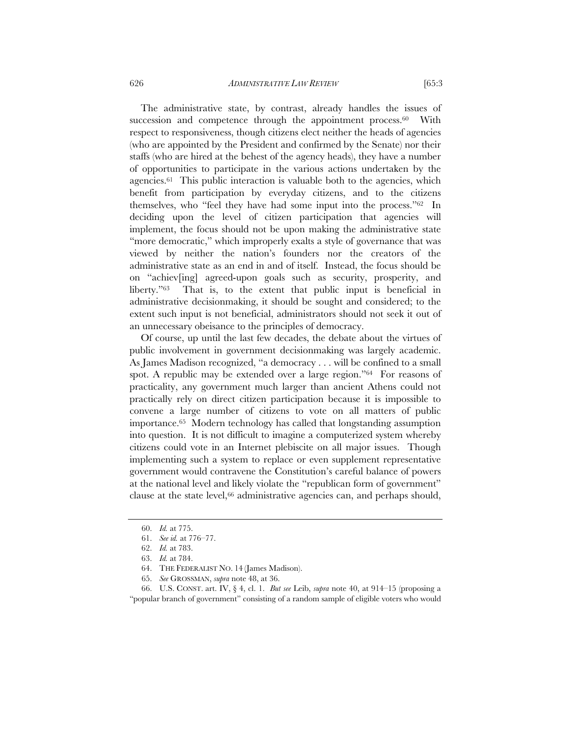The administrative state, by contrast, already handles the issues of succession and competence through the appointment process.[60] With respect to responsiveness, though citizens elect neither the heads of agencies (who are appointed by the President and confirmed by the Senate) nor their staffs (who are hired at the behest of the agency heads), they have a number of opportunities to participate in the various actions undertaken by the agencies.[61] This public interaction is valuable both to the agencies, which benefit from participation by everyday citizens, and to the citizens themselves, who "feel they have had some input into the process."[62] In deciding upon the level of citizen participation that agencies will implement, the focus should not be upon making the administrative state "more democratic," which improperly exalts a style of governance that was viewed by neither the nation's founders nor the creators of the administrative state as an end in and of itself. Instead, the focus should be on "achiev[ing] agreed-upon goals such as security, prosperity, and liberty."[63] That is, to the extent that public input is beneficial in administrative decisionmaking, it should be sought and considered; to the extent such input is not beneficial, administrators should not seek it out of an unnecessary obeisance to the principles of democracy.

Of course, up until the last few decades, the debate about the virtues of public involvement in government decisionmaking was largely academic. As James Madison recognized, "a democracy . . . will be confined to a small spot. A republic may be extended over a large region."[64] For reasons of practicality, any government much larger than ancient Athens could not practically rely on direct citizen participation because it is impossible to convene a large number of citizens to vote on all matters of public importance.[65] Modern technology has called that longstanding assumption into question. It is not difficult to imagine a computerized system whereby citizens could vote in an Internet plebiscite on all major issues. Though implementing such a system to replace or even supplement representative government would contravene the Constitution's careful balance of powers at the national level and likely violate the "republican form of government" clause at the state level,[66] administrative agencies can, and perhaps should,

---

60. *Id.* at 775.

61. *See id.* at 776–77.

62. *Id.* at 783.

63. *Id.* at 784.

64. THE FEDERALIST NO. 14 (James Madison).

65. *See* GROSSMAN, *supra* note 48, at 36.

66. U.S. CONST. art. IV, § 4, cl. 1. *But see* Leib, *supra* note 40, at 914–15 (proposing a "popular branch of government" consisting of a random sample of eligible voters who would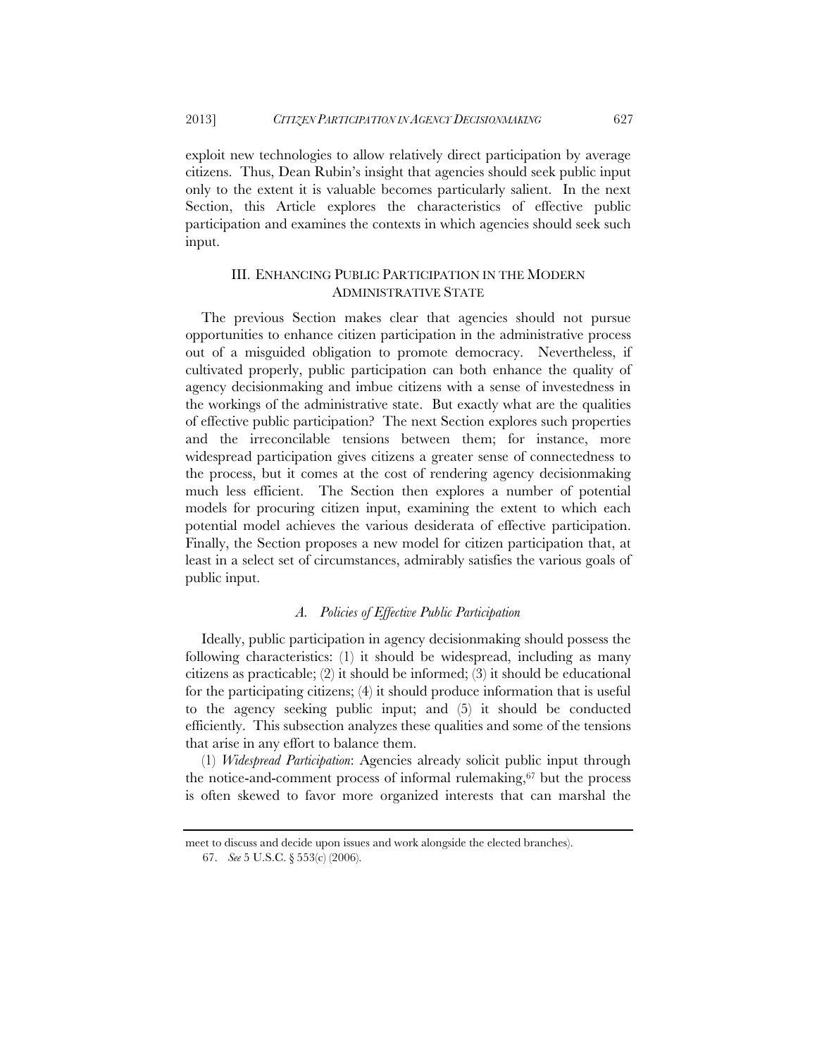exploit new technologies to allow relatively direct participation by average citizens. Thus, Dean Rubin's insight that agencies should seek public input only to the extent it is valuable becomes particularly salient. In the next Section, this Article explores the characteristics of effective public participation and examines the contexts in which agencies should seek such input.

## III. Enhancing Public Participation in the Modern Administrative State

The previous Section makes clear that agencies should not pursue opportunities to enhance citizen participation in the administrative process out of a misguided obligation to promote democracy. Nevertheless, if cultivated properly, public participation can both enhance the quality of agency decisionmaking and imbue citizens with a sense of investedness in the workings of the administrative state. But exactly what are the qualities of effective public participation? The next Section explores such properties and the irreconcilable tensions between them; for instance, more widespread participation gives citizens a greater sense of connectedness to the process, but it comes at the cost of rendering agency decisionmaking much less efficient. The Section then explores a number of potential models for procuring citizen input, examining the extent to which each potential model achieves the various desiderata of effective participation. Finally, the Section proposes a new model for citizen participation that, at least in a select set of circumstances, admirably satisfies the various goals of public input.

### *A. Policies of Effective Public Participation*

Ideally, public participation in agency decisionmaking should possess the following characteristics: (1) it should be widespread, including as many citizens as practicable; (2) it should be informed; (3) it should be educational for the participating citizens; (4) it should produce information that is useful to the agency seeking public input; and (5) it should be conducted efficiently. This subsection analyzes these qualities and some of the tensions that arise in any effort to balance them.

(1) *Widespread Participation*: Agencies already solicit public input through the notice-and-comment process of informal rulemaking,[67] but the process is often skewed to favor more organized interests that can marshal the

---

meet to discuss and decide upon issues and work alongside the elected branches).

67. *See* 5 U.S.C. § 553(c) (2006).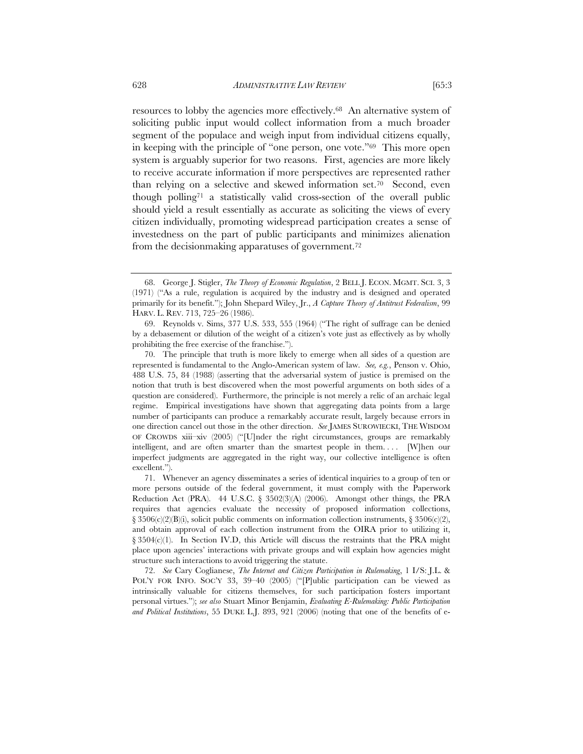resources to lobby the agencies more effectively.[68] An alternative system of soliciting public input would collect information from a much broader segment of the populace and weigh input from individual citizens equally, in keeping with the principle of "one person, one vote."[69] This more open system is arguably superior for two reasons. First, agencies are more likely to receive accurate information if more perspectives are represented rather than relying on a selective and skewed information set.[70] Second, even though polling[71] a statistically valid cross-section of the overall public should yield a result essentially as accurate as soliciting the views of every citizen individually, promoting widespread participation creates a sense of investedness on the part of public participants and minimizes alienation from the decisionmaking apparatuses of government.[72]

---

68. George J. Stigler, *The Theory of Economic Regulation*, 2 BELL J. ECON. MGMT. SCI. 3, 3 (1971) ("As a rule, regulation is acquired by the industry and is designed and operated primarily for its benefit."); John Shepard Wiley, Jr., *A Capture Theory of Antitrust Federalism*, 99 HARV. L. REV. 713, 725–26 (1986).

69. Reynolds v. Sims, 377 U.S. 533, 555 (1964) ("The right of suffrage can be denied by a debasement or dilution of the weight of a citizen's vote just as effectively as by wholly prohibiting the free exercise of the franchise.").

70. The principle that truth is more likely to emerge when all sides of a question are represented is fundamental to the Anglo-American system of law. *See, e.g.*, Penson v. Ohio, 488 U.S. 75, 84 (1988) (asserting that the adversarial system of justice is premised on the notion that truth is best discovered when the most powerful arguments on both sides of a question are considered). Furthermore, the principle is not merely a relic of an archaic legal regime. Empirical investigations have shown that aggregating data points from a large number of participants can produce a remarkably accurate result, largely because errors in one direction cancel out those in the other direction. *See* JAMES SUROWIECKI, THE WISDOM OF CROWDS xiii–xiv (2005) ("[U]nder the right circumstances, groups are remarkably intelligent, and are often smarter than the smartest people in them. . . . [W]hen our imperfect judgments are aggregated in the right way, our collective intelligence is often excellent.").

71. Whenever an agency disseminates a series of identical inquiries to a group of ten or more persons outside of the federal government, it must comply with the Paperwork Reduction Act (PRA). 44 U.S.C. § 3502(3)(A) (2006). Amongst other things, the PRA requires that agencies evaluate the necessity of proposed information collections, § 3506(c)(2)(B)(i), solicit public comments on information collection instruments, § 3506(c)(2), and obtain approval of each collection instrument from the OIRA prior to utilizing it, § 3504(c)(1). In Section IV.D, this Article will discuss the restraints that the PRA might place upon agencies' interactions with private groups and will explain how agencies might structure such interactions to avoid triggering the statute.

72. *See* Cary Coglianese, *The Internet and Citizen Participation in Rulemaking*, 1 I/S: J.L. & POL'Y FOR INFO. SOC'Y 33, 39–40 (2005) ("[P]ublic participation can be viewed as intrinsically valuable for citizens themselves, for such participation fosters important personal virtues."); *see also* Stuart Minor Benjamin, *Evaluating E-Rulemaking: Public Participation and Political Institutions*, 55 DUKE L.J. 893, 921 (2006) (noting that one of the benefits of e-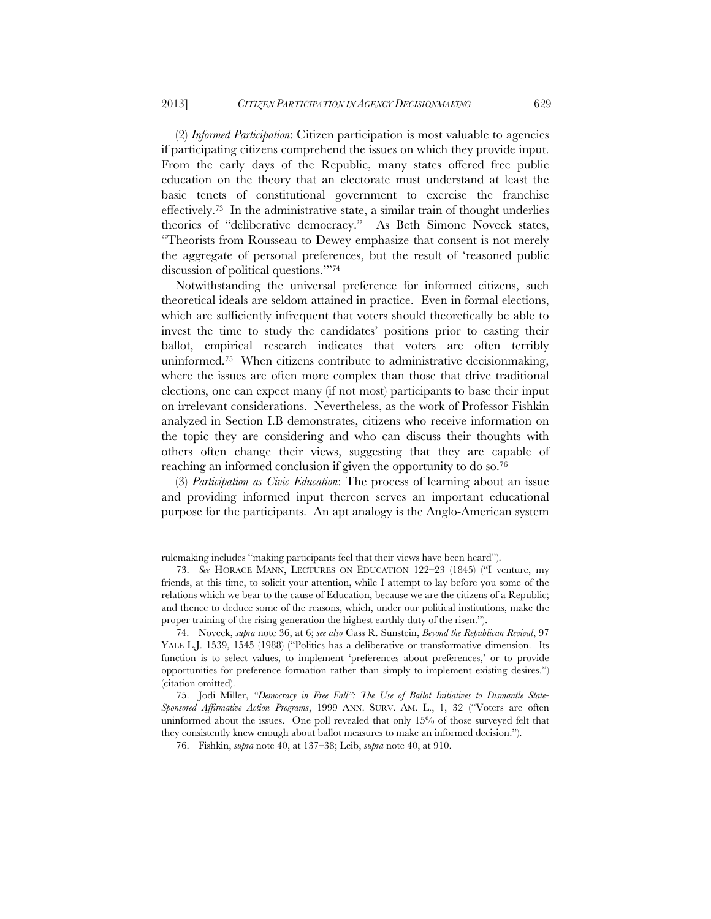(2) *Informed Participation*: Citizen participation is most valuable to agencies if participating citizens comprehend the issues on which they provide input. From the early days of the Republic, many states offered free public education on the theory that an electorate must understand at least the basic tenets of constitutional government to exercise the franchise effectively.[73] In the administrative state, a similar train of thought underlies theories of "deliberative democracy." As Beth Simone Noveck states, "Theorists from Rousseau to Dewey emphasize that consent is not merely the aggregate of personal preferences, but the result of 'reasoned public discussion of political questions.'"[74]

Notwithstanding the universal preference for informed citizens, such theoretical ideals are seldom attained in practice. Even in formal elections, which are sufficiently infrequent that voters should theoretically be able to invest the time to study the candidates' positions prior to casting their ballot, empirical research indicates that voters are often terribly uninformed.[75] When citizens contribute to administrative decisionmaking, where the issues are often more complex than those that drive traditional elections, one can expect many (if not most) participants to base their input on irrelevant considerations. Nevertheless, as the work of Professor Fishkin analyzed in Section I.B demonstrates, citizens who receive information on the topic they are considering and who can discuss their thoughts with others often change their views, suggesting that they are capable of reaching an informed conclusion if given the opportunity to do so.[76]

(3) *Participation as Civic Education*: The process of learning about an issue and providing informed input thereon serves an important educational purpose for the participants. An apt analogy is the Anglo-American system

---

rulemaking includes "making participants feel that their views have been heard").

73. *See* HORACE MANN, LECTURES ON EDUCATION 122–23 (1845) ("I venture, my friends, at this time, to solicit your attention, while I attempt to lay before you some of the relations which we bear to the cause of Education, because we are the citizens of a Republic; and thence to deduce some of the reasons, which, under our political institutions, make the proper training of the rising generation the highest earthly duty of the risen.").

74. Noveck, *supra* note 36, at 6; *see also* Cass R. Sunstein, *Beyond the Republican Revival*, 97 YALE L.J. 1539, 1545 (1988) ("Politics has a deliberative or transformative dimension. Its function is to select values, to implement 'preferences about preferences,' or to provide opportunities for preference formation rather than simply to implement existing desires.") (citation omitted).

75. Jodi Miller, *"Democracy in Free Fall": The Use of Ballot Initiatives to Dismantle State-Sponsored Affirmative Action Programs*, 1999 ANN. SURV. AM. L., 1, 32 ("Voters are often uninformed about the issues. One poll revealed that only 15% of those surveyed felt that they consistently knew enough about ballot measures to make an informed decision.").

76. Fishkin, *supra* note 40, at 137–38; Leib, *supra* note 40, at 910.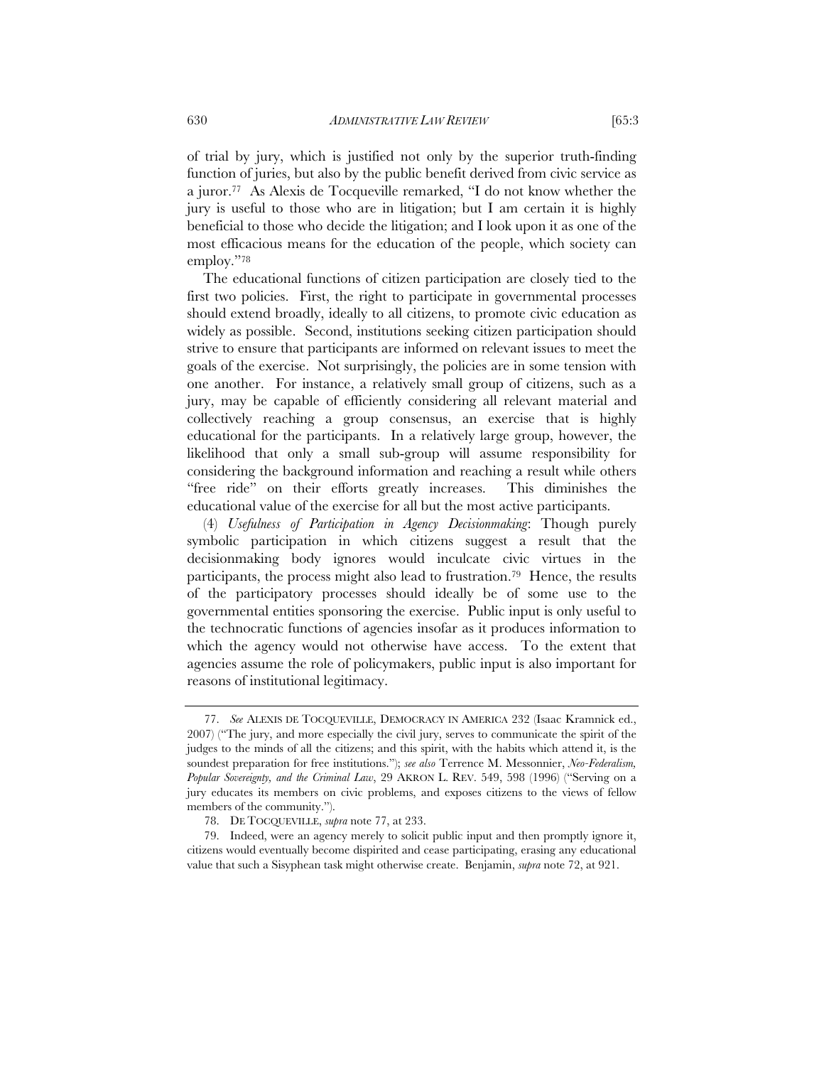of trial by jury, which is justified not only by the superior truth-finding function of juries, but also by the public benefit derived from civic service as a juror.[77] As Alexis de Tocqueville remarked, "I do not know whether the jury is useful to those who are in litigation; but I am certain it is highly beneficial to those who decide the litigation; and I look upon it as one of the most efficacious means for the education of the people, which society can employ."[78]

The educational functions of citizen participation are closely tied to the first two policies. First, the right to participate in governmental processes should extend broadly, ideally to all citizens, to promote civic education as widely as possible. Second, institutions seeking citizen participation should strive to ensure that participants are informed on relevant issues to meet the goals of the exercise. Not surprisingly, the policies are in some tension with one another. For instance, a relatively small group of citizens, such as a jury, may be capable of efficiently considering all relevant material and collectively reaching a group consensus, an exercise that is highly educational for the participants. In a relatively large group, however, the likelihood that only a small sub-group will assume responsibility for considering the background information and reaching a result while others "free ride" on their efforts greatly increases. This diminishes the educational value of the exercise for all but the most active participants.

(4) *Usefulness of Participation in Agency Decisionmaking*: Though purely symbolic participation in which citizens suggest a result that the decisionmaking body ignores would inculcate civic virtues in the participants, the process might also lead to frustration.[79] Hence, the results of the participatory processes should ideally be of some use to the governmental entities sponsoring the exercise. Public input is only useful to the technocratic functions of agencies insofar as it produces information to which the agency would not otherwise have access. To the extent that agencies assume the role of policymakers, public input is also important for reasons of institutional legitimacy.

---

77. *See* ALEXIS DE TOCQUEVILLE, DEMOCRACY IN AMERICA 232 (Isaac Kramnick ed., 2007) ("The jury, and more especially the civil jury, serves to communicate the spirit of the judges to the minds of all the citizens; and this spirit, with the habits which attend it, is the soundest preparation for free institutions."); *see also* Terrence M. Messonnier, *Neo-Federalism, Popular Sovereignty, and the Criminal Law*, 29 AKRON L. REV. 549, 598 (1996) ("Serving on a jury educates its members on civic problems, and exposes citizens to the views of fellow members of the community.").

78. DE TOCQUEVILLE, *supra* note 77, at 233.

79. Indeed, were an agency merely to solicit public input and then promptly ignore it, citizens would eventually become dispirited and cease participating, erasing any educational value that such a Sisyphean task might otherwise create. Benjamin, *supra* note 72, at 921.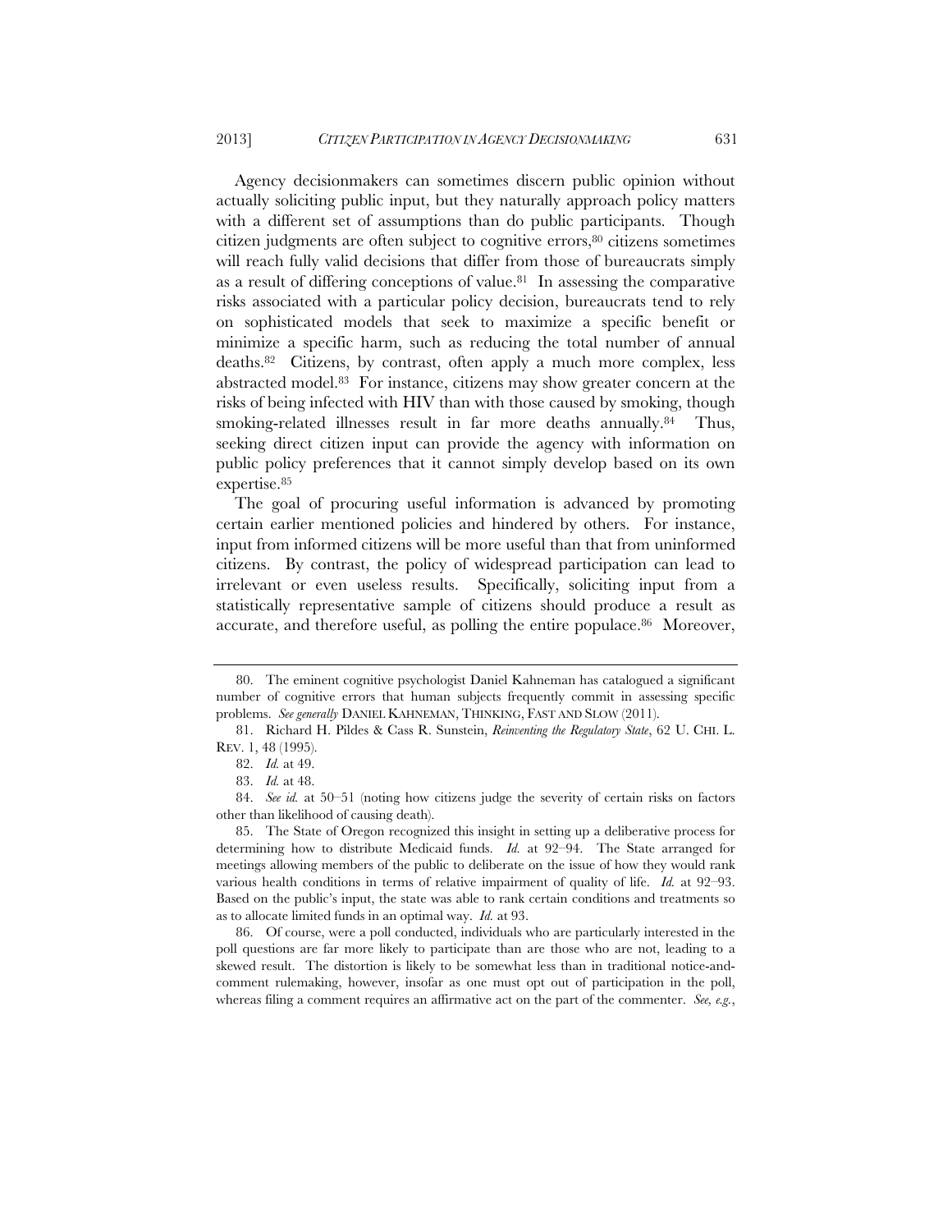Agency decisionmakers can sometimes discern public opinion without actually soliciting public input, but they naturally approach policy matters with a different set of assumptions than do public participants. Though citizen judgments are often subject to cognitive errors,[80] citizens sometimes will reach fully valid decisions that differ from those of bureaucrats simply as a result of differing conceptions of value.[81] In assessing the comparative risks associated with a particular policy decision, bureaucrats tend to rely on sophisticated models that seek to maximize a specific benefit or minimize a specific harm, such as reducing the total number of annual deaths.[82] Citizens, by contrast, often apply a much more complex, less abstracted model.[83] For instance, citizens may show greater concern at the risks of being infected with HIV than with those caused by smoking, though smoking-related illnesses result in far more deaths annually.[84] Thus, seeking direct citizen input can provide the agency with information on public policy preferences that it cannot simply develop based on its own expertise.[85]

The goal of procuring useful information is advanced by promoting certain earlier mentioned policies and hindered by others. For instance, input from informed citizens will be more useful than that from uninformed citizens. By contrast, the policy of widespread participation can lead to irrelevant or even useless results. Specifically, soliciting input from a statistically representative sample of citizens should produce a result as accurate, and therefore useful, as polling the entire populace.[86] Moreover,

---

80. The eminent cognitive psychologist Daniel Kahneman has catalogued a significant number of cognitive errors that human subjects frequently commit in assessing specific problems. *See generally* DANIEL KAHNEMAN, THINKING, FAST AND SLOW (2011).

81. Richard H. Pildes & Cass R. Sunstein, *Reinventing the Regulatory State*, 62 U. CHI. L. REV. 1, 48 (1995).

82. *Id.* at 49.

83. *Id.* at 48.

84. *See id.* at 50–51 (noting how citizens judge the severity of certain risks on factors other than likelihood of causing death).

85. The State of Oregon recognized this insight in setting up a deliberative process for determining how to distribute Medicaid funds. *Id.* at 92–94. The State arranged for meetings allowing members of the public to deliberate on the issue of how they would rank various health conditions in terms of relative impairment of quality of life. *Id.* at 92–93. Based on the public's input, the state was able to rank certain conditions and treatments so as to allocate limited funds in an optimal way. *Id.* at 93.

86. Of course, were a poll conducted, individuals who are particularly interested in the poll questions are far more likely to participate than are those who are not, leading to a skewed result. The distortion is likely to be somewhat less than in traditional notice-and-comment rulemaking, however, insofar as one must opt out of participation in the poll, whereas filing a comment requires an affirmative act on the part of the commenter. *See, e.g.*,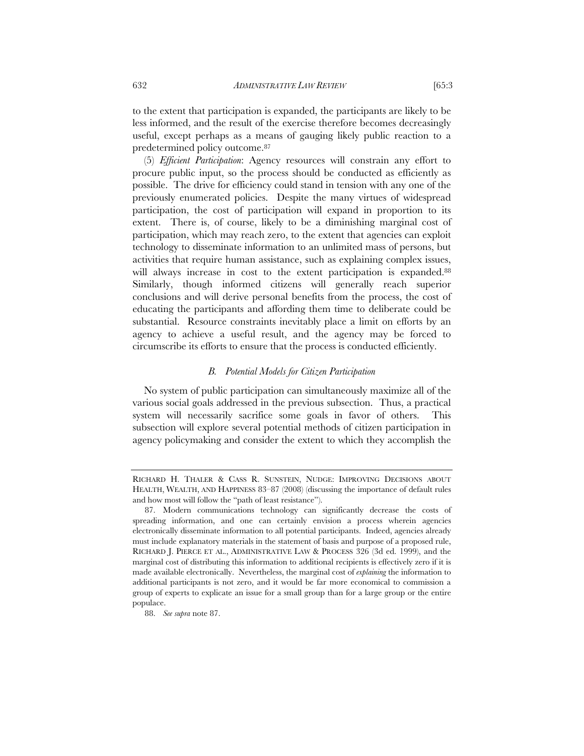to the extent that participation is expanded, the participants are likely to be less informed, and the result of the exercise therefore becomes decreasingly useful, except perhaps as a means of gauging likely public reaction to a predetermined policy outcome.[87]

(5) *Efficient Participation*: Agency resources will constrain any effort to procure public input, so the process should be conducted as efficiently as possible. The drive for efficiency could stand in tension with any one of the previously enumerated policies. Despite the many virtues of widespread participation, the cost of participation will expand in proportion to its extent. There is, of course, likely to be a diminishing marginal cost of participation, which may reach zero, to the extent that agencies can exploit technology to disseminate information to an unlimited mass of persons, but activities that require human assistance, such as explaining complex issues, will always increase in cost to the extent participation is expanded.[88] Similarly, though informed citizens will generally reach superior conclusions and will derive personal benefits from the process, the cost of educating the participants and affording them time to deliberate could be substantial. Resource constraints inevitably place a limit on efforts by an agency to achieve a useful result, and the agency may be forced to circumscribe its efforts to ensure that the process is conducted efficiently.

### *B. Potential Models for Citizen Participation*

No system of public participation can simultaneously maximize all of the various social goals addressed in the previous subsection. Thus, a practical system will necessarily sacrifice some goals in favor of others. This subsection will explore several potential methods of citizen participation in agency policymaking and consider the extent to which they accomplish the

---

RICHARD H. THALER & CASS R. SUNSTEIN, NUDGE: IMPROVING DECISIONS ABOUT HEALTH, WEALTH, AND HAPPINESS 83–87 (2008) (discussing the importance of default rules and how most will follow the "path of least resistance").

87. Modern communications technology can significantly decrease the costs of spreading information, and one can certainly envision a process wherein agencies electronically disseminate information to all potential participants. Indeed, agencies already must include explanatory materials in the statement of basis and purpose of a proposed rule, RICHARD J. PIERCE ET AL., ADMINISTRATIVE LAW & PROCESS 326 (3d ed. 1999), and the marginal cost of distributing this information to additional recipients is effectively zero if it is made available electronically. Nevertheless, the marginal cost of *explaining* the information to additional participants is not zero, and it would be far more economical to commission a group of experts to explicate an issue for a small group than for a large group or the entire populace.

88. *See supra* note 87.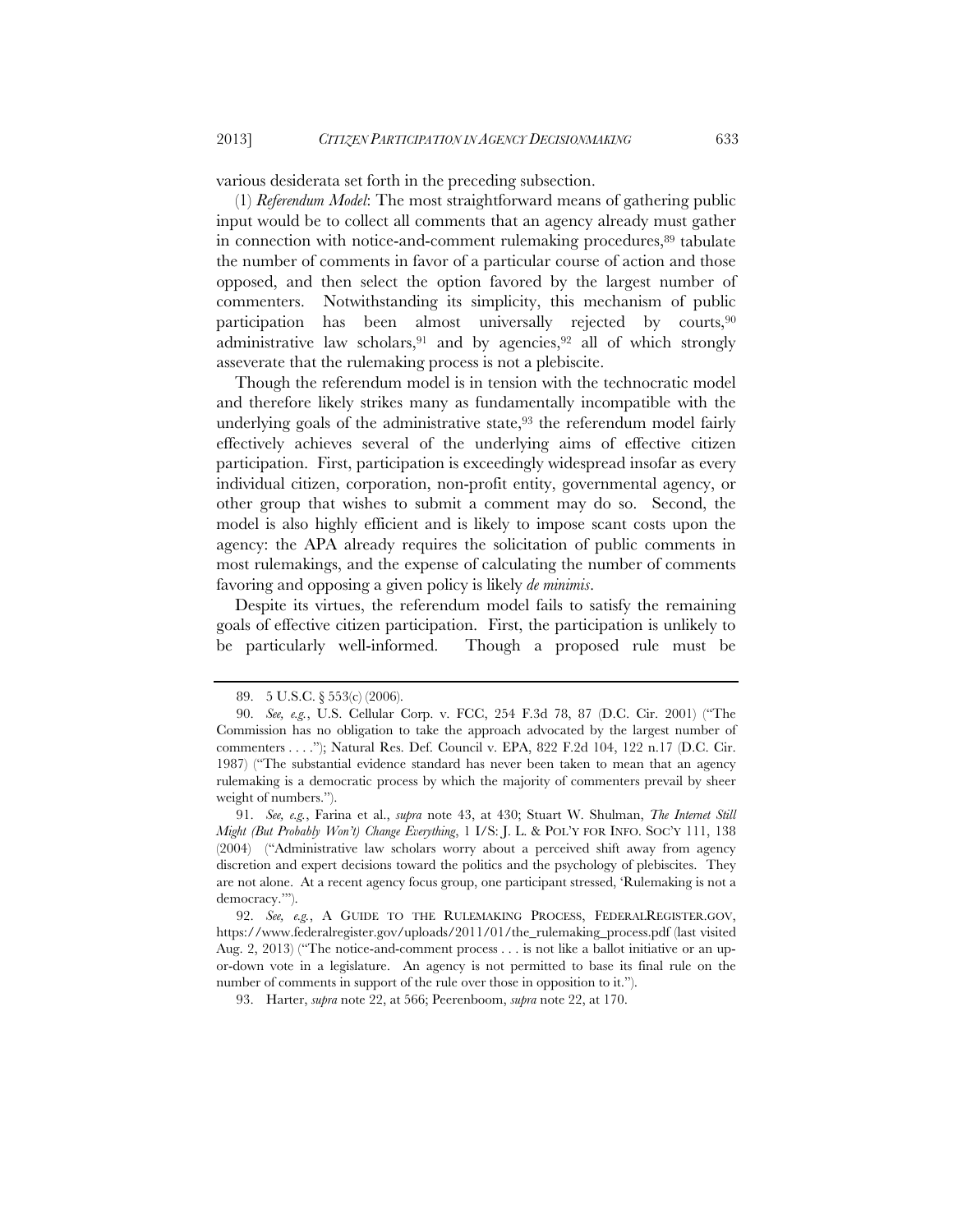various desiderata set forth in the preceding subsection.

(1) *Referendum Model*: The most straightforward means of gathering public input would be to collect all comments that an agency already must gather in connection with notice-and-comment rulemaking procedures,[89] tabulate the number of comments in favor of a particular course of action and those opposed, and then select the option favored by the largest number of commenters. Notwithstanding its simplicity, this mechanism of public participation has been almost universally rejected by courts,[90] administrative law scholars,[91] and by agencies,[92] all of which strongly asseverate that the rulemaking process is not a plebiscite.

Though the referendum model is in tension with the technocratic model and therefore likely strikes many as fundamentally incompatible with the underlying goals of the administrative state,[93] the referendum model fairly effectively achieves several of the underlying aims of effective citizen participation. First, participation is exceedingly widespread insofar as every individual citizen, corporation, non-profit entity, governmental agency, or other group that wishes to submit a comment may do so. Second, the model is also highly efficient and is likely to impose scant costs upon the agency: the APA already requires the solicitation of public comments in most rulemakings, and the expense of calculating the number of comments favoring and opposing a given policy is likely *de minimis*.

Despite its virtues, the referendum model fails to satisfy the remaining goals of effective citizen participation. First, the participation is unlikely to be particularly well-informed. Though a proposed rule must be

---

89. 5 U.S.C. § 553(c) (2006).

90. *See, e.g.*, U.S. Cellular Corp. v. FCC, 254 F.3d 78, 87 (D.C. Cir. 2001) ("The Commission has no obligation to take the approach advocated by the largest number of commenters . . . ."); Natural Res. Def. Council v. EPA, 822 F.2d 104, 122 n.17 (D.C. Cir. 1987) ("The substantial evidence standard has never been taken to mean that an agency rulemaking is a democratic process by which the majority of commenters prevail by sheer weight of numbers.").

91. *See, e.g.*, Farina et al., *supra* note 43, at 430; Stuart W. Shulman, *The Internet Still Might (But Probably Won't) Change Everything*, 1 I/S: J. L. & POL'Y FOR INFO. SOC'Y 111, 138 (2004) ("Administrative law scholars worry about a perceived shift away from agency discretion and expert decisions toward the politics and the psychology of plebiscites. They are not alone. At a recent agency focus group, one participant stressed, 'Rulemaking is not a democracy.'").

92. *See, e.g.*, A GUIDE TO THE RULEMAKING PROCESS, FEDERALREGISTER.GOV, https://www.federalregister.gov/uploads/2011/01/the_rulemaking_process.pdf (last visited Aug. 2, 2013) ("The notice-and-comment process . . . is not like a ballot initiative or an up-or-down vote in a legislature. An agency is not permitted to base its final rule on the number of comments in support of the rule over those in opposition to it.").

93. Harter, *supra* note 22, at 566; Peerenboom, *supra* note 22, at 170.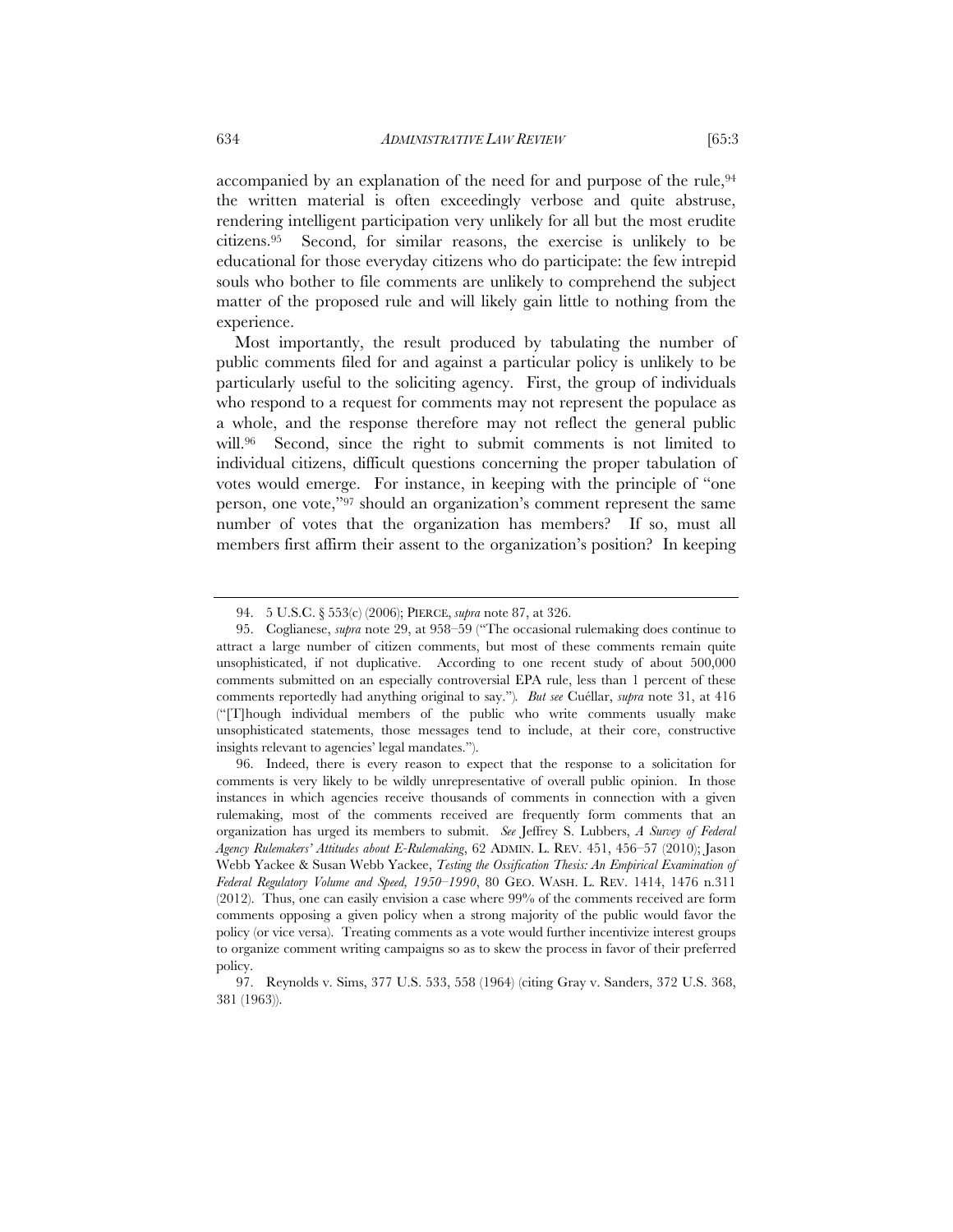accompanied by an explanation of the need for and purpose of the rule,[94] the written material is often exceedingly verbose and quite abstruse, rendering intelligent participation very unlikely for all but the most erudite citizens.[95] Second, for similar reasons, the exercise is unlikely to be educational for those everyday citizens who do participate: the few intrepid souls who bother to file comments are unlikely to comprehend the subject matter of the proposed rule and will likely gain little to nothing from the experience.

Most importantly, the result produced by tabulating the number of public comments filed for and against a particular policy is unlikely to be particularly useful to the soliciting agency. First, the group of individuals who respond to a request for comments may not represent the populace as a whole, and the response therefore may not reflect the general public will.[96] Second, since the right to submit comments is not limited to individual citizens, difficult questions concerning the proper tabulation of votes would emerge. For instance, in keeping with the principle of "one person, one vote,"[97] should an organization's comment represent the same number of votes that the organization has members? If so, must all members first affirm their assent to the organization's position? In keeping

---

94. 5 U.S.C. § 553(c) (2006); PIERCE, *supra* note 87, at 326.

95. Coglianese, *supra* note 29, at 958–59 ("The occasional rulemaking does continue to attract a large number of citizen comments, but most of these comments remain quite unsophisticated, if not duplicative. According to one recent study of about 500,000 comments submitted on an especially controversial EPA rule, less than 1 percent of these comments reportedly had anything original to say."). *But see* Cuéllar, *supra* note 31, at 416 ("[T]hough individual members of the public who write comments usually make unsophisticated statements, those messages tend to include, at their core, constructive insights relevant to agencies' legal mandates.").

96. Indeed, there is every reason to expect that the response to a solicitation for comments is very likely to be wildly unrepresentative of overall public opinion. In those instances in which agencies receive thousands of comments in connection with a given rulemaking, most of the comments received are frequently form comments that an organization has urged its members to submit. *See* Jeffrey S. Lubbers, *A Survey of Federal Agency Rulemakers' Attitudes about E-Rulemaking*, 62 ADMIN. L. REV. 451, 456–57 (2010); Jason Webb Yackee & Susan Webb Yackee, *Testing the Ossification Thesis: An Empirical Examination of Federal Regulatory Volume and Speed, 1950–1990*, 80 GEO. WASH. L. REV. 1414, 1476 n.311 (2012). Thus, one can easily envision a case where 99% of the comments received are form comments opposing a given policy when a strong majority of the public would favor the policy (or vice versa). Treating comments as a vote would further incentivize interest groups to organize comment writing campaigns so as to skew the process in favor of their preferred policy.

97. Reynolds v. Sims, 377 U.S. 533, 558 (1964) (citing Gray v. Sanders, 372 U.S. 368, 381 (1963)).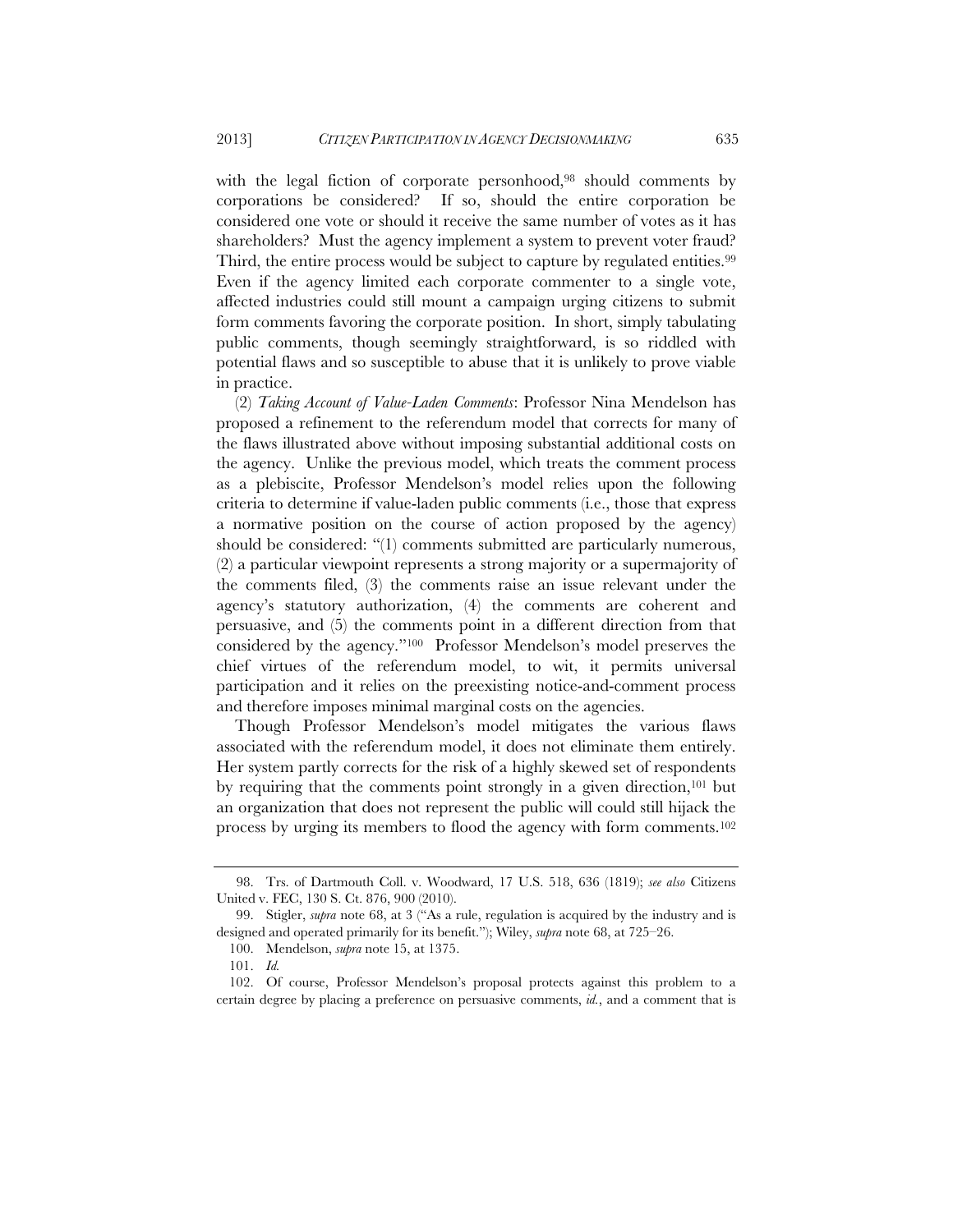with the legal fiction of corporate personhood,[98] should comments by corporations be considered? If so, should the entire corporation be considered one vote or should it receive the same number of votes as it has shareholders? Must the agency implement a system to prevent voter fraud? Third, the entire process would be subject to capture by regulated entities.[99] Even if the agency limited each corporate commenter to a single vote, affected industries could still mount a campaign urging citizens to submit form comments favoring the corporate position. In short, simply tabulating public comments, though seemingly straightforward, is so riddled with potential flaws and so susceptible to abuse that it is unlikely to prove viable in practice.

(2) *Taking Account of Value-Laden Comments*: Professor Nina Mendelson has proposed a refinement to the referendum model that corrects for many of the flaws illustrated above without imposing substantial additional costs on the agency. Unlike the previous model, which treats the comment process as a plebiscite, Professor Mendelson's model relies upon the following criteria to determine if value-laden public comments (i.e., those that express a normative position on the course of action proposed by the agency) should be considered: "(1) comments submitted are particularly numerous, (2) a particular viewpoint represents a strong majority or a supermajority of the comments filed, (3) the comments raise an issue relevant under the agency's statutory authorization, (4) the comments are coherent and persuasive, and (5) the comments point in a different direction from that considered by the agency."[100] Professor Mendelson's model preserves the chief virtues of the referendum model, to wit, it permits universal participation and it relies on the preexisting notice-and-comment process and therefore imposes minimal marginal costs on the agencies.

Though Professor Mendelson's model mitigates the various flaws associated with the referendum model, it does not eliminate them entirely. Her system partly corrects for the risk of a highly skewed set of respondents by requiring that the comments point strongly in a given direction,[101] but an organization that does not represent the public will could still hijack the process by urging its members to flood the agency with form comments.[102]

---

98. Trs. of Dartmouth Coll. v. Woodward, 17 U.S. 518, 636 (1819); *see also* Citizens United v. FEC, 130 S. Ct. 876, 900 (2010).

99. Stigler, *supra* note 68, at 3 ("As a rule, regulation is acquired by the industry and is designed and operated primarily for its benefit."); Wiley, *supra* note 68, at 725–26.

100. Mendelson, *supra* note 15, at 1375.

101. *Id.*

102. Of course, Professor Mendelson's proposal protects against this problem to a certain degree by placing a preference on persuasive comments, *id.*, and a comment that is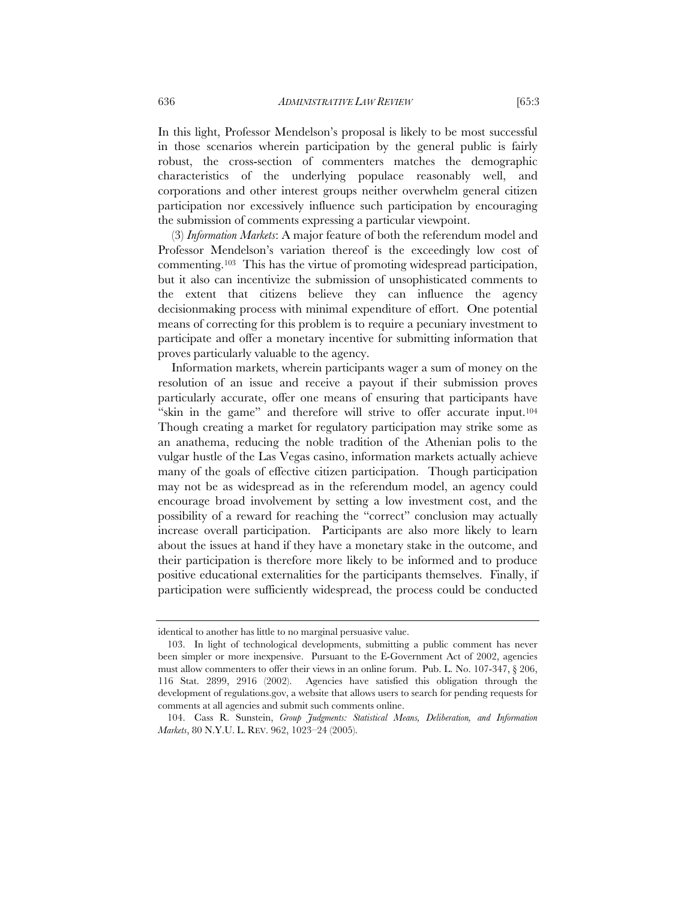In this light, Professor Mendelson's proposal is likely to be most successful in those scenarios wherein participation by the general public is fairly robust, the cross-section of commenters matches the demographic characteristics of the underlying populace reasonably well, and corporations and other interest groups neither overwhelm general citizen participation nor excessively influence such participation by encouraging the submission of comments expressing a particular viewpoint.

(3) *Information Markets*: A major feature of both the referendum model and Professor Mendelson's variation thereof is the exceedingly low cost of commenting.[103] This has the virtue of promoting widespread participation, but it also can incentivize the submission of unsophisticated comments to the extent that citizens believe they can influence the agency decisionmaking process with minimal expenditure of effort. One potential means of correcting for this problem is to require a pecuniary investment to participate and offer a monetary incentive for submitting information that proves particularly valuable to the agency.

Information markets, wherein participants wager a sum of money on the resolution of an issue and receive a payout if their submission proves particularly accurate, offer one means of ensuring that participants have "skin in the game" and therefore will strive to offer accurate input.[104] Though creating a market for regulatory participation may strike some as an anathema, reducing the noble tradition of the Athenian polis to the vulgar hustle of the Las Vegas casino, information markets actually achieve many of the goals of effective citizen participation. Though participation may not be as widespread as in the referendum model, an agency could encourage broad involvement by setting a low investment cost, and the possibility of a reward for reaching the "correct" conclusion may actually increase overall participation. Participants are also more likely to learn about the issues at hand if they have a monetary stake in the outcome, and their participation is therefore more likely to be informed and to produce positive educational externalities for the participants themselves. Finally, if participation were sufficiently widespread, the process could be conducted

---

identical to another has little to no marginal persuasive value.

103. In light of technological developments, submitting a public comment has never been simpler or more inexpensive. Pursuant to the E-Government Act of 2002, agencies must allow commenters to offer their views in an online forum. Pub. L. No. 107-347, § 206, 116 Stat. 2899, 2916 (2002). Agencies have satisfied this obligation through the development of regulations.gov, a website that allows users to search for pending requests for comments at all agencies and submit such comments online.

104. Cass R. Sunstein, *Group Judgments: Statistical Means, Deliberation, and Information Markets*, 80 N.Y.U. L. REV. 962, 1023–24 (2005).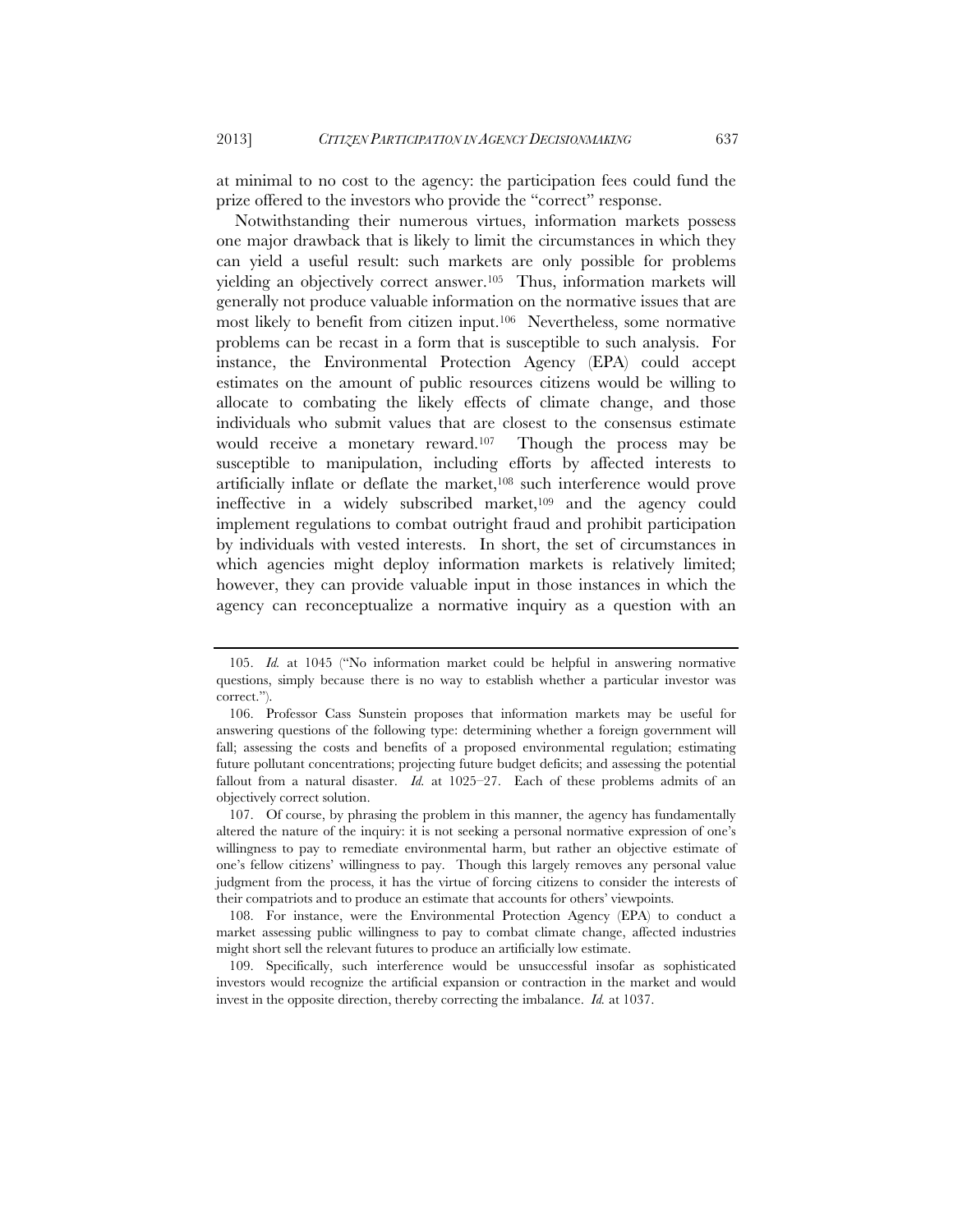at minimal to no cost to the agency: the participation fees could fund the prize offered to the investors who provide the "correct" response.

Notwithstanding their numerous virtues, information markets possess one major drawback that is likely to limit the circumstances in which they can yield a useful result: such markets are only possible for problems yielding an objectively correct answer.[105] Thus, information markets will generally not produce valuable information on the normative issues that are most likely to benefit from citizen input.[106] Nevertheless, some normative problems can be recast in a form that is susceptible to such analysis. For instance, the Environmental Protection Agency (EPA) could accept estimates on the amount of public resources citizens would be willing to allocate to combating the likely effects of climate change, and those individuals who submit values that are closest to the consensus estimate would receive a monetary reward.[107] Though the process may be susceptible to manipulation, including efforts by affected interests to artificially inflate or deflate the market,[108] such interference would prove ineffective in a widely subscribed market,[109] and the agency could implement regulations to combat outright fraud and prohibit participation by individuals with vested interests. In short, the set of circumstances in which agencies might deploy information markets is relatively limited; however, they can provide valuable input in those instances in which the agency can reconceptualize a normative inquiry as a question with an

---

105. *Id.* at 1045 ("No information market could be helpful in answering normative questions, simply because there is no way to establish whether a particular investor was correct.").

106. Professor Cass Sunstein proposes that information markets may be useful for answering questions of the following type: determining whether a foreign government will fall; assessing the costs and benefits of a proposed environmental regulation; estimating future pollutant concentrations; projecting future budget deficits; and assessing the potential fallout from a natural disaster. *Id.* at 1025–27. Each of these problems admits of an objectively correct solution.

107. Of course, by phrasing the problem in this manner, the agency has fundamentally altered the nature of the inquiry: it is not seeking a personal normative expression of one's willingness to pay to remediate environmental harm, but rather an objective estimate of one's fellow citizens' willingness to pay. Though this largely removes any personal value judgment from the process, it has the virtue of forcing citizens to consider the interests of their compatriots and to produce an estimate that accounts for others' viewpoints.

108. For instance, were the Environmental Protection Agency (EPA) to conduct a market assessing public willingness to pay to combat climate change, affected industries might short sell the relevant futures to produce an artificially low estimate.

109. Specifically, such interference would be unsuccessful insofar as sophisticated investors would recognize the artificial expansion or contraction in the market and would invest in the opposite direction, thereby correcting the imbalance. *Id.* at 1037.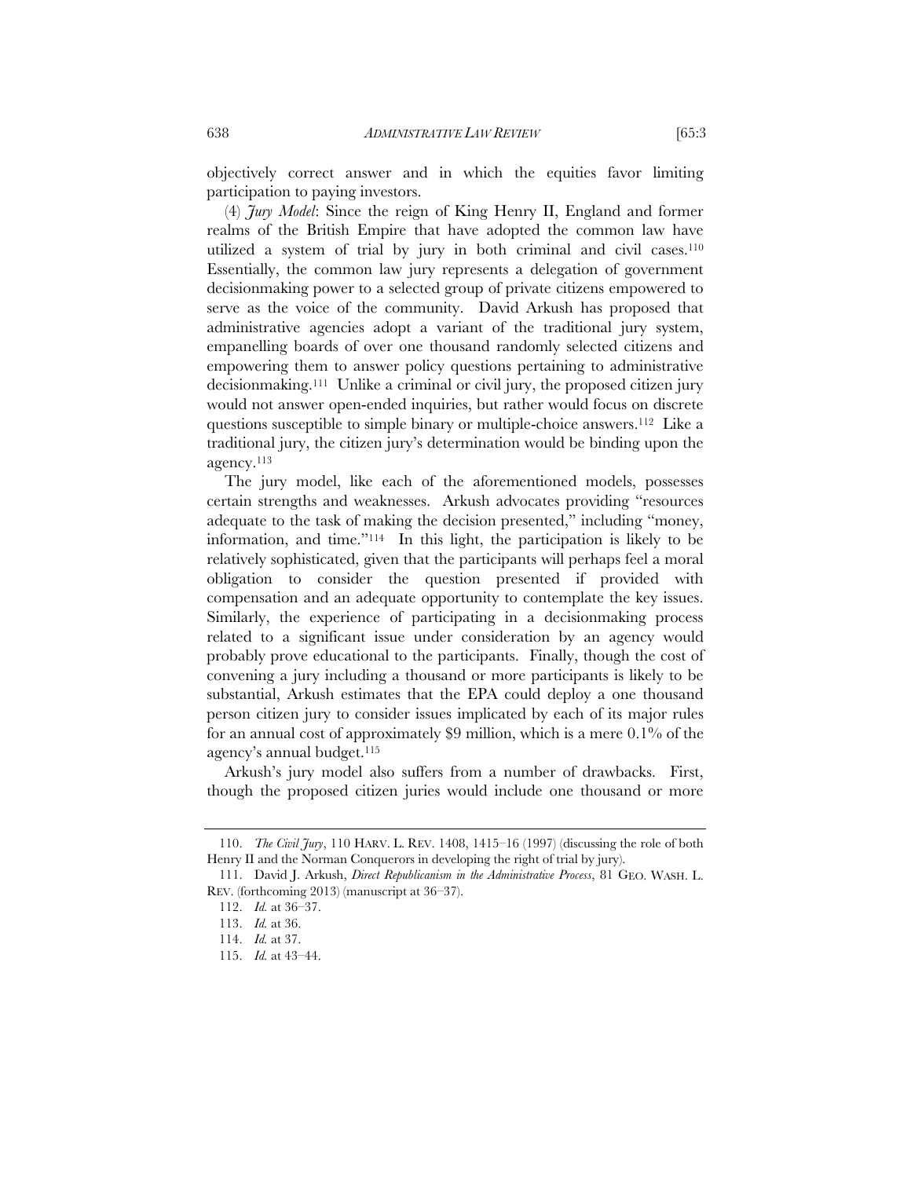objectively correct answer and in which the equities favor limiting participation to paying investors.

(4) *Jury Model*: Since the reign of King Henry II, England and former realms of the British Empire that have adopted the common law have utilized a system of trial by jury in both criminal and civil cases.[110] Essentially, the common law jury represents a delegation of government decisionmaking power to a selected group of private citizens empowered to serve as the voice of the community. David Arkush has proposed that administrative agencies adopt a variant of the traditional jury system, empanelling boards of over one thousand randomly selected citizens and empowering them to answer policy questions pertaining to administrative decisionmaking.[111] Unlike a criminal or civil jury, the proposed citizen jury would not answer open-ended inquiries, but rather would focus on discrete questions susceptible to simple binary or multiple-choice answers.[112] Like a traditional jury, the citizen jury's determination would be binding upon the agency.[113]

The jury model, like each of the aforementioned models, possesses certain strengths and weaknesses. Arkush advocates providing "resources adequate to the task of making the decision presented," including "money, information, and time."[114] In this light, the participation is likely to be relatively sophisticated, given that the participants will perhaps feel a moral obligation to consider the question presented if provided with compensation and an adequate opportunity to contemplate the key issues. Similarly, the experience of participating in a decisionmaking process related to a significant issue under consideration by an agency would probably prove educational to the participants. Finally, though the cost of convening a jury including a thousand or more participants is likely to be substantial, Arkush estimates that the EPA could deploy a one thousand person citizen jury to consider issues implicated by each of its major rules for an annual cost of approximately $9 million, which is a mere 0.1% of the agency's annual budget.[115]

Arkush's jury model also suffers from a number of drawbacks. First, though the proposed citizen juries would include one thousand or more

---

110. *The Civil Jury*, 110 HARV. L. REV. 1408, 1415–16 (1997) (discussing the role of both Henry II and the Norman Conquerors in developing the right of trial by jury).

111. David J. Arkush, *Direct Republicanism in the Administrative Process*, 81 GEO. WASH. L. REV. (forthcoming 2013) (manuscript at 36–37).

112. *Id.* at 36–37.

113. *Id.* at 36.

114. *Id.* at 37.

115. *Id.* at 43–44.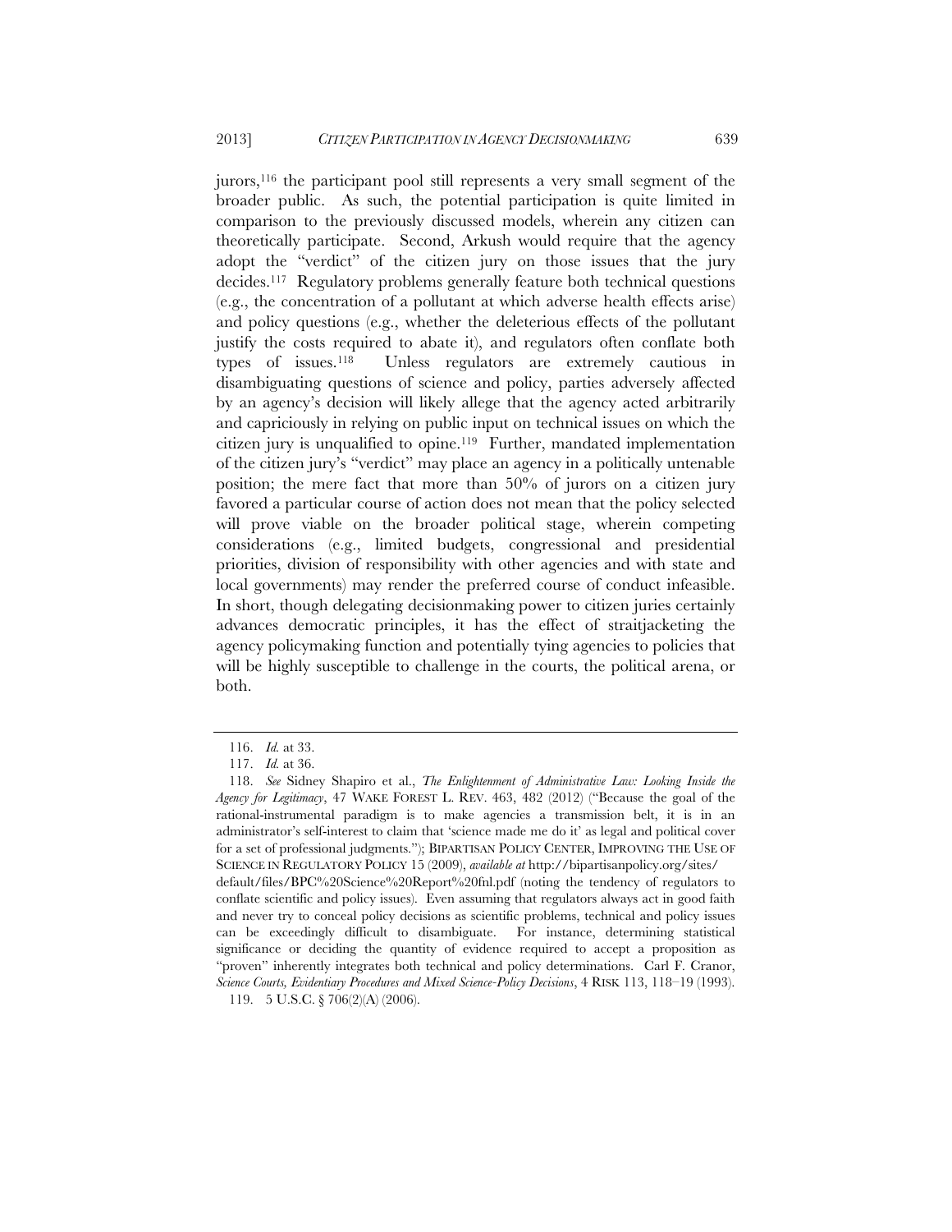jurors,[116] the participant pool still represents a very small segment of the broader public. As such, the potential participation is quite limited in comparison to the previously discussed models, wherein any citizen can theoretically participate. Second, Arkush would require that the agency adopt the "verdict" of the citizen jury on those issues that the jury decides.[117] Regulatory problems generally feature both technical questions (e.g., the concentration of a pollutant at which adverse health effects arise) and policy questions (e.g., whether the deleterious effects of the pollutant justify the costs required to abate it), and regulators often conflate both types of issues.[118] Unless regulators are extremely cautious in disambiguating questions of science and policy, parties adversely affected by an agency's decision will likely allege that the agency acted arbitrarily and capriciously in relying on public input on technical issues on which the citizen jury is unqualified to opine.[119] Further, mandated implementation of the citizen jury's "verdict" may place an agency in a politically untenable position; the mere fact that more than 50% of jurors on a citizen jury favored a particular course of action does not mean that the policy selected will prove viable on the broader political stage, wherein competing considerations (e.g., limited budgets, congressional and presidential priorities, division of responsibility with other agencies and with state and local governments) may render the preferred course of conduct infeasible. In short, though delegating decisionmaking power to citizen juries certainly advances democratic principles, it has the effect of straitjacketing the agency policymaking function and potentially tying agencies to policies that will be highly susceptible to challenge in the courts, the political arena, or both.

---

116. *Id.* at 33.

117. *Id.* at 36.

118. *See* Sidney Shapiro et al., *The Enlightenment of Administrative Law: Looking Inside the Agency for Legitimacy*, 47 WAKE FOREST L. REV. 463, 482 (2012) ("Because the goal of the rational-instrumental paradigm is to make agencies a transmission belt, it is in an administrator's self-interest to claim that 'science made me do it' as legal and political cover for a set of professional judgments."); BIPARTISAN POLICY CENTER, IMPROVING THE USE OF SCIENCE IN REGULATORY POLICY 15 (2009), *available at* http://bipartisanpolicy.org/sites/default/files/BPC%20Science%20Report%20fnl.pdf (noting the tendency of regulators to conflate scientific and policy issues). Even assuming that regulators always act in good faith and never try to conceal policy decisions as scientific problems, technical and policy issues can be exceedingly difficult to disambiguate. For instance, determining statistical significance or deciding the quantity of evidence required to accept a proposition as "proven" inherently integrates both technical and policy determinations. Carl F. Cranor, *Science Courts, Evidentiary Procedures and Mixed Science-Policy Decisions*, 4 RISK 113, 118–19 (1993).

119. 5 U.S.C. § 706(2)(A) (2006).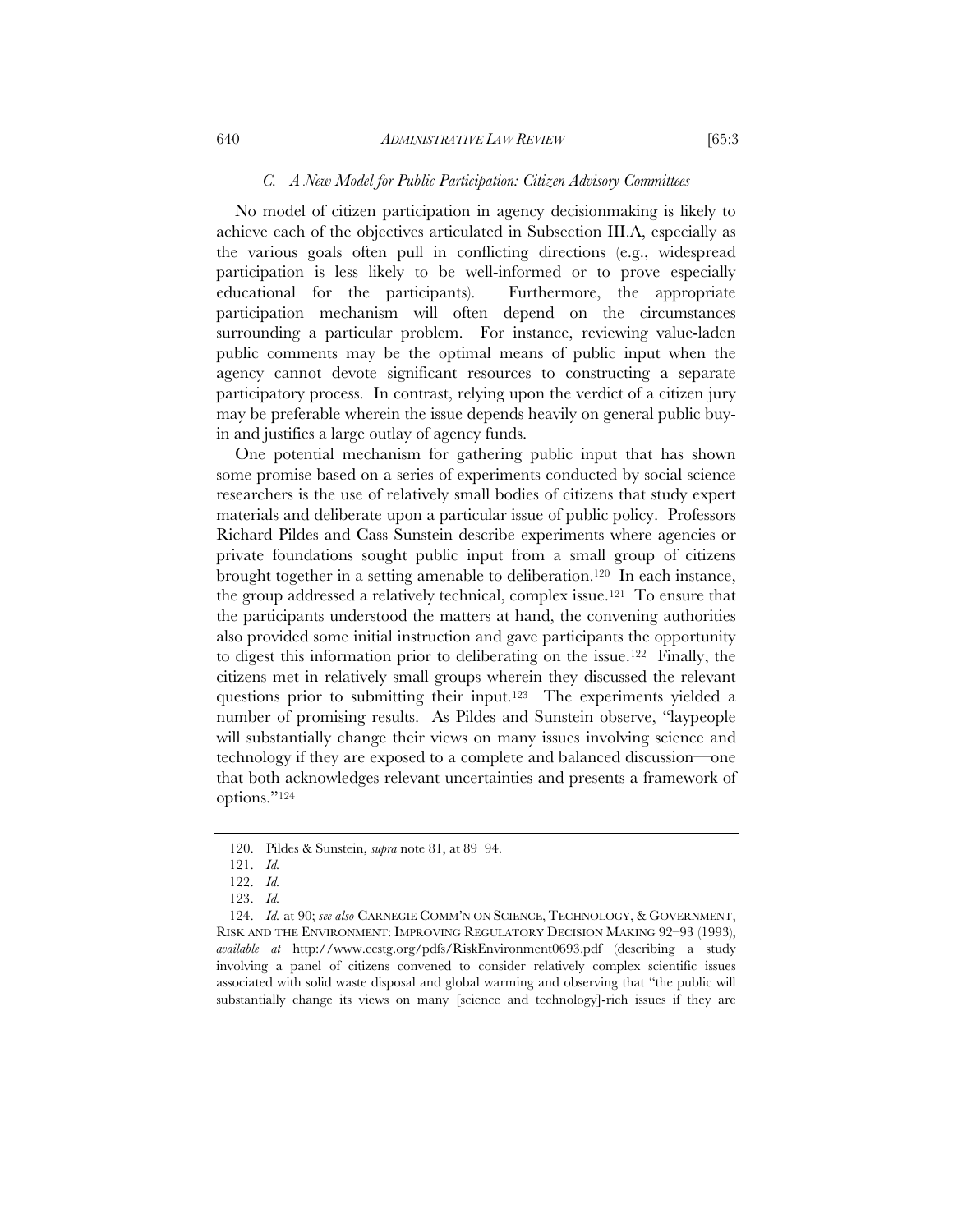### *C. A New Model for Public Participation: Citizen Advisory Committees*

No model of citizen participation in agency decisionmaking is likely to achieve each of the objectives articulated in Subsection III.A, especially as the various goals often pull in conflicting directions (e.g., widespread participation is less likely to be well-informed or to prove especially educational for the participants). Furthermore, the appropriate participation mechanism will often depend on the circumstances surrounding a particular problem. For instance, reviewing value-laden public comments may be the optimal means of public input when the agency cannot devote significant resources to constructing a separate participatory process. In contrast, relying upon the verdict of a citizen jury may be preferable wherein the issue depends heavily on general public buy-in and justifies a large outlay of agency funds.

One potential mechanism for gathering public input that has shown some promise based on a series of experiments conducted by social science researchers is the use of relatively small bodies of citizens that study expert materials and deliberate upon a particular issue of public policy. Professors Richard Pildes and Cass Sunstein describe experiments where agencies or private foundations sought public input from a small group of citizens brought together in a setting amenable to deliberation.[120] In each instance, the group addressed a relatively technical, complex issue.[121] To ensure that the participants understood the matters at hand, the convening authorities also provided some initial instruction and gave participants the opportunity to digest this information prior to deliberating on the issue.[122] Finally, the citizens met in relatively small groups wherein they discussed the relevant questions prior to submitting their input.[123] The experiments yielded a number of promising results. As Pildes and Sunstein observe, "laypeople will substantially change their views on many issues involving science and technology if they are exposed to a complete and balanced discussion—one that both acknowledges relevant uncertainties and presents a framework of options."[124]

---

120. Pildes & Sunstein, *supra* note 81, at 89–94.

121. *Id.*

122. *Id.*

123. *Id.*

124. *Id.* at 90; *see also* CARNEGIE COMM'N ON SCIENCE, TECHNOLOGY, & GOVERNMENT, RISK AND THE ENVIRONMENT: IMPROVING REGULATORY DECISION MAKING 92–93 (1993), *available at* http://www.ccstg.org/pdfs/RiskEnvironment0693.pdf (describing a study involving a panel of citizens convened to consider relatively complex scientific issues associated with solid waste disposal and global warming and observing that "the public will substantially change its views on many [science and technology]-rich issues if they are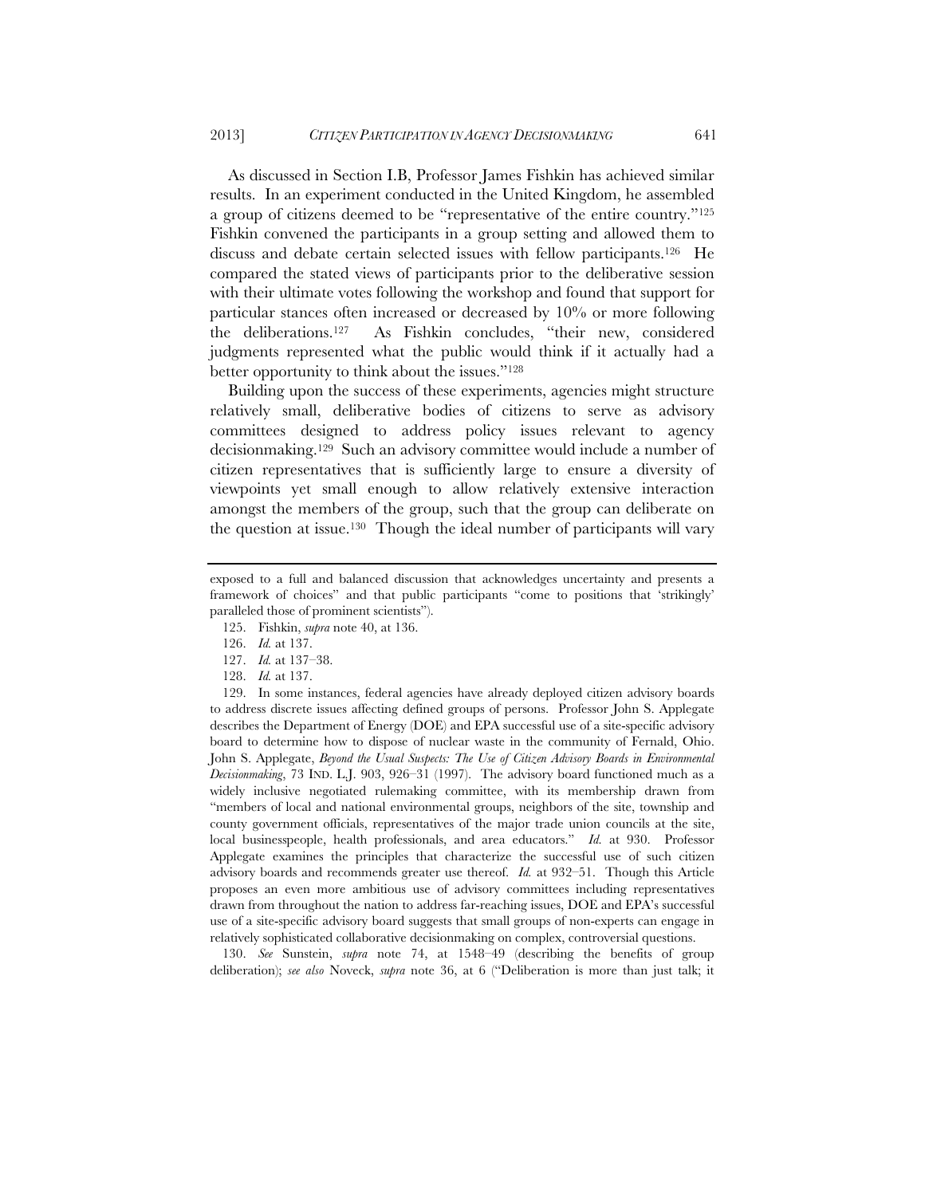As discussed in Section I.B, Professor James Fishkin has achieved similar results. In an experiment conducted in the United Kingdom, he assembled a group of citizens deemed to be "representative of the entire country."[125] Fishkin convened the participants in a group setting and allowed them to discuss and debate certain selected issues with fellow participants.[126] He compared the stated views of participants prior to the deliberative session with their ultimate votes following the workshop and found that support for particular stances often increased or decreased by 10% or more following the deliberations.[127] As Fishkin concludes, "their new, considered judgments represented what the public would think if it actually had a better opportunity to think about the issues."[128]

Building upon the success of these experiments, agencies might structure relatively small, deliberative bodies of citizens to serve as advisory committees designed to address policy issues relevant to agency decisionmaking.[129] Such an advisory committee would include a number of citizen representatives that is sufficiently large to ensure a diversity of viewpoints yet small enough to allow relatively extensive interaction amongst the members of the group, such that the group can deliberate on the question at issue.[130] Though the ideal number of participants will vary

---

exposed to a full and balanced discussion that acknowledges uncertainty and presents a framework of choices" and that public participants "come to positions that 'strikingly' paralleled those of prominent scientists").

125. Fishkin, *supra* note 40, at 136.

126. *Id.* at 137.

127. *Id.* at 137–38.

128. *Id.* at 137.

129. In some instances, federal agencies have already deployed citizen advisory boards to address discrete issues affecting defined groups of persons. Professor John S. Applegate describes the Department of Energy (DOE) and EPA successful use of a site-specific advisory board to determine how to dispose of nuclear waste in the community of Fernald, Ohio. John S. Applegate, *Beyond the Usual Suspects: The Use of Citizen Advisory Boards in Environmental Decisionmaking*, 73 IND. L.J. 903, 926–31 (1997). The advisory board functioned much as a widely inclusive negotiated rulemaking committee, with its membership drawn from "members of local and national environmental groups, neighbors of the site, township and county government officials, representatives of the major trade union councils at the site, local businesspeople, health professionals, and area educators." *Id.* at 930. Professor Applegate examines the principles that characterize the successful use of such citizen advisory boards and recommends greater use thereof. *Id.* at 932–51. Though this Article proposes an even more ambitious use of advisory committees including representatives drawn from throughout the nation to address far-reaching issues, DOE and EPA's successful use of a site-specific advisory board suggests that small groups of non-experts can engage in relatively sophisticated collaborative decisionmaking on complex, controversial questions.

130. *See* Sunstein, *supra* note 74, at 1548–49 (describing the benefits of group deliberation); *see also* Noveck, *supra* note 36, at 6 ("Deliberation is more than just talk; it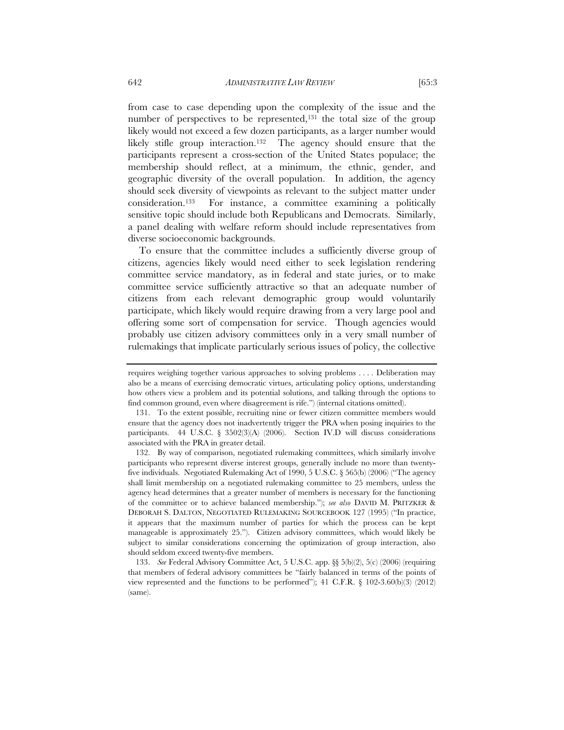from case to case depending upon the complexity of the issue and the number of perspectives to be represented,[131] the total size of the group likely would not exceed a few dozen participants, as a larger number would likely stifle group interaction.[132] The agency should ensure that the participants represent a cross-section of the United States populace; the membership should reflect, at a minimum, the ethnic, gender, and geographic diversity of the overall population. In addition, the agency should seek diversity of viewpoints as relevant to the subject matter under consideration.[133] For instance, a committee examining a politically sensitive topic should include both Republicans and Democrats. Similarly, a panel dealing with welfare reform should include representatives from diverse socioeconomic backgrounds.

To ensure that the committee includes a sufficiently diverse group of citizens, agencies likely would need either to seek legislation rendering committee service mandatory, as in federal and state juries, or to make committee service sufficiently attractive so that an adequate number of citizens from each relevant demographic group would voluntarily participate, which likely would require drawing from a very large pool and offering some sort of compensation for service. Though agencies would probably use citizen advisory committees only in a very small number of rulemakings that implicate particularly serious issues of policy, the collective

---

requires weighing together various approaches to solving problems . . . . Deliberation may also be a means of exercising democratic virtues, articulating policy options, understanding how others view a problem and its potential solutions, and talking through the options to find common ground, even where disagreement is rife.") (internal citations omitted).

131. To the extent possible, recruiting nine or fewer citizen committee members would ensure that the agency does not inadvertently trigger the PRA when posing inquiries to the participants. 44 U.S.C. § 3502(3)(A) (2006). Section IV.D will discuss considerations associated with the PRA in greater detail.

132. By way of comparison, negotiated rulemaking committees, which similarly involve participants who represent diverse interest groups, generally include no more than twenty-five individuals. Negotiated Rulemaking Act of 1990, 5 U.S.C. § 565(b) (2006) ("The agency shall limit membership on a negotiated rulemaking committee to 25 members, unless the agency head determines that a greater number of members is necessary for the functioning of the committee or to achieve balanced membership."); *see also* DAVID M. PRITZKER & DEBORAH S. DALTON, NEGOTIATED RULEMAKING SOURCEBOOK 127 (1995) ("In practice, it appears that the maximum number of parties for which the process can be kept manageable is approximately 25."). Citizen advisory committees, which would likely be subject to similar considerations concerning the optimization of group interaction, also should seldom exceed twenty-five members.

133. *See* Federal Advisory Committee Act, 5 U.S.C. app. §§ 5(b)(2), 5(c) (2006) (requiring that members of federal advisory committees be "fairly balanced in terms of the points of view represented and the functions to be performed"); 41 C.F.R. § 102-3.60(b)(3) (2012) (same).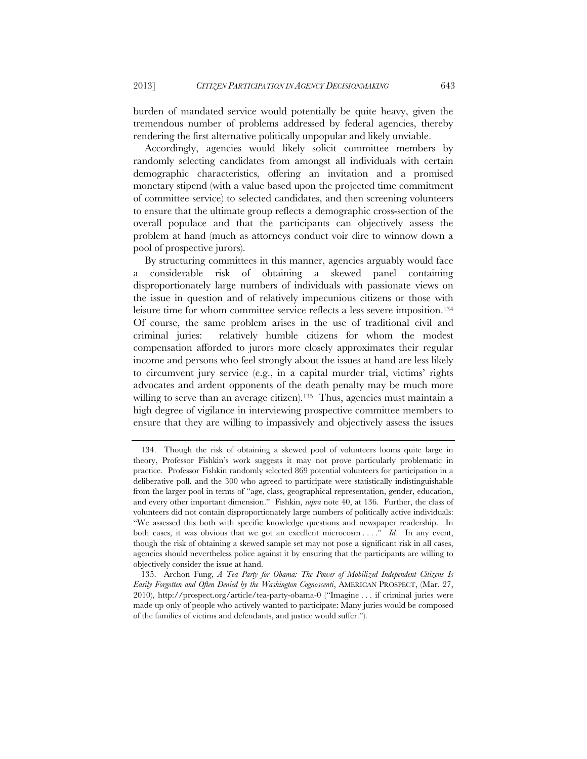burden of mandated service would potentially be quite heavy, given the tremendous number of problems addressed by federal agencies, thereby rendering the first alternative politically unpopular and likely unviable.

Accordingly, agencies would likely solicit committee members by randomly selecting candidates from amongst all individuals with certain demographic characteristics, offering an invitation and a promised monetary stipend (with a value based upon the projected time commitment of committee service) to selected candidates, and then screening volunteers to ensure that the ultimate group reflects a demographic cross-section of the overall populace and that the participants can objectively assess the problem at hand (much as attorneys conduct voir dire to winnow down a pool of prospective jurors).

By structuring committees in this manner, agencies arguably would face a considerable risk of obtaining a skewed panel containing disproportionately large numbers of individuals with passionate views on the issue in question and of relatively impecunious citizens or those with leisure time for whom committee service reflects a less severe imposition.[134] Of course, the same problem arises in the use of traditional civil and criminal juries: relatively humble citizens for whom the modest compensation afforded to jurors more closely approximates their regular income and persons who feel strongly about the issues at hand are less likely to circumvent jury service (e.g., in a capital murder trial, victims' rights advocates and ardent opponents of the death penalty may be much more willing to serve than an average citizen).[135] Thus, agencies must maintain a high degree of vigilance in interviewing prospective committee members to ensure that they are willing to impassively and objectively assess the issues

---

134. Though the risk of obtaining a skewed pool of volunteers looms quite large in theory, Professor Fishkin's work suggests it may not prove particularly problematic in practice. Professor Fishkin randomly selected 869 potential volunteers for participation in a deliberative poll, and the 300 who agreed to participate were statistically indistinguishable from the larger pool in terms of "age, class, geographical representation, gender, education, and every other important dimension." Fishkin, *supra* note 40, at 136. Further, the class of volunteers did not contain disproportionately large numbers of politically active individuals: "We assessed this both with specific knowledge questions and newspaper readership. In both cases, it was obvious that we got an excellent microcosm . . . ." *Id.* In any event, though the risk of obtaining a skewed sample set may not pose a significant risk in all cases, agencies should nevertheless police against it by ensuring that the participants are willing to objectively consider the issue at hand.

135. Archon Fung, *A Tea Party for Obama: The Power of Mobilized Independent Citizens Is Easily Forgotten and Often Denied by the Washington Cognoscenti*, AMERICAN PROSPECT, (Mar. 27, 2010), http://prospect.org/article/tea-party-obama-0 ("Imagine . . . if criminal juries were made up only of people who actively wanted to participate: Many juries would be composed of the families of victims and defendants, and justice would suffer.").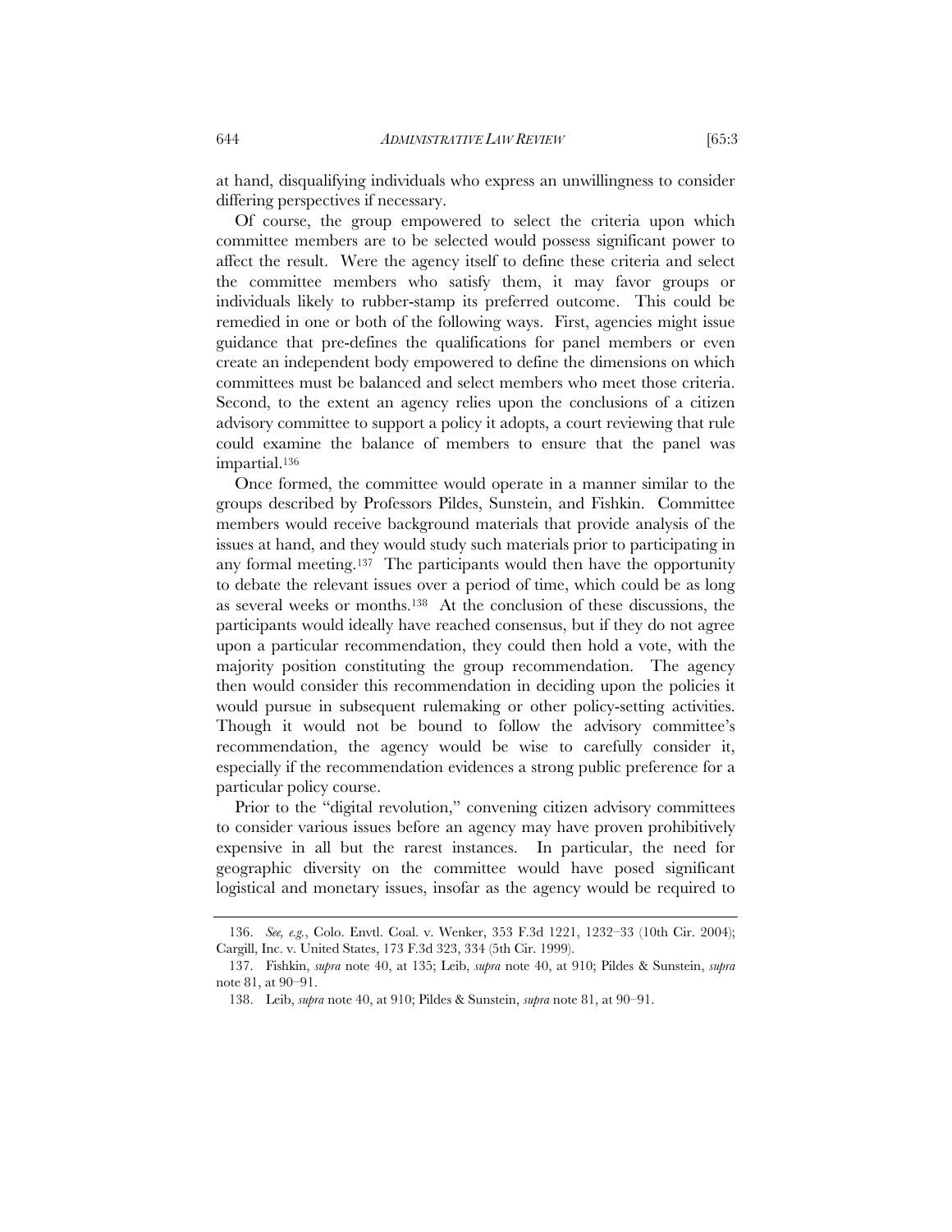at hand, disqualifying individuals who express an unwillingness to consider differing perspectives if necessary.

Of course, the group empowered to select the criteria upon which committee members are to be selected would possess significant power to affect the result. Were the agency itself to define these criteria and select the committee members who satisfy them, it may favor groups or individuals likely to rubber-stamp its preferred outcome. This could be remedied in one or both of the following ways. First, agencies might issue guidance that pre-defines the qualifications for panel members or even create an independent body empowered to define the dimensions on which committees must be balanced and select members who meet those criteria. Second, to the extent an agency relies upon the conclusions of a citizen advisory committee to support a policy it adopts, a court reviewing that rule could examine the balance of members to ensure that the panel was impartial.[136]

Once formed, the committee would operate in a manner similar to the groups described by Professors Pildes, Sunstein, and Fishkin. Committee members would receive background materials that provide analysis of the issues at hand, and they would study such materials prior to participating in any formal meeting.[137] The participants would then have the opportunity to debate the relevant issues over a period of time, which could be as long as several weeks or months.[138] At the conclusion of these discussions, the participants would ideally have reached consensus, but if they do not agree upon a particular recommendation, they could then hold a vote, with the majority position constituting the group recommendation. The agency then would consider this recommendation in deciding upon the policies it would pursue in subsequent rulemaking or other policy-setting activities. Though it would not be bound to follow the advisory committee's recommendation, the agency would be wise to carefully consider it, especially if the recommendation evidences a strong public preference for a particular policy course.

Prior to the "digital revolution," convening citizen advisory committees to consider various issues before an agency may have proven prohibitively expensive in all but the rarest instances. In particular, the need for geographic diversity on the committee would have posed significant logistical and monetary issues, insofar as the agency would be required to

---

136. *See, e.g.*, Colo. Envtl. Coal. v. Wenker, 353 F.3d 1221, 1232–33 (10th Cir. 2004); Cargill, Inc. v. United States, 173 F.3d 323, 334 (5th Cir. 1999).

137. Fishkin, *supra* note 40, at 135; Leib, *supra* note 40, at 910; Pildes & Sunstein, *supra* note 81, at 90–91.

138. Leib, *supra* note 40, at 910; Pildes & Sunstein, *supra* note 81, at 90–91.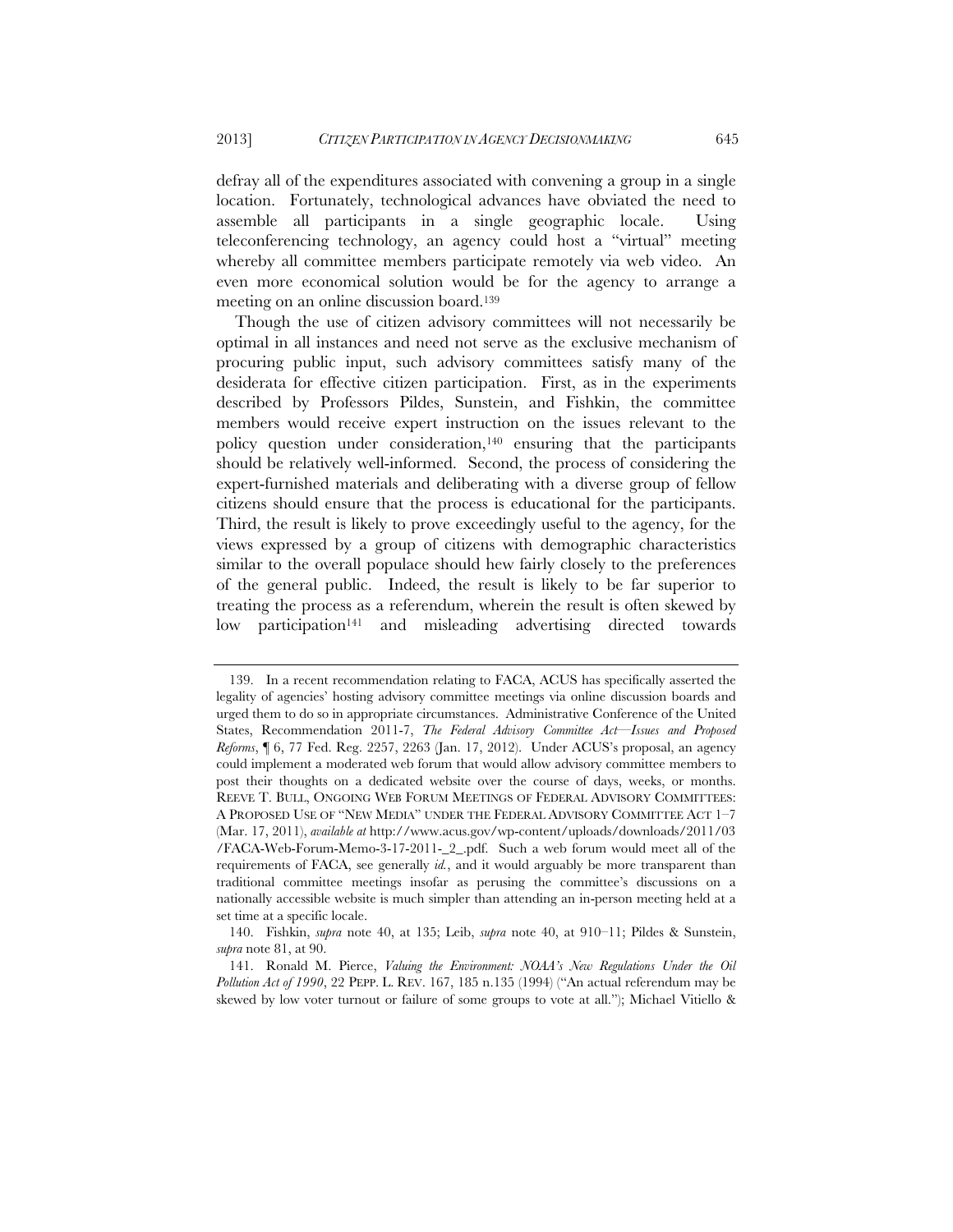defray all of the expenditures associated with convening a group in a single location. Fortunately, technological advances have obviated the need to assemble all participants in a single geographic locale. Using teleconferencing technology, an agency could host a "virtual" meeting whereby all committee members participate remotely via web video. An even more economical solution would be for the agency to arrange a meeting on an online discussion board.[139]

Though the use of citizen advisory committees will not necessarily be optimal in all instances and need not serve as the exclusive mechanism of procuring public input, such advisory committees satisfy many of the desiderata for effective citizen participation. First, as in the experiments described by Professors Pildes, Sunstein, and Fishkin, the committee members would receive expert instruction on the issues relevant to the policy question under consideration,[140] ensuring that the participants should be relatively well-informed. Second, the process of considering the expert-furnished materials and deliberating with a diverse group of fellow citizens should ensure that the process is educational for the participants. Third, the result is likely to prove exceedingly useful to the agency, for the views expressed by a group of citizens with demographic characteristics similar to the overall populace should hew fairly closely to the preferences of the general public. Indeed, the result is likely to be far superior to treating the process as a referendum, wherein the result is often skewed by low participation[141] and misleading advertising directed towards

---

139. In a recent recommendation relating to FACA, ACUS has specifically asserted the legality of agencies' hosting advisory committee meetings via online discussion boards and urged them to do so in appropriate circumstances. Administrative Conference of the United States, Recommendation 2011-7, *The Federal Advisory Committee Act—Issues and Proposed Reforms*, ¶ 6, 77 Fed. Reg. 2257, 2263 (Jan. 17, 2012). Under ACUS's proposal, an agency could implement a moderated web forum that would allow advisory committee members to post their thoughts on a dedicated website over the course of days, weeks, or months. REEVE T. BULL, ONGOING WEB FORUM MEETINGS OF FEDERAL ADVISORY COMMITTEES: A PROPOSED USE OF "NEW MEDIA" UNDER THE FEDERAL ADVISORY COMMITTEE ACT 1–7 (Mar. 17, 2011), *available at* http://www.acus.gov/wp-content/uploads/downloads/2011/03/FACA-Web-Forum-Memo-3-17-2011-_2_.pdf. Such a web forum would meet all of the requirements of FACA, see generally *id.*, and it would arguably be more transparent than traditional committee meetings insofar as perusing the committee's discussions on a nationally accessible website is much simpler than attending an in-person meeting held at a set time at a specific locale.

140. Fishkin, *supra* note 40, at 135; Leib, *supra* note 40, at 910–11; Pildes & Sunstein, *supra* note 81, at 90.

141. Ronald M. Pierce, *Valuing the Environment: NOAA's New Regulations Under the Oil Pollution Act of 1990*, 22 PEPP. L. REV. 167, 185 n.135 (1994) ("An actual referendum may be skewed by low voter turnout or failure of some groups to vote at all."); Michael Vitiello &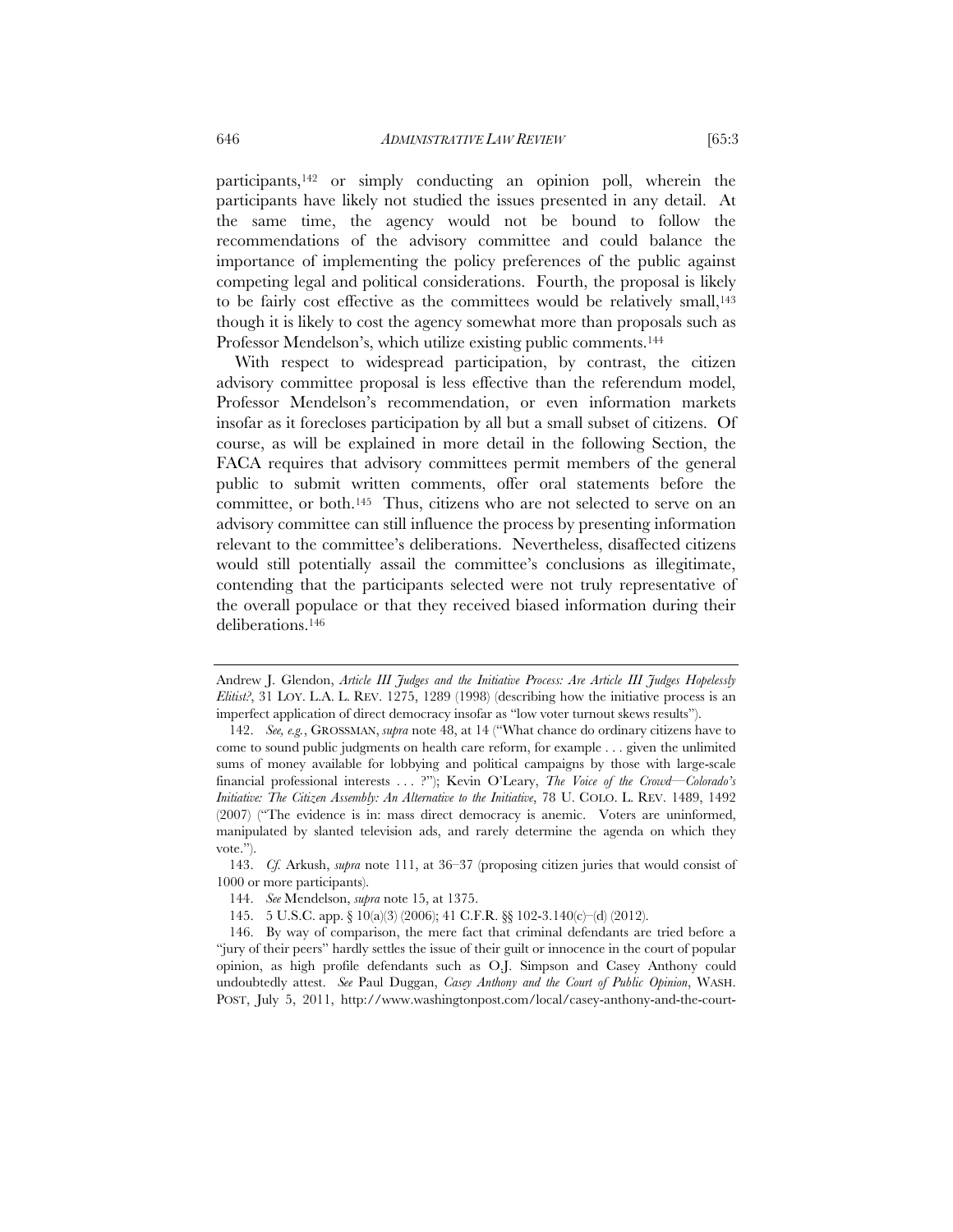participants,[142] or simply conducting an opinion poll, wherein the participants have likely not studied the issues presented in any detail. At the same time, the agency would not be bound to follow the recommendations of the advisory committee and could balance the importance of implementing the policy preferences of the public against competing legal and political considerations. Fourth, the proposal is likely to be fairly cost effective as the committees would be relatively small,[143] though it is likely to cost the agency somewhat more than proposals such as Professor Mendelson's, which utilize existing public comments.[144]

With respect to widespread participation, by contrast, the citizen advisory committee proposal is less effective than the referendum model, Professor Mendelson's recommendation, or even information markets insofar as it forecloses participation by all but a small subset of citizens. Of course, as will be explained in more detail in the following Section, the FACA requires that advisory committees permit members of the general public to submit written comments, offer oral statements before the committee, or both.[145] Thus, citizens who are not selected to serve on an advisory committee can still influence the process by presenting information relevant to the committee's deliberations. Nevertheless, disaffected citizens would still potentially assail the committee's conclusions as illegitimate, contending that the participants selected were not truly representative of the overall populace or that they received biased information during their deliberations.[146]

---

Andrew J. Glendon, *Article III Judges and the Initiative Process: Are Article III Judges Hopelessly Elitist?*, 31 LOY. L.A. L. REV. 1275, 1289 (1998) (describing how the initiative process is an imperfect application of direct democracy insofar as "low voter turnout skews results").

142. *See, e.g.*, GROSSMAN, *supra* note 48, at 14 ("What chance do ordinary citizens have to come to sound public judgments on health care reform, for example . . . given the unlimited sums of money available for lobbying and political campaigns by those with large-scale financial professional interests . . . ?"); Kevin O'Leary, *The Voice of the Crowd—Colorado's Initiative: The Citizen Assembly: An Alternative to the Initiative*, 78 U. COLO. L. REV. 1489, 1492 (2007) ("The evidence is in: mass direct democracy is anemic. Voters are uninformed, manipulated by slanted television ads, and rarely determine the agenda on which they vote.").

143. *Cf.* Arkush, *supra* note 111, at 36–37 (proposing citizen juries that would consist of 1000 or more participants).

144. *See* Mendelson, *supra* note 15, at 1375.

145. 5 U.S.C. app. § 10(a)(3) (2006); 41 C.F.R. §§ 102-3.140(c)–(d) (2012).

146. By way of comparison, the mere fact that criminal defendants are tried before a "jury of their peers" hardly settles the issue of their guilt or innocence in the court of popular opinion, as high profile defendants such as O.J. Simpson and Casey Anthony could undoubtedly attest. *See* Paul Duggan, *Casey Anthony and the Court of Public Opinion*, WASH. POST, July 5, 2011, http://www.washingtonpost.com/local/casey-anthony-and-the-court-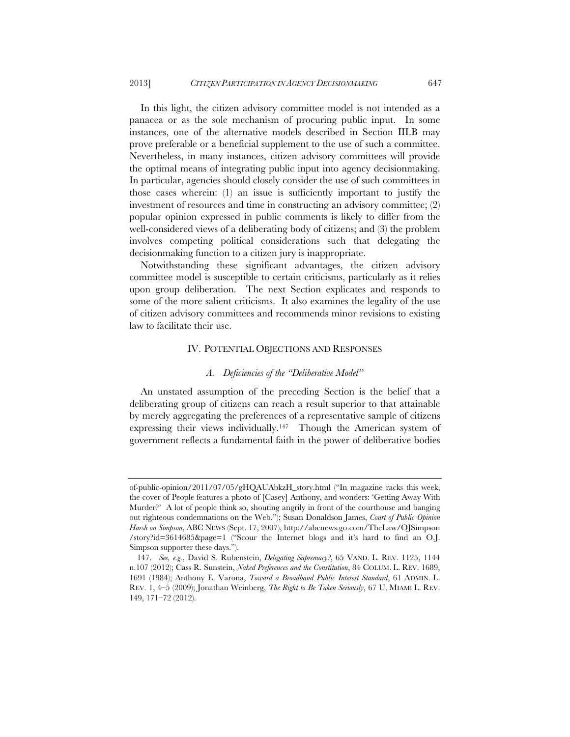In this light, the citizen advisory committee model is not intended as a panacea or as the sole mechanism of procuring public input. In some instances, one of the alternative models described in Section III.B may prove preferable or a beneficial supplement to the use of such a committee. Nevertheless, in many instances, citizen advisory committees will provide the optimal means of integrating public input into agency decisionmaking. In particular, agencies should closely consider the use of such committees in those cases wherein: (1) an issue is sufficiently important to justify the investment of resources and time in constructing an advisory committee; (2) popular opinion expressed in public comments is likely to differ from the well-considered views of a deliberating body of citizens; and (3) the problem involves competing political considerations such that delegating the decisionmaking function to a citizen jury is inappropriate.

Notwithstanding these significant advantages, the citizen advisory committee model is susceptible to certain criticisms, particularly as it relies upon group deliberation. The next Section explicates and responds to some of the more salient criticisms. It also examines the legality of the use of citizen advisory committees and recommends minor revisions to existing law to facilitate their use.

## IV. POTENTIAL OBJECTIONS AND RESPONSES

### *A. Deficiencies of the "Deliberative Model"*

An unstated assumption of the preceding Section is the belief that a deliberating group of citizens can reach a result superior to that attainable by merely aggregating the preferences of a representative sample of citizens expressing their views individually.[147] Though the American system of government reflects a fundamental faith in the power of deliberative bodies

---

of-public-opinion/2011/07/05/gHQAUAbkzH_story.html ("In magazine racks this week, the cover of People features a photo of [Casey] Anthony, and wonders: 'Getting Away With Murder?' A lot of people think so, shouting angrily in front of the courthouse and banging out righteous condemnations on the Web."); Susan Donaldson James, *Court of Public Opinion Harsh on Simpson*, ABC NEWS (Sept. 17, 2007), http://abcnews.go.com/TheLaw/OJSimpson/story?id=3614685&page=1 ("Scour the Internet blogs and it's hard to find an O.J. Simpson supporter these days.").

147. *See, e.g.*, David S. Rubenstein, *Delegating Supremacy?*, 65 VAND. L. REV. 1125, 1144 n.107 (2012); Cass R. Sunstein, *Naked Preferences and the Constitution*, 84 COLUM. L. REV. 1689, 1691 (1984); Anthony E. Varona, *Toward a Broadband Public Interest Standard*, 61 ADMIN. L. REV. 1, 4–5 (2009); Jonathan Weinberg, *The Right to Be Taken Seriously*, 67 U. MIAMI L. REV. 149, 171–72 (2012).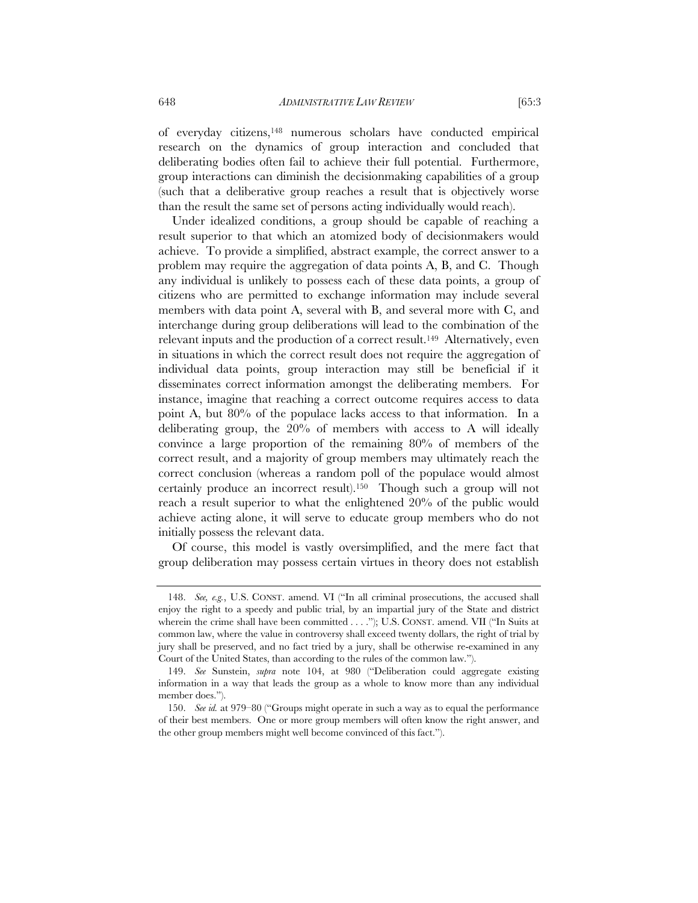of everyday citizens,[148] numerous scholars have conducted empirical research on the dynamics of group interaction and concluded that deliberating bodies often fail to achieve their full potential. Furthermore, group interactions can diminish the decisionmaking capabilities of a group (such that a deliberative group reaches a result that is objectively worse than the result the same set of persons acting individually would reach).

Under idealized conditions, a group should be capable of reaching a result superior to that which an atomized body of decisionmakers would achieve. To provide a simplified, abstract example, the correct answer to a problem may require the aggregation of data points A, B, and C. Though any individual is unlikely to possess each of these data points, a group of citizens who are permitted to exchange information may include several members with data point A, several with B, and several more with C, and interchange during group deliberations will lead to the combination of the relevant inputs and the production of a correct result.[149] Alternatively, even in situations in which the correct result does not require the aggregation of individual data points, group interaction may still be beneficial if it disseminates correct information amongst the deliberating members. For instance, imagine that reaching a correct outcome requires access to data point A, but 80% of the populace lacks access to that information. In a deliberating group, the 20% of members with access to A will ideally convince a large proportion of the remaining 80% of members of the correct result, and a majority of group members may ultimately reach the correct conclusion (whereas a random poll of the populace would almost certainly produce an incorrect result).[150] Though such a group will not reach a result superior to what the enlightened 20% of the public would achieve acting alone, it will serve to educate group members who do not initially possess the relevant data.

Of course, this model is vastly oversimplified, and the mere fact that group deliberation may possess certain virtues in theory does not establish

---

148. *See, e.g.*, U.S. CONST. amend. VI ("In all criminal prosecutions, the accused shall enjoy the right to a speedy and public trial, by an impartial jury of the State and district wherein the crime shall have been committed . . . ."); U.S. CONST. amend. VII ("In Suits at common law, where the value in controversy shall exceed twenty dollars, the right of trial by jury shall be preserved, and no fact tried by a jury, shall be otherwise re-examined in any Court of the United States, than according to the rules of the common law.").

149. *See* Sunstein, *supra* note 104, at 980 ("Deliberation could aggregate existing information in a way that leads the group as a whole to know more than any individual member does.").

150. *See id.* at 979–80 ("Groups might operate in such a way as to equal the performance of their best members. One or more group members will often know the right answer, and the other group members might well become convinced of this fact.").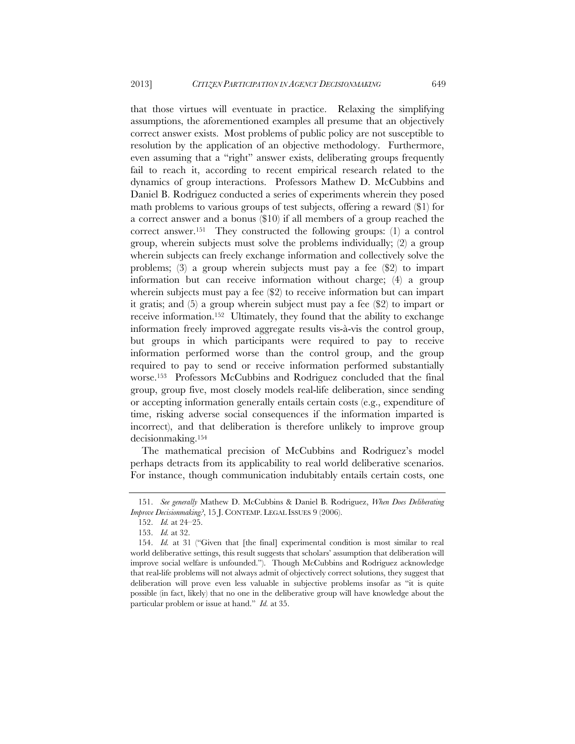that those virtues will eventuate in practice. Relaxing the simplifying assumptions, the aforementioned examples all presume that an objectively correct answer exists. Most problems of public policy are not susceptible to resolution by the application of an objective methodology. Furthermore, even assuming that a "right" answer exists, deliberating groups frequently fail to reach it, according to recent empirical research related to the dynamics of group interactions. Professors Mathew D. McCubbins and Daniel B. Rodriguez conducted a series of experiments wherein they posed math problems to various groups of test subjects, offering a reward ($1) for a correct answer and a bonus ($10) if all members of a group reached the correct answer.[151] They constructed the following groups: (1) a control group, wherein subjects must solve the problems individually; (2) a group wherein subjects can freely exchange information and collectively solve the problems; (3) a group wherein subjects must pay a fee ($2) to impart information but can receive information without charge; (4) a group wherein subjects must pay a fee ($2) to receive information but can impart it gratis; and (5) a group wherein subject must pay a fee ($2) to impart or receive information.[152] Ultimately, they found that the ability to exchange information freely improved aggregate results vis-à-vis the control group, but groups in which participants were required to pay to receive information performed worse than the control group, and the group required to pay to send or receive information performed substantially worse.[153] Professors McCubbins and Rodriguez concluded that the final group, group five, most closely models real-life deliberation, since sending or accepting information generally entails certain costs (e.g., expenditure of time, risking adverse social consequences if the information imparted is incorrect), and that deliberation is therefore unlikely to improve group decisionmaking.[154]

The mathematical precision of McCubbins and Rodriguez's model perhaps detracts from its applicability to real world deliberative scenarios. For instance, though communication indubitably entails certain costs, one

---

151. *See generally* Mathew D. McCubbins & Daniel B. Rodriguez, *When Does Deliberating Improve Decisionmaking?*, 15 J. CONTEMP. LEGAL ISSUES 9 (2006).

152. *Id.* at 24–25.

153. *Id.* at 32.

154. *Id.* at 31 ("Given that [the final] experimental condition is most similar to real world deliberative settings, this result suggests that scholars' assumption that deliberation will improve social welfare is unfounded."). Though McCubbins and Rodriguez acknowledge that real-life problems will not always admit of objectively correct solutions, they suggest that deliberation will prove even less valuable in subjective problems insofar as "it is quite possible (in fact, likely) that no one in the deliberative group will have knowledge about the particular problem or issue at hand." *Id.* at 35.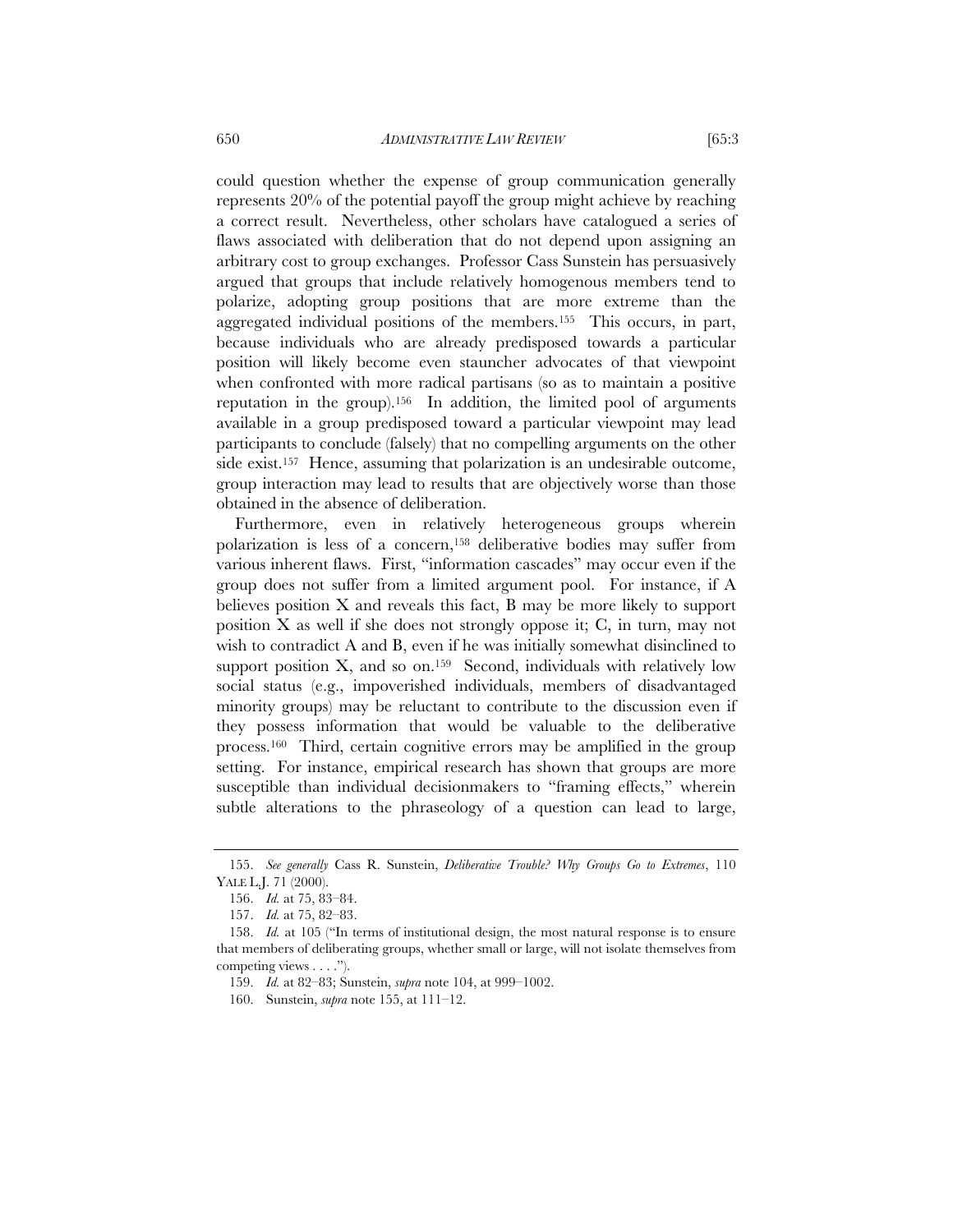could question whether the expense of group communication generally represents 20% of the potential payoff the group might achieve by reaching a correct result. Nevertheless, other scholars have catalogued a series of flaws associated with deliberation that do not depend upon assigning an arbitrary cost to group exchanges. Professor Cass Sunstein has persuasively argued that groups that include relatively homogenous members tend to polarize, adopting group positions that are more extreme than the aggregated individual positions of the members.[155] This occurs, in part, because individuals who are already predisposed towards a particular position will likely become even stauncher advocates of that viewpoint when confronted with more radical partisans (so as to maintain a positive reputation in the group).[156] In addition, the limited pool of arguments available in a group predisposed toward a particular viewpoint may lead participants to conclude (falsely) that no compelling arguments on the other side exist.[157] Hence, assuming that polarization is an undesirable outcome, group interaction may lead to results that are objectively worse than those obtained in the absence of deliberation.

Furthermore, even in relatively heterogeneous groups wherein polarization is less of a concern,[158] deliberative bodies may suffer from various inherent flaws. First, "information cascades" may occur even if the group does not suffer from a limited argument pool. For instance, if A believes position X and reveals this fact, B may be more likely to support position X as well if she does not strongly oppose it; C, in turn, may not wish to contradict A and B, even if he was initially somewhat disinclined to support position X, and so on.[159] Second, individuals with relatively low social status (e.g., impoverished individuals, members of disadvantaged minority groups) may be reluctant to contribute to the discussion even if they possess information that would be valuable to the deliberative process.[160] Third, certain cognitive errors may be amplified in the group setting. For instance, empirical research has shown that groups are more susceptible than individual decisionmakers to "framing effects," wherein subtle alterations to the phraseology of a question can lead to large,

---

155. *See generally* Cass R. Sunstein, *Deliberative Trouble? Why Groups Go to Extremes*, 110 YALE L.J. 71 (2000).

156. *Id.* at 75, 83–84.

157. *Id.* at 75, 82–83.

158. *Id.* at 105 ("In terms of institutional design, the most natural response is to ensure that members of deliberating groups, whether small or large, will not isolate themselves from competing views . . . .").

159. *Id.* at 82–83; Sunstein, *supra* note 104, at 999–1002.

160. Sunstein, *supra* note 155, at 111–12.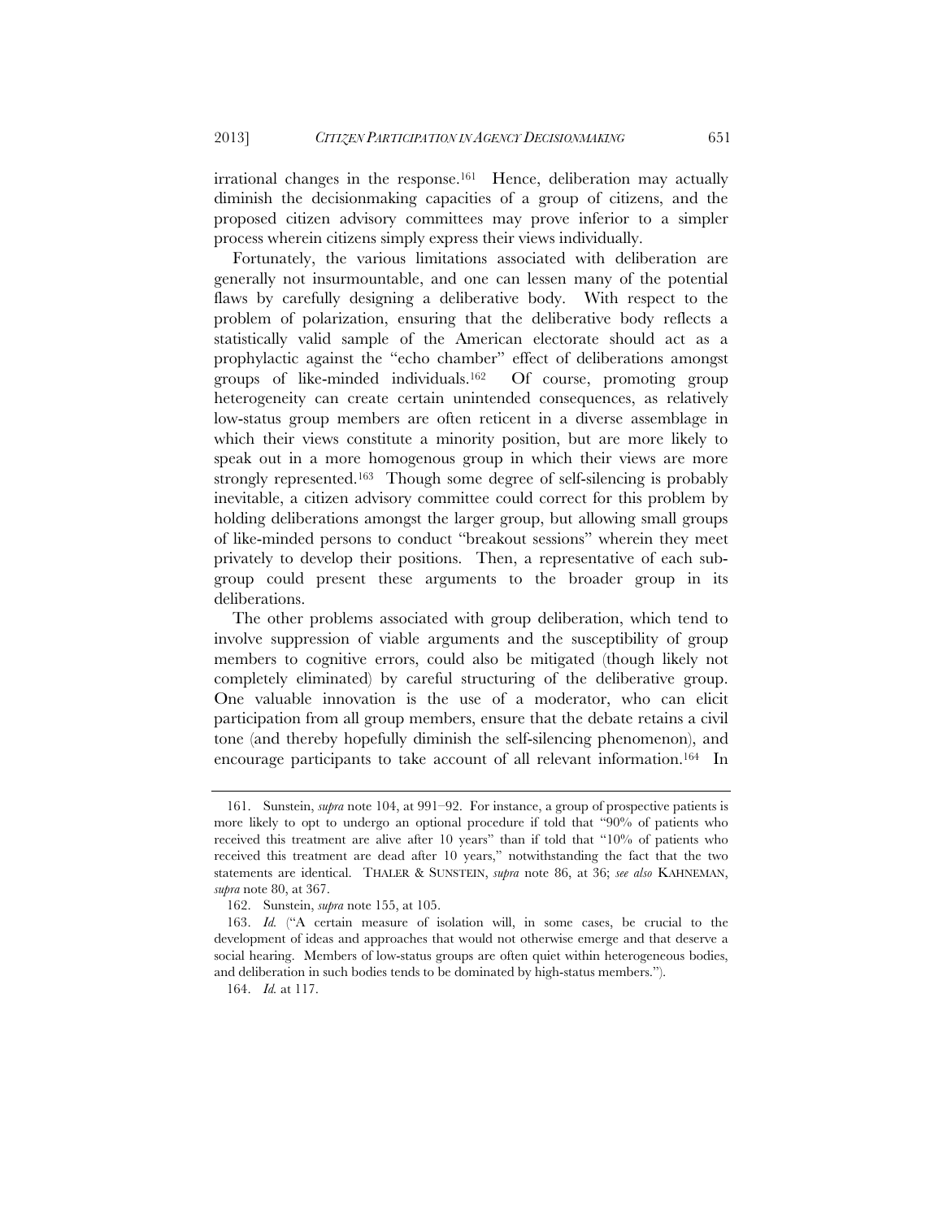irrational changes in the response.[161] Hence, deliberation may actually diminish the decisionmaking capacities of a group of citizens, and the proposed citizen advisory committees may prove inferior to a simpler process wherein citizens simply express their views individually.

Fortunately, the various limitations associated with deliberation are generally not insurmountable, and one can lessen many of the potential flaws by carefully designing a deliberative body. With respect to the problem of polarization, ensuring that the deliberative body reflects a statistically valid sample of the American electorate should act as a prophylactic against the "echo chamber" effect of deliberations amongst groups of like-minded individuals.[162] Of course, promoting group heterogeneity can create certain unintended consequences, as relatively low-status group members are often reticent in a diverse assemblage in which their views constitute a minority position, but are more likely to speak out in a more homogenous group in which their views are more strongly represented.[163] Though some degree of self-silencing is probably inevitable, a citizen advisory committee could correct for this problem by holding deliberations amongst the larger group, but allowing small groups of like-minded persons to conduct "breakout sessions" wherein they meet privately to develop their positions. Then, a representative of each subgroup could present these arguments to the broader group in its deliberations.

The other problems associated with group deliberation, which tend to involve suppression of viable arguments and the susceptibility of group members to cognitive errors, could also be mitigated (though likely not completely eliminated) by careful structuring of the deliberative group. One valuable innovation is the use of a moderator, who can elicit participation from all group members, ensure that the debate retains a civil tone (and thereby hopefully diminish the self-silencing phenomenon), and encourage participants to take account of all relevant information.[164] In

---

161. Sunstein, *supra* note 104, at 991–92. For instance, a group of prospective patients is more likely to opt to undergo an optional procedure if told that "90% of patients who received this treatment are alive after 10 years" than if told that "10% of patients who received this treatment are dead after 10 years," notwithstanding the fact that the two statements are identical. THALER & SUNSTEIN, *supra* note 86, at 36; *see also* KAHNEMAN, *supra* note 80, at 367.

162. Sunstein, *supra* note 155, at 105.

163. *Id.* ("A certain measure of isolation will, in some cases, be crucial to the development of ideas and approaches that would not otherwise emerge and that deserve a social hearing. Members of low-status groups are often quiet within heterogeneous bodies, and deliberation in such bodies tends to be dominated by high-status members.").

164. *Id.* at 117.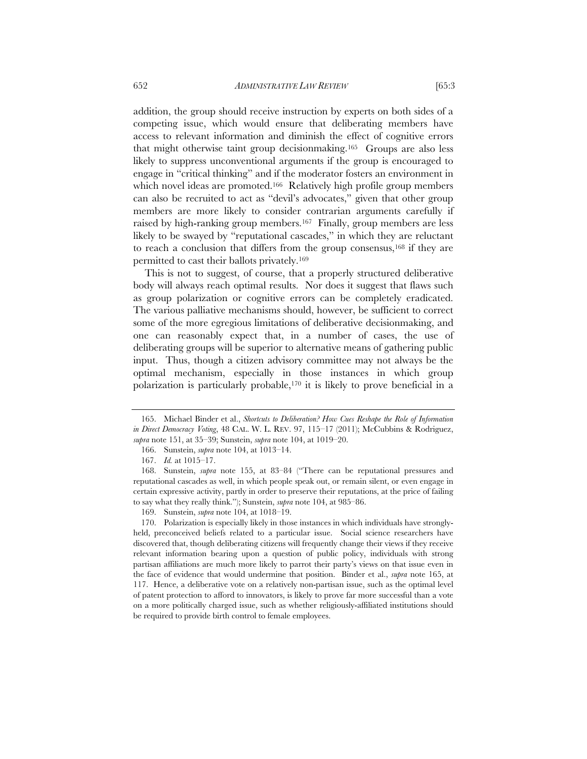addition, the group should receive instruction by experts on both sides of a competing issue, which would ensure that deliberating members have access to relevant information and diminish the effect of cognitive errors that might otherwise taint group decisionmaking.[165] Groups are also less likely to suppress unconventional arguments if the group is encouraged to engage in "critical thinking" and if the moderator fosters an environment in which novel ideas are promoted.[166] Relatively high profile group members can also be recruited to act as "devil's advocates," given that other group members are more likely to consider contrarian arguments carefully if raised by high-ranking group members.[167] Finally, group members are less likely to be swayed by "reputational cascades," in which they are reluctant to reach a conclusion that differs from the group consensus,[168] if they are permitted to cast their ballots privately.[169]

This is not to suggest, of course, that a properly structured deliberative body will always reach optimal results. Nor does it suggest that flaws such as group polarization or cognitive errors can be completely eradicated. The various palliative mechanisms should, however, be sufficient to correct some of the more egregious limitations of deliberative decisionmaking, and one can reasonably expect that, in a number of cases, the use of deliberating groups will be superior to alternative means of gathering public input. Thus, though a citizen advisory committee may not always be the optimal mechanism, especially in those instances in which group polarization is particularly probable,[170] it is likely to prove beneficial in a

---

165. Michael Binder et al., *Shortcuts to Deliberation? How Cues Reshape the Role of Information in Direct Democracy Voting*, 48 CAL. W. L. REV. 97, 115–17 (2011); McCubbins & Rodriguez, *supra* note 151, at 35–39; Sunstein, *supra* note 104, at 1019–20.

166. Sunstein, *supra* note 104, at 1013–14.

167. *Id.* at 1015–17.

168. Sunstein, *supra* note 155, at 83–84 ("There can be reputational pressures and reputational cascades as well, in which people speak out, or remain silent, or even engage in certain expressive activity, partly in order to preserve their reputations, at the price of failing to say what they really think."); Sunstein, *supra* note 104, at 985–86.

169. Sunstein, *supra* note 104, at 1018–19.

170. Polarization is especially likely in those instances in which individuals have strongly-held, preconceived beliefs related to a particular issue. Social science researchers have discovered that, though deliberating citizens will frequently change their views if they receive relevant information bearing upon a question of public policy, individuals with strong partisan affiliations are much more likely to parrot their party's views on that issue even in the face of evidence that would undermine that position. Binder et al., *supra* note 165, at 117. Hence, a deliberative vote on a relatively non-partisan issue, such as the optimal level of patent protection to afford to innovators, is likely to prove far more successful than a vote on a more politically charged issue, such as whether religiously-affiliated institutions should be required to provide birth control to female employees.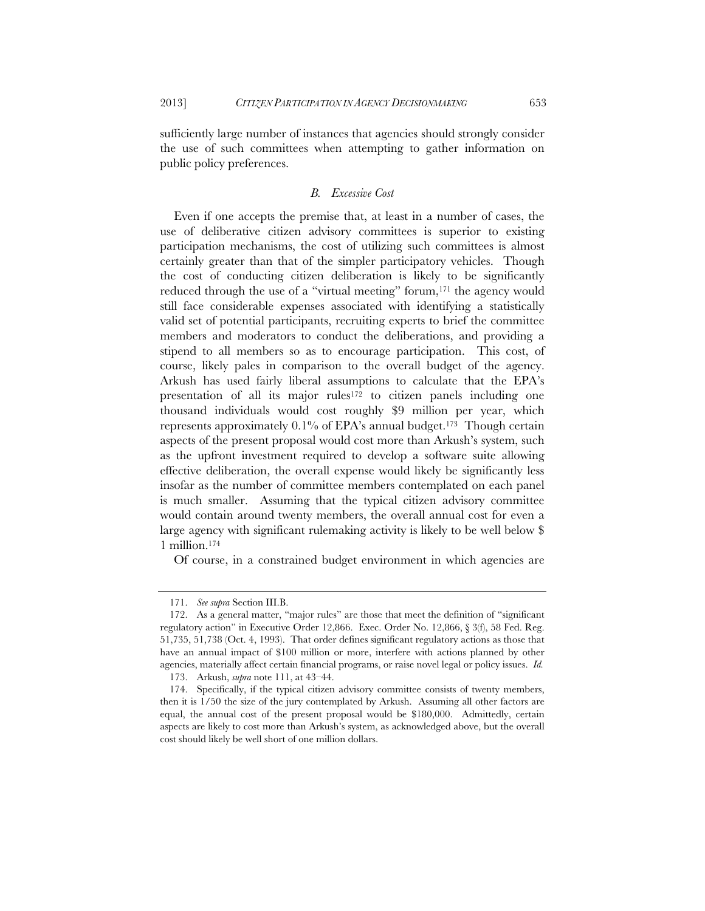sufficiently large number of instances that agencies should strongly consider the use of such committees when attempting to gather information on public policy preferences.

### *B. Excessive Cost*

Even if one accepts the premise that, at least in a number of cases, the use of deliberative citizen advisory committees is superior to existing participation mechanisms, the cost of utilizing such committees is almost certainly greater than that of the simpler participatory vehicles. Though the cost of conducting citizen deliberation is likely to be significantly reduced through the use of a "virtual meeting" forum,[171] the agency would still face considerable expenses associated with identifying a statistically valid set of potential participants, recruiting experts to brief the committee members and moderators to conduct the deliberations, and providing a stipend to all members so as to encourage participation. This cost, of course, likely pales in comparison to the overall budget of the agency. Arkush has used fairly liberal assumptions to calculate that the EPA's presentation of all its major rules[172] to citizen panels including one thousand individuals would cost roughly $9 million per year, which represents approximately 0.1% of EPA's annual budget.[173] Though certain aspects of the present proposal would cost more than Arkush's system, such as the upfront investment required to develop a software suite allowing effective deliberation, the overall expense would likely be significantly less insofar as the number of committee members contemplated on each panel is much smaller. Assuming that the typical citizen advisory committee would contain around twenty members, the overall annual cost for even a large agency with significant rulemaking activity is likely to be well below $ 1 million.[174]

Of course, in a constrained budget environment in which agencies are

---

171. *See supra* Section III.B.

172. As a general matter, "major rules" are those that meet the definition of "significant regulatory action" in Executive Order 12,866. Exec. Order No. 12,866, § 3(f), 58 Fed. Reg. 51,735, 51,738 (Oct. 4, 1993). That order defines significant regulatory actions as those that have an annual impact of $100 million or more, interfere with actions planned by other agencies, materially affect certain financial programs, or raise novel legal or policy issues. *Id.*

173. Arkush, *supra* note 111, at 43–44.

174. Specifically, if the typical citizen advisory committee consists of twenty members, then it is 1/50 the size of the jury contemplated by Arkush. Assuming all other factors are equal, the annual cost of the present proposal would be $180,000. Admittedly, certain aspects are likely to cost more than Arkush's system, as acknowledged above, but the overall cost should likely be well short of one million dollars.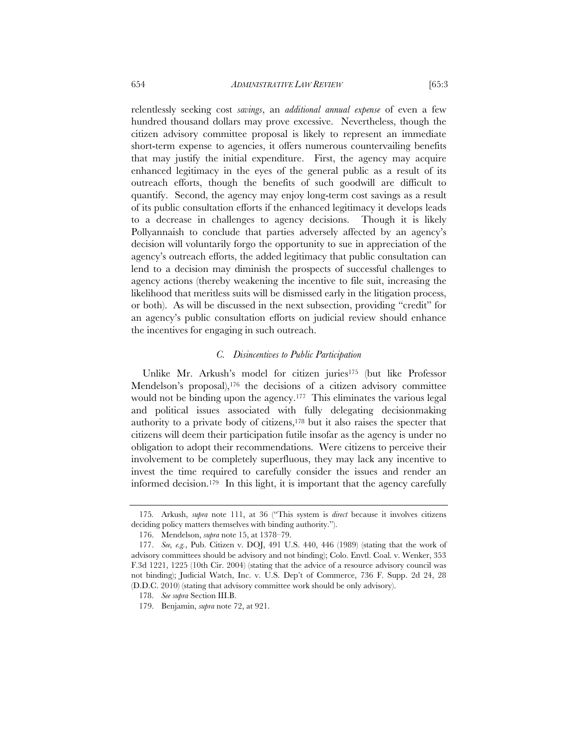relentlessly seeking cost *savings*, an *additional annual expense* of even a few hundred thousand dollars may prove excessive. Nevertheless, though the citizen advisory committee proposal is likely to represent an immediate short-term expense to agencies, it offers numerous countervailing benefits that may justify the initial expenditure. First, the agency may acquire enhanced legitimacy in the eyes of the general public as a result of its outreach efforts, though the benefits of such goodwill are difficult to quantify. Second, the agency may enjoy long-term cost savings as a result of its public consultation efforts if the enhanced legitimacy it develops leads to a decrease in challenges to agency decisions. Though it is likely Pollyannaish to conclude that parties adversely affected by an agency's decision will voluntarily forgo the opportunity to sue in appreciation of the agency's outreach efforts, the added legitimacy that public consultation can lend to a decision may diminish the prospects of successful challenges to agency actions (thereby weakening the incentive to file suit, increasing the likelihood that meritless suits will be dismissed early in the litigation process, or both). As will be discussed in the next subsection, providing "credit" for an agency's public consultation efforts on judicial review should enhance the incentives for engaging in such outreach.

### *C. Disincentives to Public Participation*

Unlike Mr. Arkush's model for citizen juries[175] (but like Professor Mendelson's proposal),[176] the decisions of a citizen advisory committee would not be binding upon the agency.[177] This eliminates the various legal and political issues associated with fully delegating decisionmaking authority to a private body of citizens,[178] but it also raises the specter that citizens will deem their participation futile insofar as the agency is under no obligation to adopt their recommendations. Were citizens to perceive their involvement to be completely superfluous, they may lack any incentive to invest the time required to carefully consider the issues and render an informed decision.[179] In this light, it is important that the agency carefully

---

175. Arkush, *supra* note 111, at 36 ("This system is *direct* because it involves citizens deciding policy matters themselves with binding authority.").

176. Mendelson, *supra* note 15, at 1378–79.

177. *See, e.g.*, Pub. Citizen v. DOJ, 491 U.S. 440, 446 (1989) (stating that the work of advisory committees should be advisory and not binding); Colo. Envtl. Coal. v. Wenker, 353 F.3d 1221, 1225 (10th Cir. 2004) (stating that the advice of a resource advisory council was not binding); Judicial Watch, Inc. v. U.S. Dep't of Commerce, 736 F. Supp. 2d 24, 28 (D.D.C. 2010) (stating that advisory committee work should be only advisory).

178. *See supra* Section III.B.

179. Benjamin, *supra* note 72, at 921.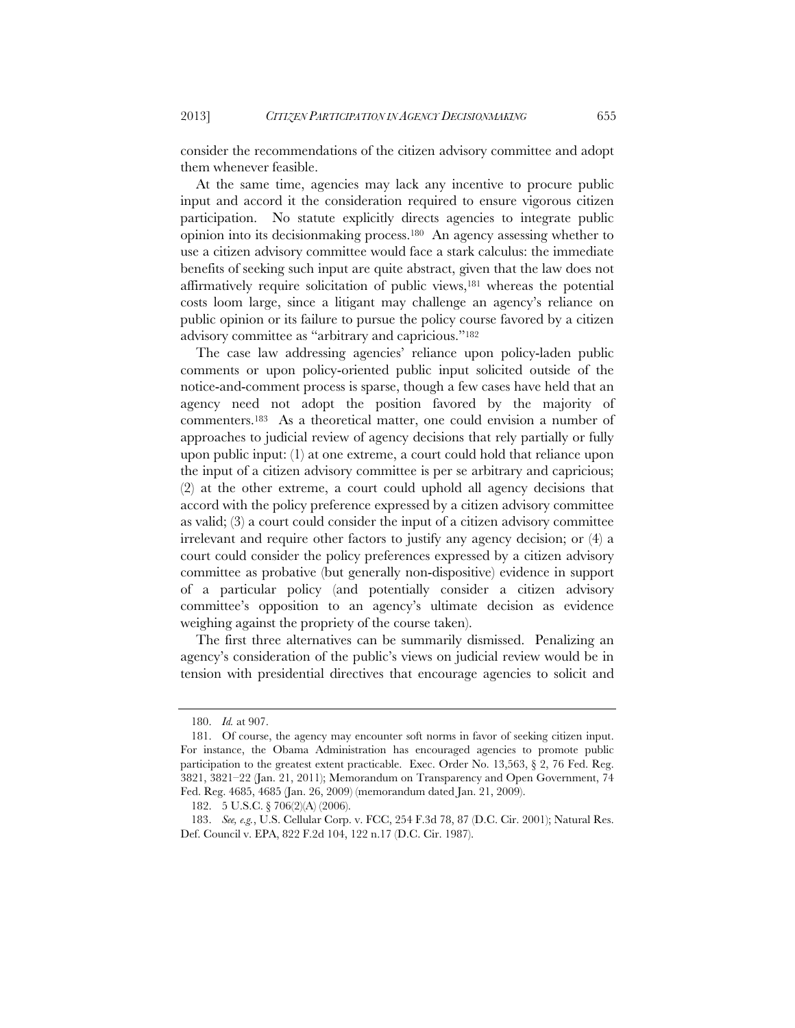consider the recommendations of the citizen advisory committee and adopt them whenever feasible.

At the same time, agencies may lack any incentive to procure public input and accord it the consideration required to ensure vigorous citizen participation. No statute explicitly directs agencies to integrate public opinion into its decisionmaking process.[180] An agency assessing whether to use a citizen advisory committee would face a stark calculus: the immediate benefits of seeking such input are quite abstract, given that the law does not affirmatively require solicitation of public views,[181] whereas the potential costs loom large, since a litigant may challenge an agency's reliance on public opinion or its failure to pursue the policy course favored by a citizen advisory committee as "arbitrary and capricious."[182]

The case law addressing agencies' reliance upon policy-laden public comments or upon policy-oriented public input solicited outside of the notice-and-comment process is sparse, though a few cases have held that an agency need not adopt the position favored by the majority of commenters.[183] As a theoretical matter, one could envision a number of approaches to judicial review of agency decisions that rely partially or fully upon public input: (1) at one extreme, a court could hold that reliance upon the input of a citizen advisory committee is per se arbitrary and capricious; (2) at the other extreme, a court could uphold all agency decisions that accord with the policy preference expressed by a citizen advisory committee as valid; (3) a court could consider the input of a citizen advisory committee irrelevant and require other factors to justify any agency decision; or (4) a court could consider the policy preferences expressed by a citizen advisory committee as probative (but generally non-dispositive) evidence in support of a particular policy (and potentially consider a citizen advisory committee's opposition to an agency's ultimate decision as evidence weighing against the propriety of the course taken).

The first three alternatives can be summarily dismissed. Penalizing an agency's consideration of the public's views on judicial review would be in tension with presidential directives that encourage agencies to solicit and

---

180. *Id.* at 907.

181. Of course, the agency may encounter soft norms in favor of seeking citizen input. For instance, the Obama Administration has encouraged agencies to promote public participation to the greatest extent practicable. Exec. Order No. 13,563, § 2, 76 Fed. Reg. 3821, 3821–22 (Jan. 21, 2011); Memorandum on Transparency and Open Government, 74 Fed. Reg. 4685, 4685 (Jan. 26, 2009) (memorandum dated Jan. 21, 2009).

182. 5 U.S.C. § 706(2)(A) (2006).

183. *See, e.g.*, U.S. Cellular Corp. v. FCC, 254 F.3d 78, 87 (D.C. Cir. 2001); Natural Res. Def. Council v. EPA, 822 F.2d 104, 122 n.17 (D.C. Cir. 1987).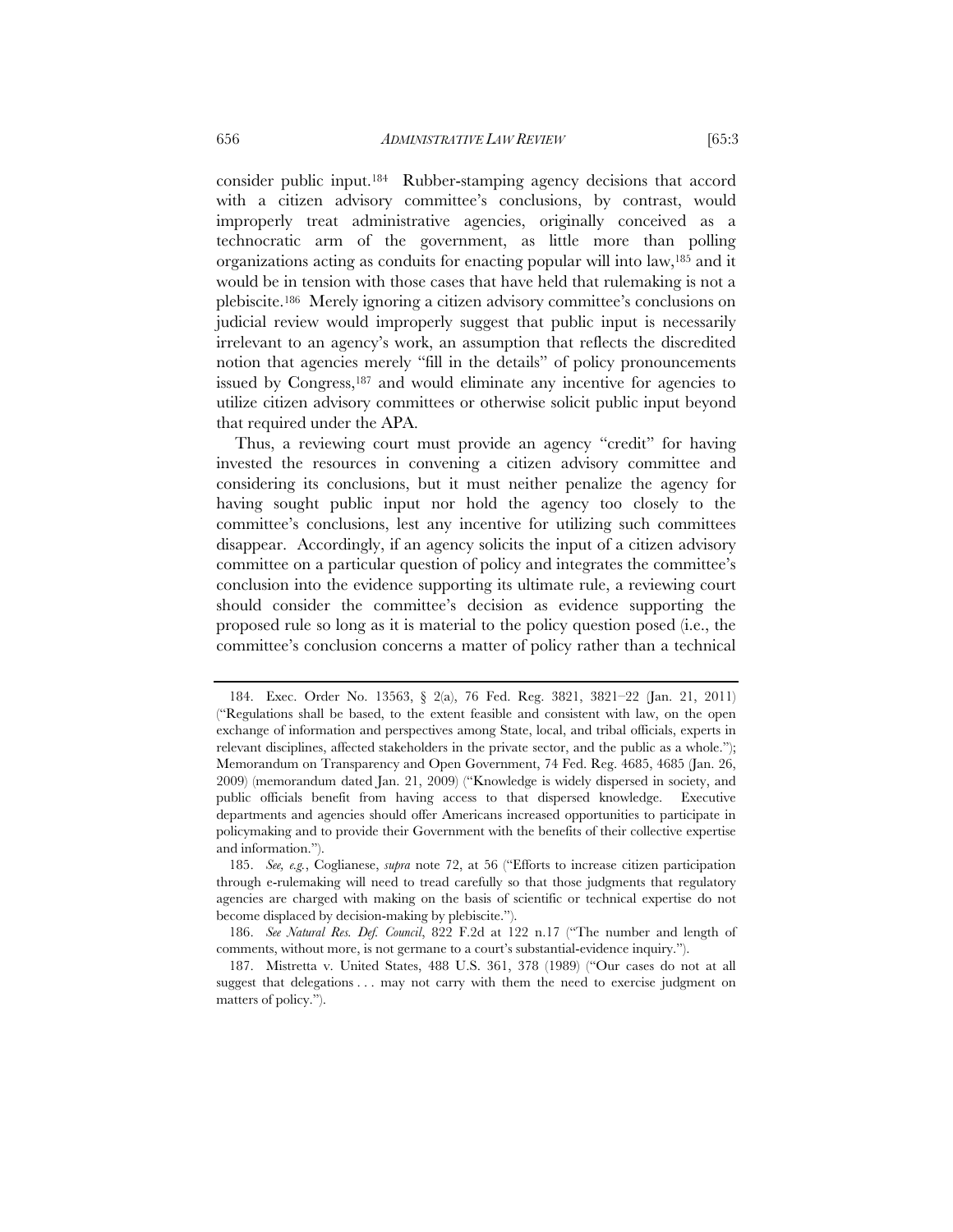consider public input.[184] Rubber-stamping agency decisions that accord with a citizen advisory committee's conclusions, by contrast, would improperly treat administrative agencies, originally conceived as a technocratic arm of the government, as little more than polling organizations acting as conduits for enacting popular will into law,[185] and it would be in tension with those cases that have held that rulemaking is not a plebiscite.[186] Merely ignoring a citizen advisory committee's conclusions on judicial review would improperly suggest that public input is necessarily irrelevant to an agency's work, an assumption that reflects the discredited notion that agencies merely "fill in the details" of policy pronouncements issued by Congress,[187] and would eliminate any incentive for agencies to utilize citizen advisory committees or otherwise solicit public input beyond that required under the APA.

Thus, a reviewing court must provide an agency "credit" for having invested the resources in convening a citizen advisory committee and considering its conclusions, but it must neither penalize the agency for having sought public input nor hold the agency too closely to the committee's conclusions, lest any incentive for utilizing such committees disappear. Accordingly, if an agency solicits the input of a citizen advisory committee on a particular question of policy and integrates the committee's conclusion into the evidence supporting its ultimate rule, a reviewing court should consider the committee's decision as evidence supporting the proposed rule so long as it is material to the policy question posed (i.e., the committee's conclusion concerns a matter of policy rather than a technical

---

184. Exec. Order No. 13563, § 2(a), 76 Fed. Reg. 3821, 3821–22 (Jan. 21, 2011) ("Regulations shall be based, to the extent feasible and consistent with law, on the open exchange of information and perspectives among State, local, and tribal officials, experts in relevant disciplines, affected stakeholders in the private sector, and the public as a whole."); Memorandum on Transparency and Open Government, 74 Fed. Reg. 4685, 4685 (Jan. 26, 2009) (memorandum dated Jan. 21, 2009) ("Knowledge is widely dispersed in society, and public officials benefit from having access to that dispersed knowledge. Executive departments and agencies should offer Americans increased opportunities to participate in policymaking and to provide their Government with the benefits of their collective expertise and information.").

185. *See, e.g.*, Coglianese, *supra* note 72, at 56 ("Efforts to increase citizen participation through e-rulemaking will need to tread carefully so that those judgments that regulatory agencies are charged with making on the basis of scientific or technical expertise do not become displaced by decision-making by plebiscite.").

186. *See Natural Res. Def. Council*, 822 F.2d at 122 n.17 ("The number and length of comments, without more, is not germane to a court's substantial-evidence inquiry.").

187. Mistretta v. United States, 488 U.S. 361, 378 (1989) ("Our cases do not at all suggest that delegations . . . may not carry with them the need to exercise judgment on matters of policy.").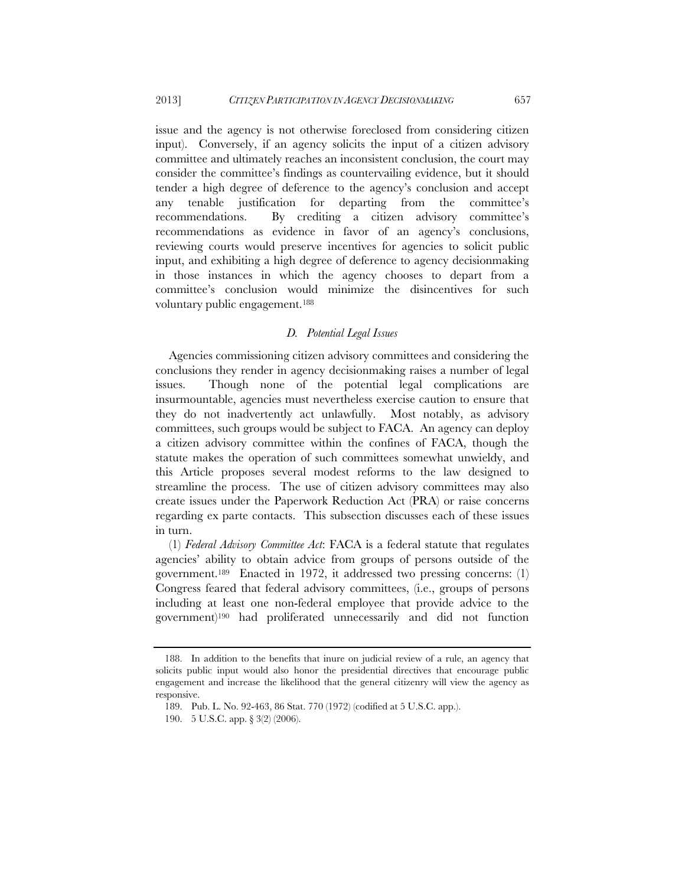issue and the agency is not otherwise foreclosed from considering citizen input). Conversely, if an agency solicits the input of a citizen advisory committee and ultimately reaches an inconsistent conclusion, the court may consider the committee's findings as countervailing evidence, but it should tender a high degree of deference to the agency's conclusion and accept any tenable justification for departing from the committee's recommendations. By crediting a citizen advisory committee's recommendations as evidence in favor of an agency's conclusions, reviewing courts would preserve incentives for agencies to solicit public input, and exhibiting a high degree of deference to agency decisionmaking in those instances in which the agency chooses to depart from a committee's conclusion would minimize the disincentives for such voluntary public engagement.[188]

### *D. Potential Legal Issues*

Agencies commissioning citizen advisory committees and considering the conclusions they render in agency decisionmaking raises a number of legal issues. Though none of the potential legal complications are insurmountable, agencies must nevertheless exercise caution to ensure that they do not inadvertently act unlawfully. Most notably, as advisory committees, such groups would be subject to FACA. An agency can deploy a citizen advisory committee within the confines of FACA, though the statute makes the operation of such committees somewhat unwieldy, and this Article proposes several modest reforms to the law designed to streamline the process. The use of citizen advisory committees may also create issues under the Paperwork Reduction Act (PRA) or raise concerns regarding ex parte contacts. This subsection discusses each of these issues in turn.

(1) *Federal Advisory Committee Act*: FACA is a federal statute that regulates agencies' ability to obtain advice from groups of persons outside of the government.[189] Enacted in 1972, it addressed two pressing concerns: (1) Congress feared that federal advisory committees, (i.e., groups of persons including at least one non-federal employee that provide advice to the government)[190] had proliferated unnecessarily and did not function

---

188. In addition to the benefits that inure on judicial review of a rule, an agency that solicits public input would also honor the presidential directives that encourage public engagement and increase the likelihood that the general citizenry will view the agency as responsive.

189. Pub. L. No. 92-463, 86 Stat. 770 (1972) (codified at 5 U.S.C. app.).

190. 5 U.S.C. app. § 3(2) (2006).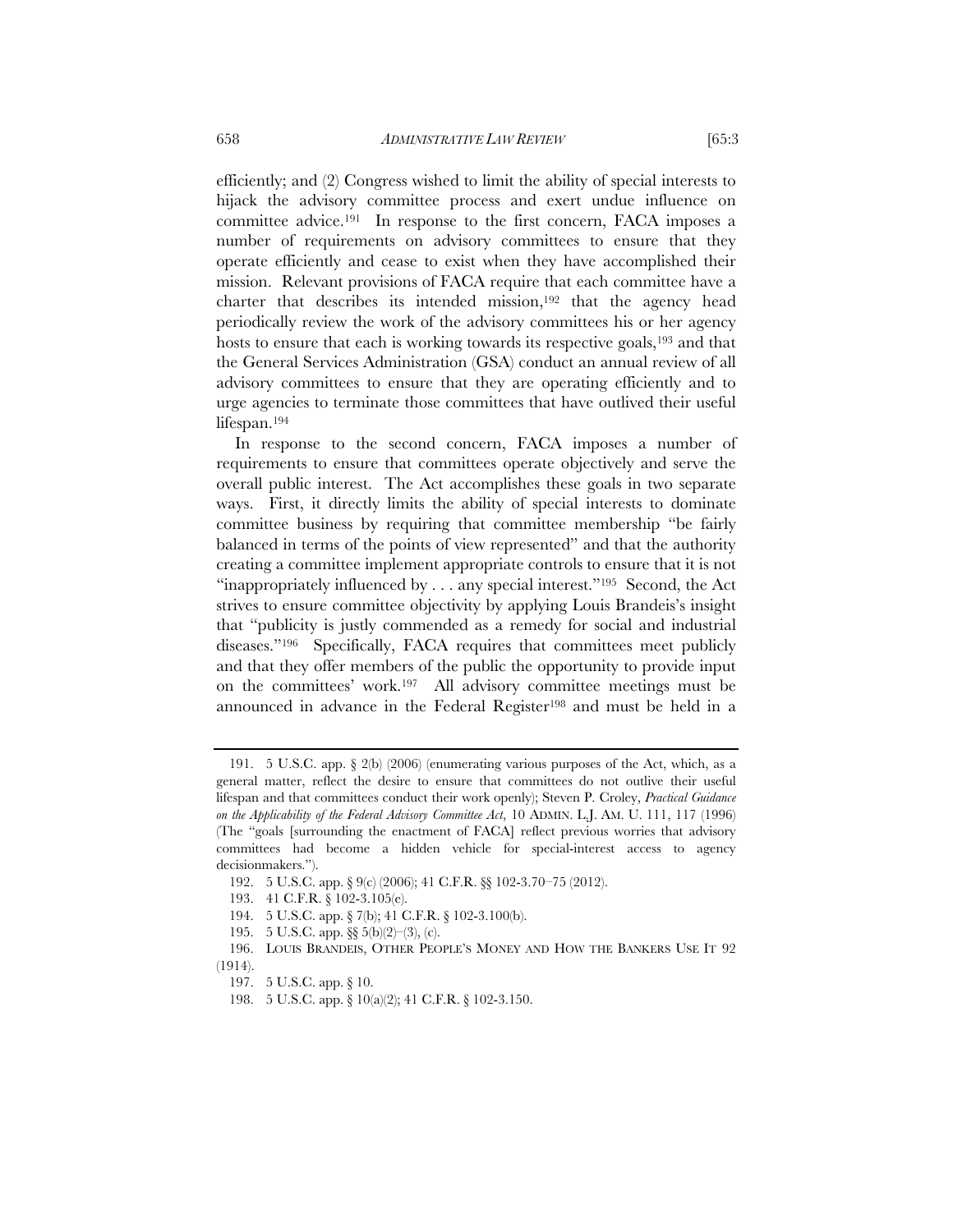efficiently; and (2) Congress wished to limit the ability of special interests to hijack the advisory committee process and exert undue influence on committee advice.[191] In response to the first concern, FACA imposes a number of requirements on advisory committees to ensure that they operate efficiently and cease to exist when they have accomplished their mission. Relevant provisions of FACA require that each committee have a charter that describes its intended mission,[192] that the agency head periodically review the work of the advisory committees his or her agency hosts to ensure that each is working towards its respective goals,[193] and that the General Services Administration (GSA) conduct an annual review of all advisory committees to ensure that they are operating efficiently and to urge agencies to terminate those committees that have outlived their useful lifespan.[194]

In response to the second concern, FACA imposes a number of requirements to ensure that committees operate objectively and serve the overall public interest. The Act accomplishes these goals in two separate ways. First, it directly limits the ability of special interests to dominate committee business by requiring that committee membership "be fairly balanced in terms of the points of view represented" and that the authority creating a committee implement appropriate controls to ensure that it is not "inappropriately influenced by . . . any special interest."[195] Second, the Act strives to ensure committee objectivity by applying Louis Brandeis's insight that "publicity is justly commended as a remedy for social and industrial diseases."[196] Specifically, FACA requires that committees meet publicly and that they offer members of the public the opportunity to provide input on the committees' work.[197] All advisory committee meetings must be announced in advance in the Federal Register[198] and must be held in a

---

191. 5 U.S.C. app. § 2(b) (2006) (enumerating various purposes of the Act, which, as a general matter, reflect the desire to ensure that committees do not outlive their useful lifespan and that committees conduct their work openly); Steven P. Croley, *Practical Guidance on the Applicability of the Federal Advisory Committee Act*, 10 ADMIN. L.J. AM. U. 111, 117 (1996) (The "goals [surrounding the enactment of FACA] reflect previous worries that advisory committees had become a hidden vehicle for special-interest access to agency decisionmakers.").

192. 5 U.S.C. app. § 9(c) (2006); 41 C.F.R. §§ 102-3.70–75 (2012).

193. 41 C.F.R. § 102-3.105(e).

194. 5 U.S.C. app. § 7(b); 41 C.F.R. § 102-3.100(b).

195. 5 U.S.C. app. §§ 5(b)(2)–(3), (c).

196. LOUIS BRANDEIS, OTHER PEOPLE'S MONEY AND HOW THE BANKERS USE IT 92 (1914).

197. 5 U.S.C. app. § 10.

198. 5 U.S.C. app. § 10(a)(2); 41 C.F.R. § 102-3.150.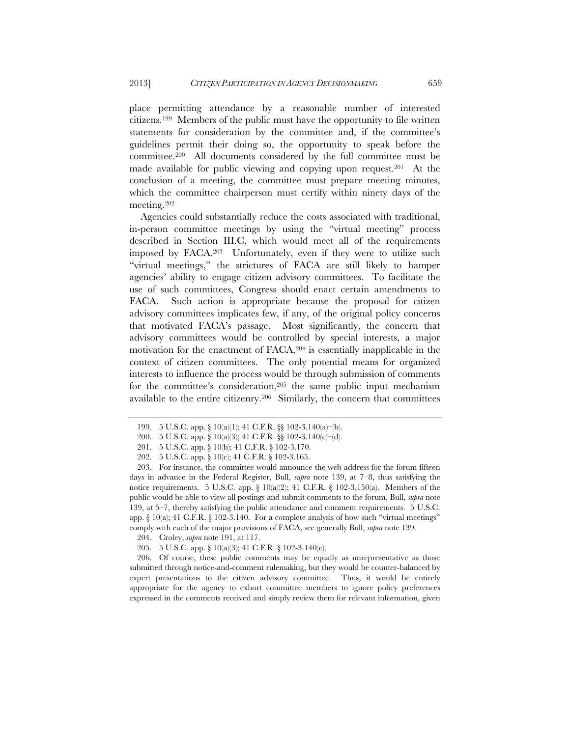place permitting attendance by a reasonable number of interested citizens.[199] Members of the public must have the opportunity to file written statements for consideration by the committee and, if the committee's guidelines permit their doing so, the opportunity to speak before the committee.[200] All documents considered by the full committee must be made available for public viewing and copying upon request.[201] At the conclusion of a meeting, the committee must prepare meeting minutes, which the committee chairperson must certify within ninety days of the meeting.[202]

Agencies could substantially reduce the costs associated with traditional, in-person committee meetings by using the "virtual meeting" process described in Section III.C, which would meet all of the requirements imposed by FACA.[203] Unfortunately, even if they were to utilize such "virtual meetings," the strictures of FACA are still likely to hamper agencies' ability to engage citizen advisory committees. To facilitate the use of such committees, Congress should enact certain amendments to FACA. Such action is appropriate because the proposal for citizen advisory committees implicates few, if any, of the original policy concerns that motivated FACA's passage. Most significantly, the concern that advisory committees would be controlled by special interests, a major motivation for the enactment of FACA,[204] is essentially inapplicable in the context of citizen committees. The only potential means for organized interests to influence the process would be through submission of comments for the committee's consideration,[205] the same public input mechanism available to the entire citizenry.[206] Similarly, the concern that committees

---

199. 5 U.S.C. app. § 10(a)(1); 41 C.F.R. §§ 102-3.140(a)–(b).

200. 5 U.S.C. app. § 10(a)(3); 41 C.F.R. §§ 102-3.140(c)–(d).

201. 5 U.S.C. app. § 10(b); 41 C.F.R. § 102-3.170.

202. 5 U.S.C. app. § 10(c); 41 C.F.R. § 102-3.165.

203. For instance, the committee would announce the web address for the forum fifteen days in advance in the Federal Register, Bull, *supra* note 139, at 7–8, thus satisfying the notice requirements. 5 U.S.C. app. § 10(a)(2); 41 C.F.R. § 102-3.150(a). Members of the public would be able to view all postings and submit comments to the forum, Bull, *supra* note 139, at 5–7, thereby satisfying the public attendance and comment requirements. 5 U.S.C. app. § 10(a); 41 C.F.R. § 102-3.140. For a complete analysis of how such "virtual meetings" comply with each of the major provisions of FACA, see generally Bull, *supra* note 139.

204. Croley, *supra* note 191, at 117.

205. 5 U.S.C. app. § 10(a)(3); 41 C.F.R. § 102-3.140(c).

206. Of course, these public comments may be equally as unrepresentative as those submitted through notice-and-comment rulemaking, but they would be counter-balanced by expert presentations to the citizen advisory committee. Thus, it would be entirely appropriate for the agency to exhort committee members to ignore policy preferences expressed in the comments received and simply review them for relevant information, given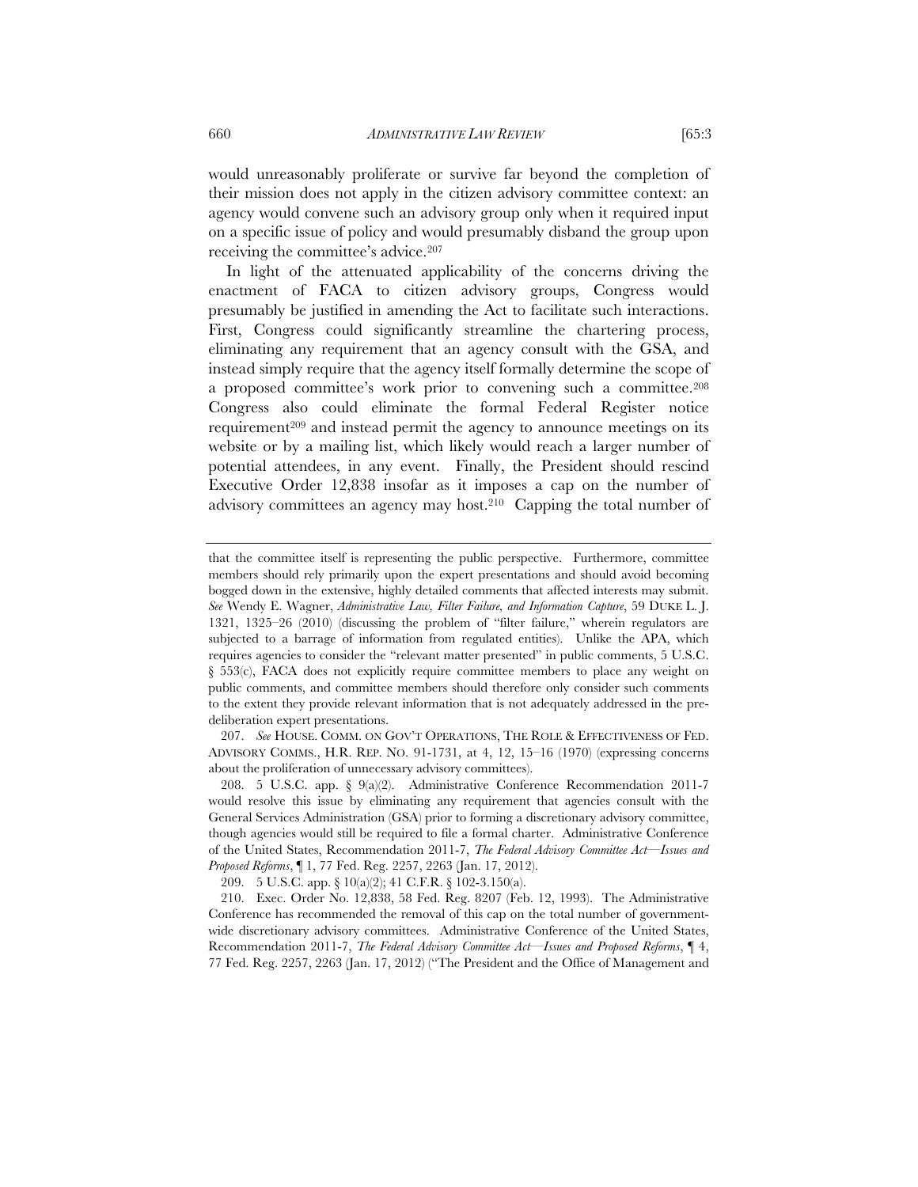would unreasonably proliferate or survive far beyond the completion of their mission does not apply in the citizen advisory committee context: an agency would convene such an advisory group only when it required input on a specific issue of policy and would presumably disband the group upon receiving the committee's advice.[207]

In light of the attenuated applicability of the concerns driving the enactment of FACA to citizen advisory groups, Congress would presumably be justified in amending the Act to facilitate such interactions. First, Congress could significantly streamline the chartering process, eliminating any requirement that an agency consult with the GSA, and instead simply require that the agency itself formally determine the scope of a proposed committee's work prior to convening such a committee.[208] Congress also could eliminate the formal Federal Register notice requirement[209] and instead permit the agency to announce meetings on its website or by a mailing list, which likely would reach a larger number of potential attendees, in any event. Finally, the President should rescind Executive Order 12,838 insofar as it imposes a cap on the number of advisory committees an agency may host.[210] Capping the total number of

---

that the committee itself is representing the public perspective. Furthermore, committee members should rely primarily upon the expert presentations and should avoid becoming bogged down in the extensive, highly detailed comments that affected interests may submit. *See* Wendy E. Wagner, *Administrative Law, Filter Failure, and Information Capture*, 59 DUKE L. J. 1321, 1325–26 (2010) (discussing the problem of "filter failure," wherein regulators are subjected to a barrage of information from regulated entities). Unlike the APA, which requires agencies to consider the "relevant matter presented" in public comments, 5 U.S.C. § 553(c), FACA does not explicitly require committee members to place any weight on public comments, and committee members should therefore only consider such comments to the extent they provide relevant information that is not adequately addressed in the pre-deliberation expert presentations.

207. *See* HOUSE. COMM. ON GOV'T OPERATIONS, THE ROLE & EFFECTIVENESS OF FED. ADVISORY COMMS., H.R. REP. NO. 91-1731, at 4, 12, 15–16 (1970) (expressing concerns about the proliferation of unnecessary advisory committees).

208. 5 U.S.C. app. § 9(a)(2). Administrative Conference Recommendation 2011-7 would resolve this issue by eliminating any requirement that agencies consult with the General Services Administration (GSA) prior to forming a discretionary advisory committee, though agencies would still be required to file a formal charter. Administrative Conference of the United States, Recommendation 2011-7, *The Federal Advisory Committee Act—Issues and Proposed Reforms*, ¶ 1, 77 Fed. Reg. 2257, 2263 (Jan. 17, 2012).

209. 5 U.S.C. app. § 10(a)(2); 41 C.F.R. § 102-3.150(a).

210. Exec. Order No. 12,838, 58 Fed. Reg. 8207 (Feb. 12, 1993). The Administrative Conference has recommended the removal of this cap on the total number of government-wide discretionary advisory committees. Administrative Conference of the United States, Recommendation 2011-7, *The Federal Advisory Committee Act—Issues and Proposed Reforms*, ¶ 4, 77 Fed. Reg. 2257, 2263 (Jan. 17, 2012) ("The President and the Office of Management and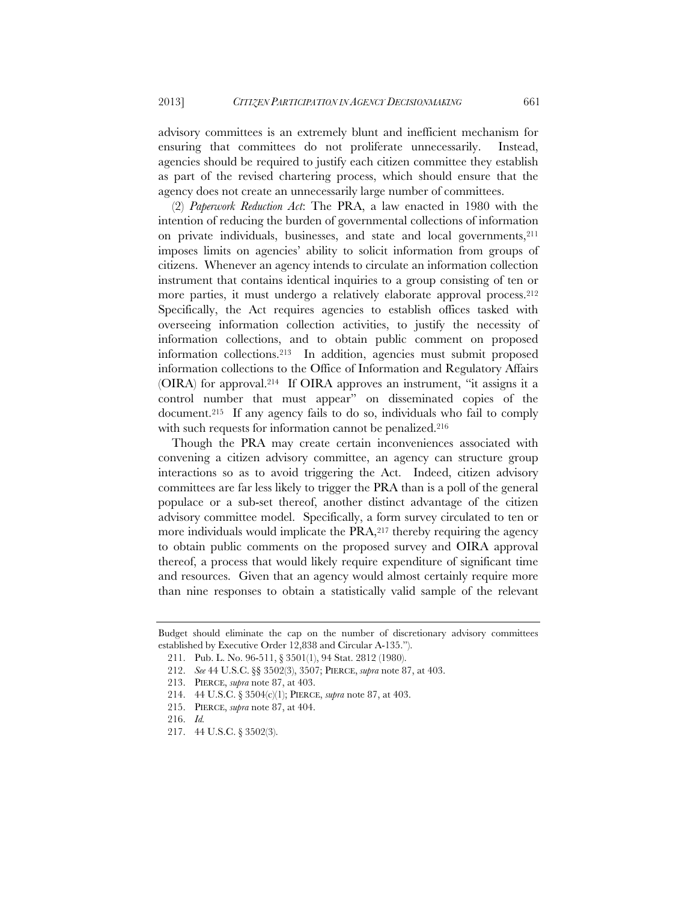advisory committees is an extremely blunt and inefficient mechanism for ensuring that committees do not proliferate unnecessarily. Instead, agencies should be required to justify each citizen committee they establish as part of the revised chartering process, which should ensure that the agency does not create an unnecessarily large number of committees.

(2) *Paperwork Reduction Act*: The PRA, a law enacted in 1980 with the intention of reducing the burden of governmental collections of information on private individuals, businesses, and state and local governments,[211] imposes limits on agencies' ability to solicit information from groups of citizens. Whenever an agency intends to circulate an information collection instrument that contains identical inquiries to a group consisting of ten or more parties, it must undergo a relatively elaborate approval process.[212] Specifically, the Act requires agencies to establish offices tasked with overseeing information collection activities, to justify the necessity of information collections, and to obtain public comment on proposed information collections.[213] In addition, agencies must submit proposed information collections to the Office of Information and Regulatory Affairs (OIRA) for approval.[214] If OIRA approves an instrument, "it assigns it a control number that must appear" on disseminated copies of the document.[215] If any agency fails to do so, individuals who fail to comply with such requests for information cannot be penalized.[216]

Though the PRA may create certain inconveniences associated with convening a citizen advisory committee, an agency can structure group interactions so as to avoid triggering the Act. Indeed, citizen advisory committees are far less likely to trigger the PRA than is a poll of the general populace or a sub-set thereof, another distinct advantage of the citizen advisory committee model. Specifically, a form survey circulated to ten or more individuals would implicate the PRA,[217] thereby requiring the agency to obtain public comments on the proposed survey and OIRA approval thereof, a process that would likely require expenditure of significant time and resources. Given that an agency would almost certainly require more than nine responses to obtain a statistically valid sample of the relevant

---

Budget should eliminate the cap on the number of discretionary advisory committees established by Executive Order 12,838 and Circular A-135.").

211. Pub. L. No. 96-511, § 3501(1), 94 Stat. 2812 (1980).

212. *See* 44 U.S.C. §§ 3502(3), 3507; PIERCE, *supra* note 87, at 403.

213. PIERCE, *supra* note 87, at 403.

214. 44 U.S.C. § 3504(c)(1); PIERCE, *supra* note 87, at 403.

215. PIERCE, *supra* note 87, at 404.

216. *Id.*

217. 44 U.S.C. § 3502(3).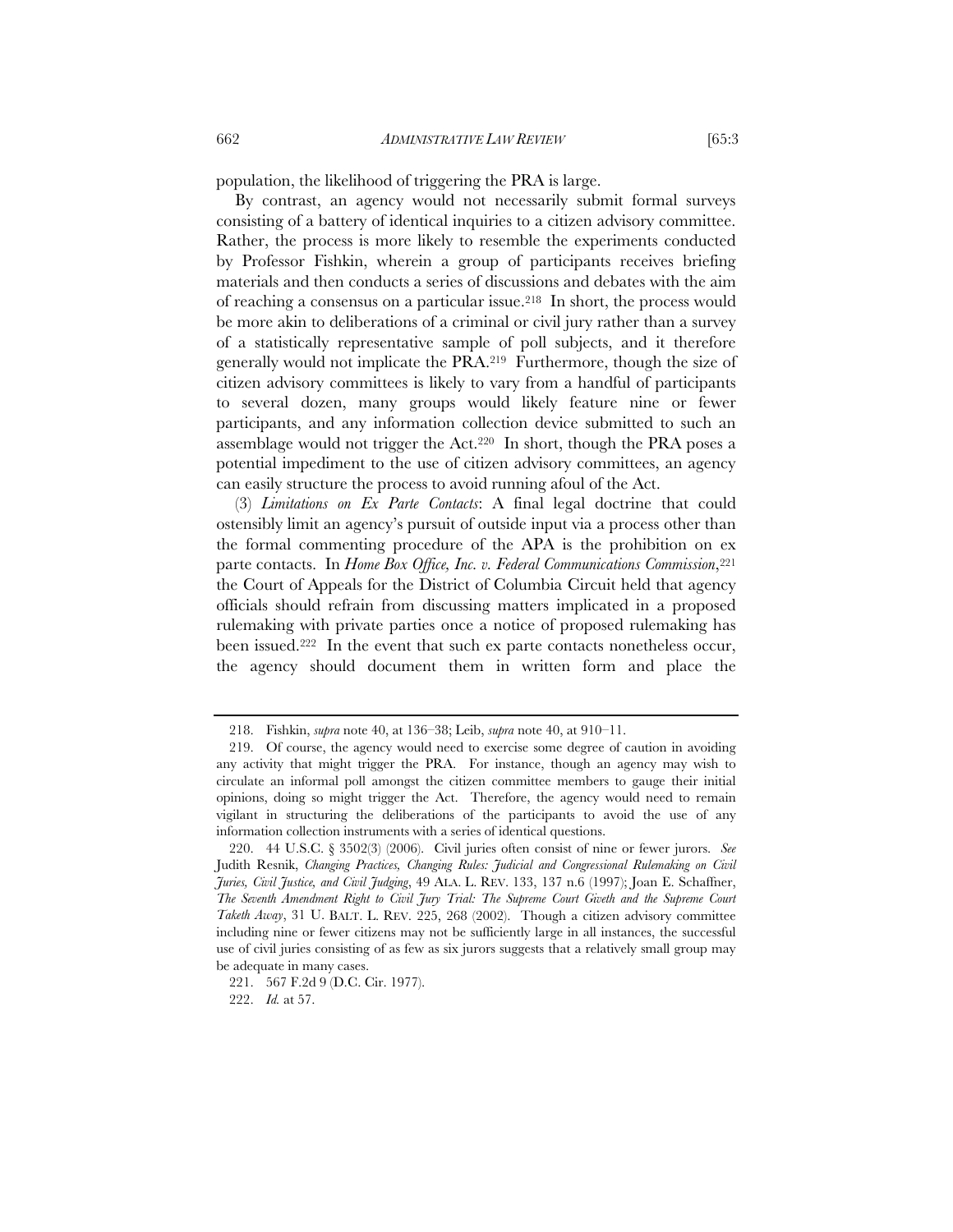population, the likelihood of triggering the PRA is large.

By contrast, an agency would not necessarily submit formal surveys consisting of a battery of identical inquiries to a citizen advisory committee. Rather, the process is more likely to resemble the experiments conducted by Professor Fishkin, wherein a group of participants receives briefing materials and then conducts a series of discussions and debates with the aim of reaching a consensus on a particular issue.[218] In short, the process would be more akin to deliberations of a criminal or civil jury rather than a survey of a statistically representative sample of poll subjects, and it therefore generally would not implicate the PRA.[219] Furthermore, though the size of citizen advisory committees is likely to vary from a handful of participants to several dozen, many groups would likely feature nine or fewer participants, and any information collection device submitted to such an assemblage would not trigger the Act.[220] In short, though the PRA poses a potential impediment to the use of citizen advisory committees, an agency can easily structure the process to avoid running afoul of the Act.

(3) *Limitations on Ex Parte Contacts*: A final legal doctrine that could ostensibly limit an agency's pursuit of outside input via a process other than the formal commenting procedure of the APA is the prohibition on ex parte contacts. In *Home Box Office, Inc. v. Federal Communications Commission*,[221] the Court of Appeals for the District of Columbia Circuit held that agency officials should refrain from discussing matters implicated in a proposed rulemaking with private parties once a notice of proposed rulemaking has been issued.[222] In the event that such ex parte contacts nonetheless occur, the agency should document them in written form and place the

---

218. Fishkin, *supra* note 40, at 136–38; Leib, *supra* note 40, at 910–11.

219. Of course, the agency would need to exercise some degree of caution in avoiding any activity that might trigger the PRA. For instance, though an agency may wish to circulate an informal poll amongst the citizen committee members to gauge their initial opinions, doing so might trigger the Act. Therefore, the agency would need to remain vigilant in structuring the deliberations of the participants to avoid the use of any information collection instruments with a series of identical questions.

220. 44 U.S.C. § 3502(3) (2006). Civil juries often consist of nine or fewer jurors. *See* Judith Resnik, *Changing Practices, Changing Rules: Judicial and Congressional Rulemaking on Civil Juries, Civil Justice, and Civil Judging*, 49 ALA. L. REV. 133, 137 n.6 (1997); Joan E. Schaffner, *The Seventh Amendment Right to Civil Jury Trial: The Supreme Court Giveth and the Supreme Court Taketh Away*, 31 U. BALT. L. REV. 225, 268 (2002). Though a citizen advisory committee including nine or fewer citizens may not be sufficiently large in all instances, the successful use of civil juries consisting of as few as six jurors suggests that a relatively small group may be adequate in many cases.

221. 567 F.2d 9 (D.C. Cir. 1977).

222. *Id.* at 57.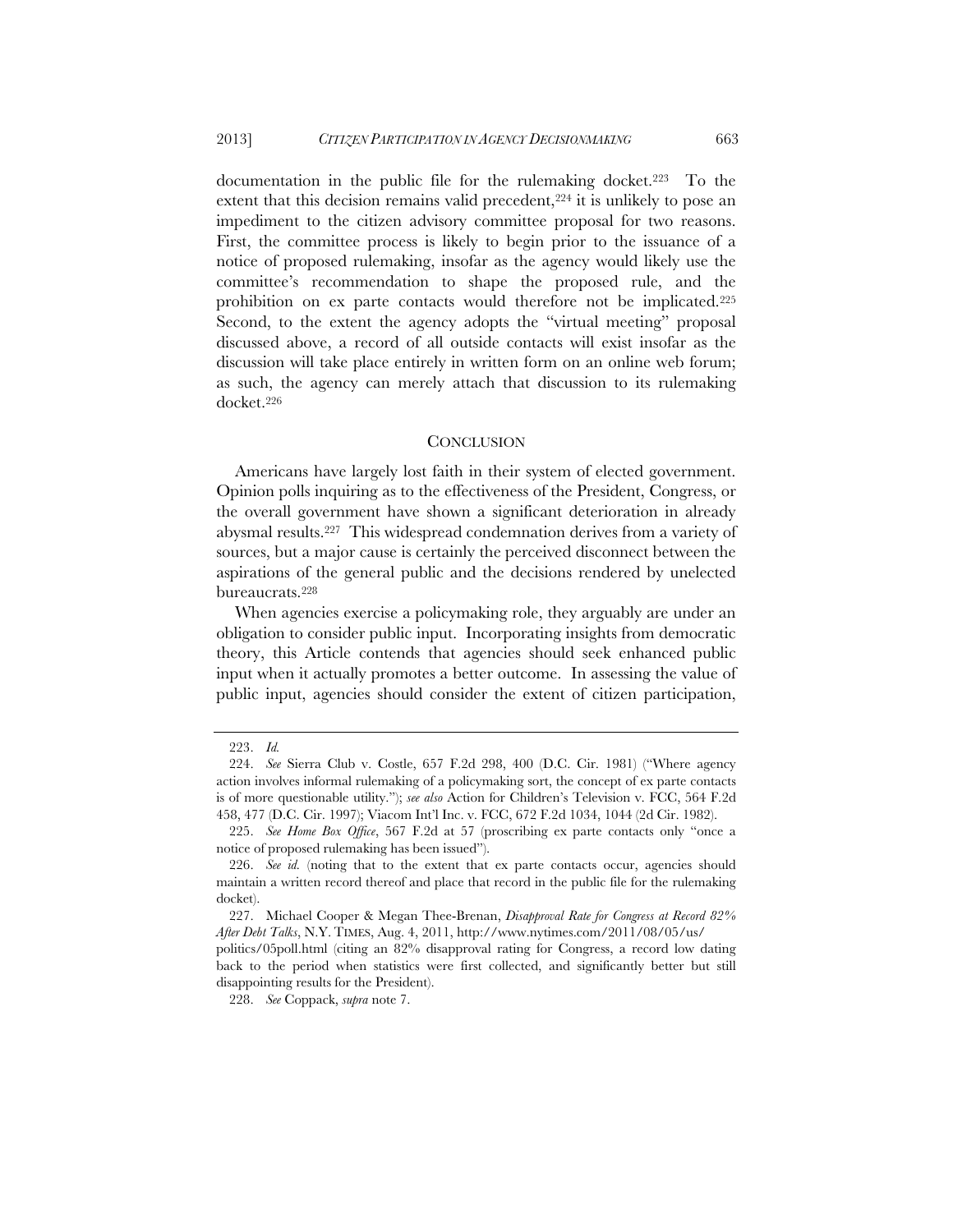documentation in the public file for the rulemaking docket.[223] To the extent that this decision remains valid precedent,[224] it is unlikely to pose an impediment to the citizen advisory committee proposal for two reasons. First, the committee process is likely to begin prior to the issuance of a notice of proposed rulemaking, insofar as the agency would likely use the committee's recommendation to shape the proposed rule, and the prohibition on ex parte contacts would therefore not be implicated.[225] Second, to the extent the agency adopts the "virtual meeting" proposal discussed above, a record of all outside contacts will exist insofar as the discussion will take place entirely in written form on an online web forum; as such, the agency can merely attach that discussion to its rulemaking docket.[226]

## CONCLUSION

Americans have largely lost faith in their system of elected government. Opinion polls inquiring as to the effectiveness of the President, Congress, or the overall government have shown a significant deterioration in already abysmal results.[227] This widespread condemnation derives from a variety of sources, but a major cause is certainly the perceived disconnect between the aspirations of the general public and the decisions rendered by unelected bureaucrats.[228]

When agencies exercise a policymaking role, they arguably are under an obligation to consider public input. Incorporating insights from democratic theory, this Article contends that agencies should seek enhanced public input when it actually promotes a better outcome. In assessing the value of public input, agencies should consider the extent of citizen participation,

---

223. *Id.*

224. *See* Sierra Club v. Costle, 657 F.2d 298, 400 (D.C. Cir. 1981) ("Where agency action involves informal rulemaking of a policymaking sort, the concept of ex parte contacts is of more questionable utility."); *see also* Action for Children's Television v. FCC, 564 F.2d 458, 477 (D.C. Cir. 1997); Viacom Int'l Inc. v. FCC, 672 F.2d 1034, 1044 (2d Cir. 1982).

225. *See Home Box Office*, 567 F.2d at 57 (proscribing ex parte contacts only "once a notice of proposed rulemaking has been issued").

226. *See id.* (noting that to the extent that ex parte contacts occur, agencies should maintain a written record thereof and place that record in the public file for the rulemaking docket).

227. Michael Cooper & Megan Thee-Brenan, *Disapproval Rate for Congress at Record 82% After Debt Talks*, N.Y. TIMES, Aug. 4, 2011, http://www.nytimes.com/2011/08/05/us/politics/05poll.html (citing an 82% disapproval rating for Congress, a record low dating back to the period when statistics were first collected, and significantly better but still disappointing results for the President).

228. *See* Coppack, *supra* note 7.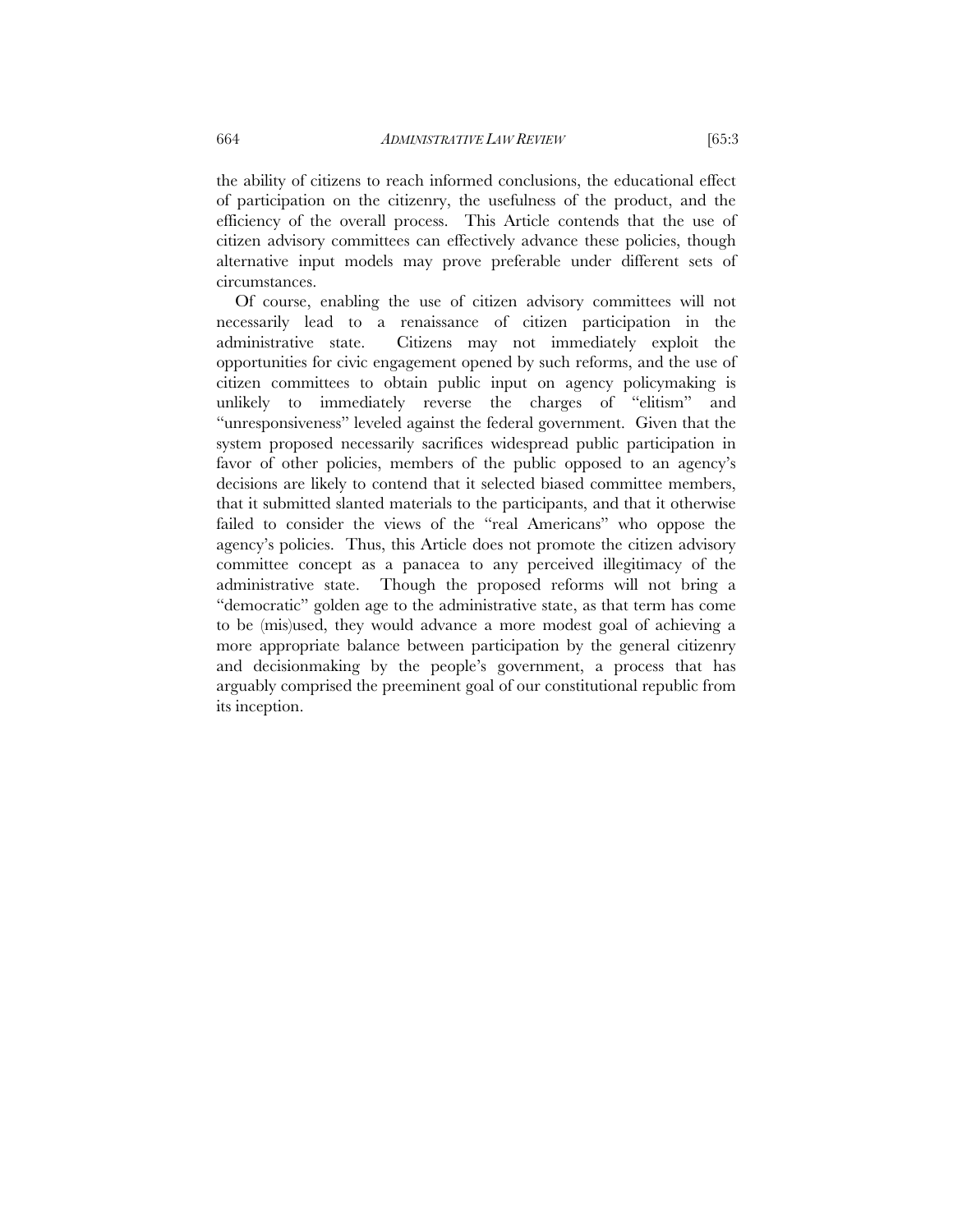the ability of citizens to reach informed conclusions, the educational effect of participation on the citizenry, the usefulness of the product, and the efficiency of the overall process. This Article contends that the use of citizen advisory committees can effectively advance these policies, though alternative input models may prove preferable under different sets of circumstances.

Of course, enabling the use of citizen advisory committees will not necessarily lead to a renaissance of citizen participation in the administrative state. Citizens may not immediately exploit the opportunities for civic engagement opened by such reforms, and the use of citizen committees to obtain public input on agency policymaking is unlikely to immediately reverse the charges of "elitism" and "unresponsiveness" leveled against the federal government. Given that the system proposed necessarily sacrifices widespread public participation in favor of other policies, members of the public opposed to an agency's decisions are likely to contend that it selected biased committee members, that it submitted slanted materials to the participants, and that it otherwise failed to consider the views of the "real Americans" who oppose the agency's policies. Thus, this Article does not promote the citizen advisory committee concept as a panacea to any perceived illegitimacy of the administrative state. Though the proposed reforms will not bring a "democratic" golden age to the administrative state, as that term has come to be (mis)used, they would advance a more modest goal of achieving a more appropriate balance between participation by the general citizenry and decisionmaking by the people's government, a process that has arguably comprised the preeminent goal of our constitutional republic from its inception.